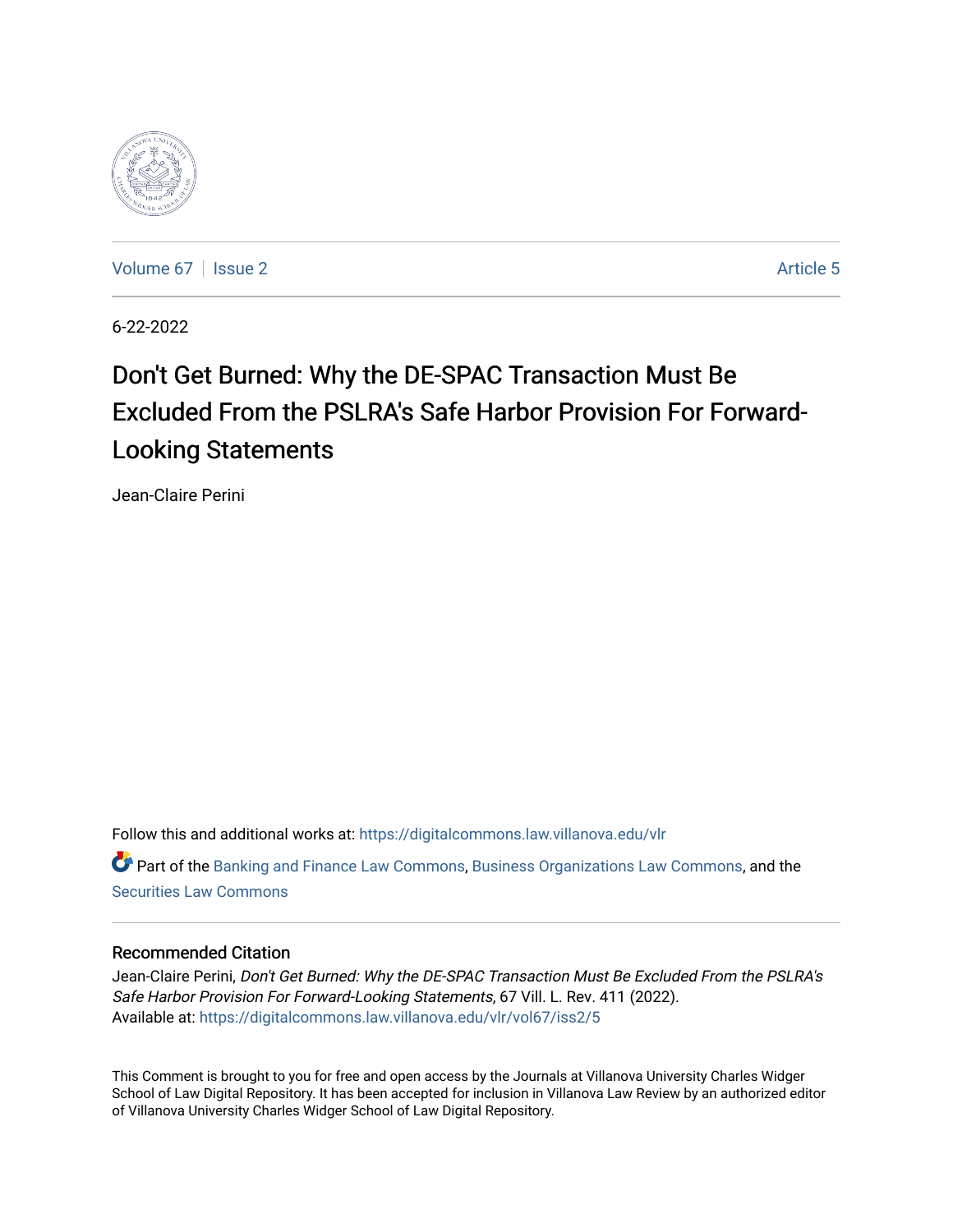Volume 67 | Issue 2 Article 5

6-22-2022

# Don't Get Burned: Why the DE-SPAC Transaction Must Be Excluded From the PSLRA's Safe Harbor Provision For Forward-Looking Statements

Jean-Claire Perini

Follow this and additional works at: https://digitalcommons.law.villanova.edu/vlr

Part of the Banking and Finance Law Commons, Business Organizations Law Commons, and the Securities Law Commons

### Recommended Citation

Jean-Claire Perini, *Don't Get Burned: Why the DE-SPAC Transaction Must Be Excluded From the PSLRA's Safe Harbor Provision For Forward-Looking Statements*, 67 Vill. L. Rev. 411 (2022).
Available at: https://digitalcommons.law.villanova.edu/vlr/vol67/iss2/5

This Comment is brought to you for free and open access by the Journals at Villanova University Charles Widger School of Law Digital Repository. It has been accepted for inclusion in Villanova Law Review by an authorized editor of Villanova University Charles Widger School of Law Digital Repository.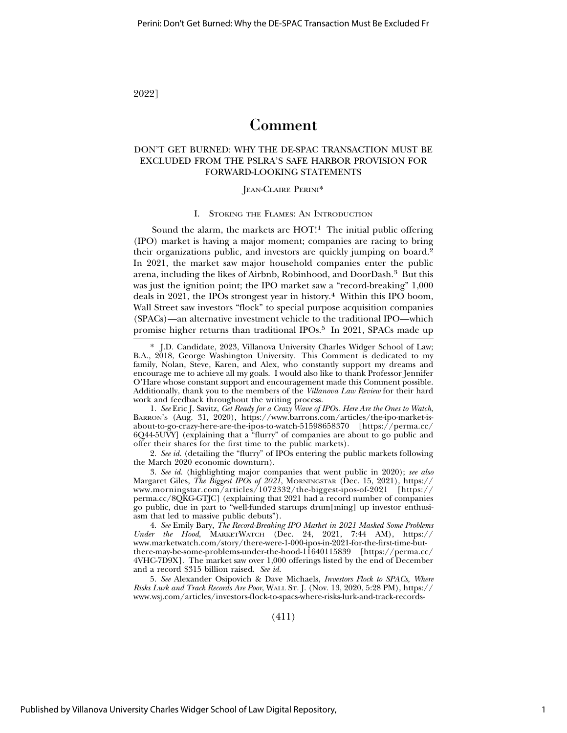# Comment

## DON'T GET BURNED: WHY THE DE-SPAC TRANSACTION MUST BE EXCLUDED FROM THE PSLRA'S SAFE HARBOR PROVISION FOR FORWARD-LOOKING STATEMENTS

JEAN-CLAIRE PERINI*

### I. STOKING THE FLAMES: AN INTRODUCTION

Sound the alarm, the markets are HOT![1] The initial public offering (IPO) market is having a major moment; companies are racing to bring their organizations public, and investors are quickly jumping on board.[2] In 2021, the market saw major household companies enter the public arena, including the likes of Airbnb, Robinhood, and DoorDash.[3] But this was just the ignition point; the IPO market saw a "record-breaking" 1,000 deals in 2021, the IPOs strongest year in history.[4] Within this IPO boom, Wall Street saw investors "flock" to special purpose acquisition companies (SPACs)—an alternative investment vehicle to the traditional IPO—which promise higher returns than traditional IPOs.[5] In 2021, SPACs made up

---

\* J.D. Candidate, 2023, Villanova University Charles Widger School of Law; B.A., 2018, George Washington University. This Comment is dedicated to my family, Nolan, Steve, Karen, and Alex, who constantly support my dreams and encourage me to achieve all my goals. I would also like to thank Professor Jennifer O'Hare whose constant support and encouragement made this Comment possible. Additionally, thank you to the members of the *Villanova Law Review* for their hard work and feedback throughout the writing process.

1. *See* Eric J. Savitz, *Get Ready for a Crazy Wave of IPOs. Here Are the Ones to Watch*, BARRON'S (Aug. 31, 2020), https://www.barrons.com/articles/the-ipo-market-is-about-to-go-crazy-here-are-the-ipos-to-watch-51598658370 [https://perma.cc/6Q44-5UVY] (explaining that a "flurry" of companies are about to go public and offer their shares for the first time to the public markets).

2. *See id.* (detailing the "flurry" of IPOs entering the public markets following the March 2020 economic downturn).

3. *See id.* (highlighting major companies that went public in 2020); *see also* Margaret Giles, *The Biggest IPOs of 2021*, MORNINGSTAR (Dec. 15, 2021), https://www.morningstar.com/articles/1072332/the-biggest-ipos-of-2021 [https://perma.cc/8QKG-GTJC] (explaining that 2021 had a record number of companies go public, due in part to "well-funded startups drum[ming] up investor enthusiasm that led to massive public debuts").

4. *See* Emily Bary, *The Record-Breaking IPO Market in 2021 Masked Some Problems Under the Hood*, MARKETWATCH (Dec. 24, 2021, 7:44 AM), https://www.marketwatch.com/story/there-were-1-000-ipos-in-2021-for-the-first-time-but-there-may-be-some-problems-under-the-hood-11640115839 [https://perma.cc/4VHC-7D9X]. The market saw over 1,000 offerings listed by the end of December and a record $315 billion raised. *See id.*

5. *See* Alexander Osipovich & Dave Michaels, *Investors Flock to SPACs, Where Risks Lurk and Track Records Are Poor*, WALL ST. J. (Nov. 13, 2020, 5:28 PM), https://www.wsj.com/articles/investors-flock-to-spacs-where-risks-lurk-and-track-records-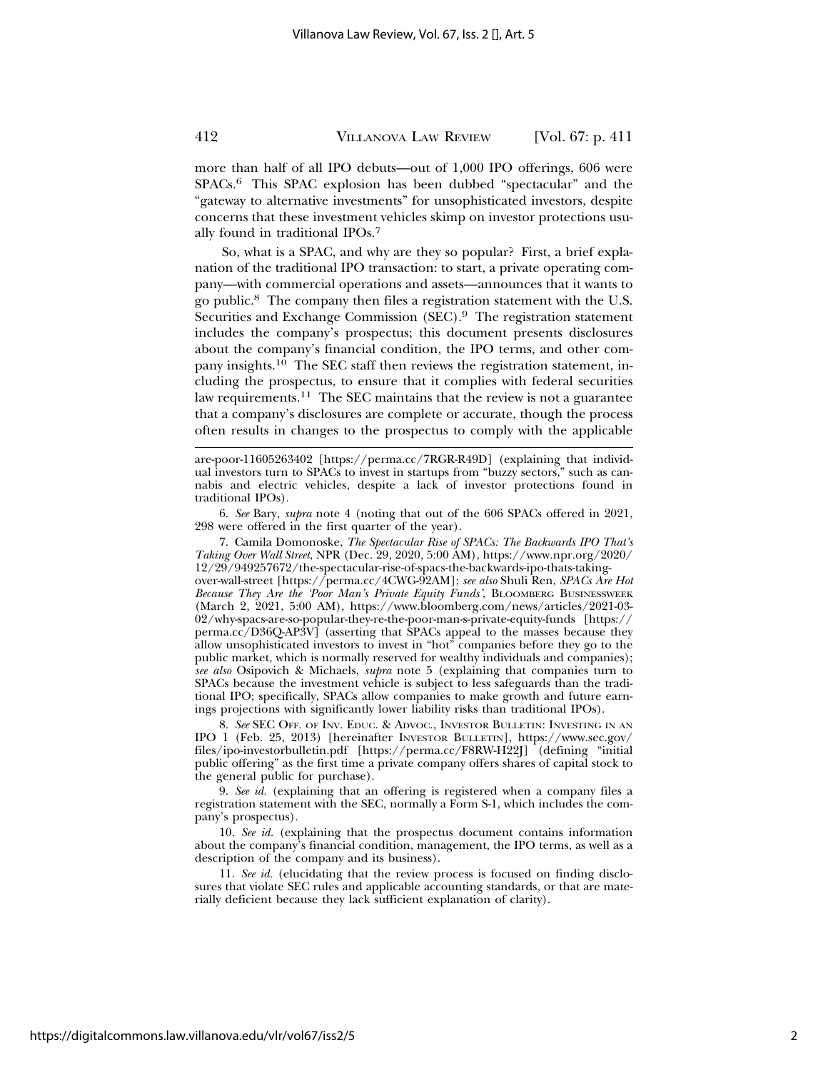more than half of all IPO debuts—out of 1,000 IPO offerings, 606 were SPACs.[6] This SPAC explosion has been dubbed "spectacular" and the "gateway to alternative investments" for unsophisticated investors, despite concerns that these investment vehicles skimp on investor protections usually found in traditional IPOs.[7]

So, what is a SPAC, and why are they so popular? First, a brief explanation of the traditional IPO transaction: to start, a private operating company—with commercial operations and assets—announces that it wants to go public.[8] The company then files a registration statement with the U.S. Securities and Exchange Commission (SEC).[9] The registration statement includes the company's prospectus; this document presents disclosures about the company's financial condition, the IPO terms, and other company insights.[10] The SEC staff then reviews the registration statement, including the prospectus, to ensure that it complies with federal securities law requirements.[11] The SEC maintains that the review is not a guarantee that a company's disclosures are complete or accurate, though the process often results in changes to the prospectus to comply with the applicable

---

are-poor-11605263402 [https://perma.cc/7RGR-R49D] (explaining that individual investors turn to SPACs to invest in startups from "buzzy sectors," such as cannabis and electric vehicles, despite a lack of investor protections found in traditional IPOs).

6. *See* Bary, *supra* note 4 (noting that out of the 606 SPACs offered in 2021, 298 were offered in the first quarter of the year).

7. Camila Domonoske, *The Spectacular Rise of SPACs: The Backwards IPO That's Taking Over Wall Street*, NPR (Dec. 29, 2020, 5:00 AM), https://www.npr.org/2020/12/29/949257672/the-spectacular-rise-of-spacs-the-backwards-ipo-thats-taking-over-wall-street [https://perma.cc/4CWG-92AM]; *see also* Shuli Ren, *SPACs Are Hot Because They Are the 'Poor Man's Private Equity Funds'*, BLOOMBERG BUSINESSWEEK (March 2, 2021, 5:00 AM), https://www.bloomberg.com/news/articles/2021-03-02/why-spacs-are-so-popular-they-re-the-poor-man-s-private-equity-funds [https://perma.cc/D36Q-AP3V] (asserting that SPACs appeal to the masses because they allow unsophisticated investors to invest in "hot" companies before they go to the public market, which is normally reserved for wealthy individuals and companies); *see also* Osipovich & Michaels, *supra* note 5 (explaining that companies turn to SPACs because the investment vehicle is subject to less safeguards than the traditional IPO; specifically, SPACs allow companies to make growth and future earnings projections with significantly lower liability risks than traditional IPOs).

8. *See* SEC OFF. OF INV. EDUC. & ADVOC., INVESTOR BULLETIN: INVESTING IN AN IPO 1 (Feb. 25, 2013) [hereinafter INVESTOR BULLETIN], https://www.sec.gov/files/ipo-investorbulletin.pdf [https://perma.cc/F8RW-H22J] (defining "initial public offering" as the first time a private company offers shares of capital stock to the general public for purchase).

9. *See id.* (explaining that an offering is registered when a company files a registration statement with the SEC, normally a Form S-1, which includes the company's prospectus).

10. *See id.* (explaining that the prospectus document contains information about the company's financial condition, management, the IPO terms, as well as a description of the company and its business).

11. *See id.* (elucidating that the review process is focused on finding disclosures that violate SEC rules and applicable accounting standards, or that are materially deficient because they lack sufficient explanation of clarity).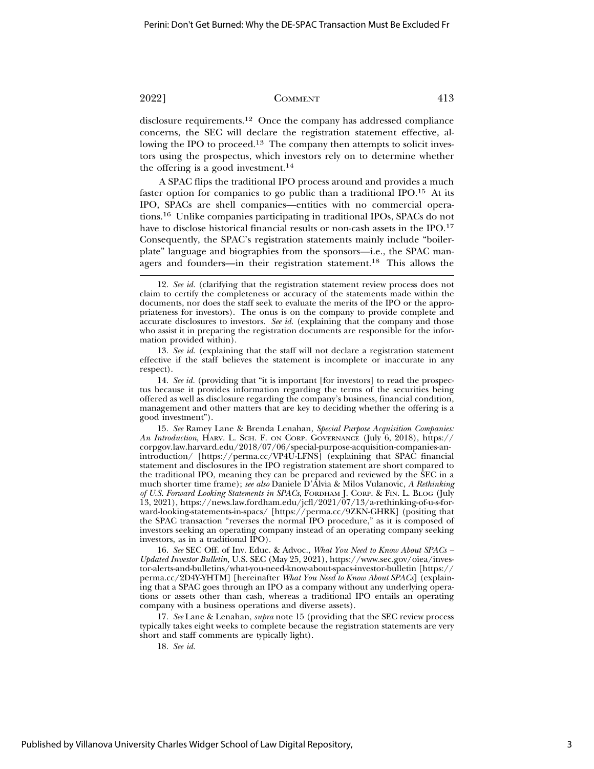disclosure requirements.[12] Once the company has addressed compliance concerns, the SEC will declare the registration statement effective, allowing the IPO to proceed.[13] The company then attempts to solicit investors using the prospectus, which investors rely on to determine whether the offering is a good investment.[14]

A SPAC flips the traditional IPO process around and provides a much faster option for companies to go public than a traditional IPO.[15] At its IPO, SPACs are shell companies—entities with no commercial operations.[16] Unlike companies participating in traditional IPOs, SPACs do not have to disclose historical financial results or non-cash assets in the IPO.[17] Consequently, the SPAC's registration statements mainly include "boilerplate" language and biographies from the sponsors—i.e., the SPAC managers and founders—in their registration statement.[18] This allows the

---

12. *See id.* (clarifying that the registration statement review process does not claim to certify the completeness or accuracy of the statements made within the documents, nor does the staff seek to evaluate the merits of the IPO or the appropriateness for investors). The onus is on the company to provide complete and accurate disclosures to investors. *See id.* (explaining that the company and those who assist it in preparing the registration documents are responsible for the information provided within).

13. *See id.* (explaining that the staff will not declare a registration statement effective if the staff believes the statement is incomplete or inaccurate in any respect).

14. *See id.* (providing that "it is important [for investors] to read the prospectus because it provides information regarding the terms of the securities being offered as well as disclosure regarding the company's business, financial condition, management and other matters that are key to deciding whether the offering is a good investment").

15. *See* Ramey Lane & Brenda Lenahan, *Special Purpose Acquisition Companies: An Introduction*, HARV. L. SCH. F. ON CORP. GOVERNANCE (July 6, 2018), https://corpgov.law.harvard.edu/2018/07/06/special-purpose-acquisition-companies-an-introduction/ [https://perma.cc/VP4U-LFNS] (explaining that SPAC financial statement and disclosures in the IPO registration statement are short compared to the traditional IPO, meaning they can be prepared and reviewed by the SEC in a much shorter time frame); *see also* Daniele D'Alvia & Milos Vulanovic, *A Rethinking of U.S. Forward Looking Statements in SPACs*, FORDHAM J. CORP. & FIN. L. BLOG (July 13, 2021), https://news.law.fordham.edu/jcfl/2021/07/13/a-rethinking-of-u-s-forward-looking-statements-in-spacs/ [https://perma.cc/9ZKN-GHRK] (positing that the SPAC transaction "reverses the normal IPO procedure," as it is composed of investors seeking an operating company instead of an operating company seeking investors, as in a traditional IPO).

16. *See* SEC Off. of Inv. Educ. & Advoc., *What You Need to Know About SPACs – Updated Investor Bulletin,* U.S. SEC (May 25, 2021), https://www.sec.gov/oiea/investor-alerts-and-bulletins/what-you-need-know-about-spacs-investor-bulletin [https://perma.cc/2D4Y-YHTM] [hereinafter *What You Need to Know About SPACs*] (explaining that a SPAC goes through an IPO as a company without any underlying operations or assets other than cash, whereas a traditional IPO entails an operating company with a business operations and diverse assets).

17. *See* Lane & Lenahan, *supra* note 15 (providing that the SEC review process typically takes eight weeks to complete because the registration statements are very short and staff comments are typically light).

18. *See id.*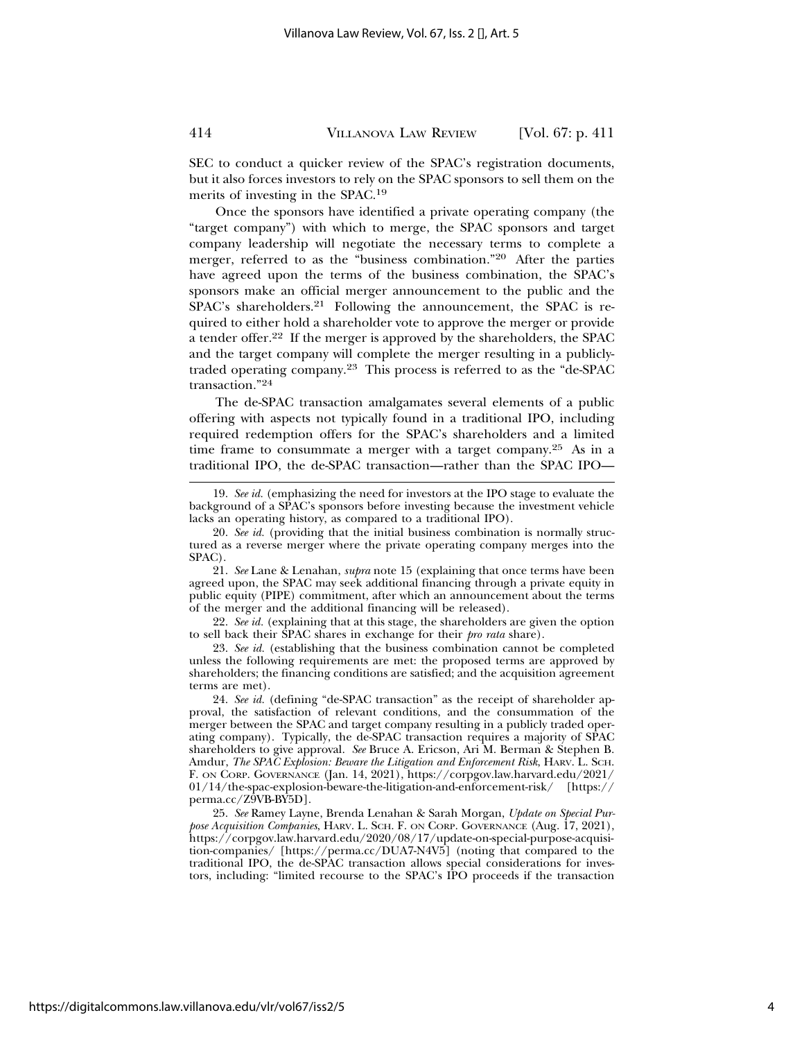SEC to conduct a quicker review of the SPAC's registration documents, but it also forces investors to rely on the SPAC sponsors to sell them on the merits of investing in the SPAC.[19]

Once the sponsors have identified a private operating company (the "target company") with which to merge, the SPAC sponsors and target company leadership will negotiate the necessary terms to complete a merger, referred to as the "business combination."[20] After the parties have agreed upon the terms of the business combination, the SPAC's sponsors make an official merger announcement to the public and the SPAC's shareholders.[21] Following the announcement, the SPAC is required to either hold a shareholder vote to approve the merger or provide a tender offer.[22] If the merger is approved by the shareholders, the SPAC and the target company will complete the merger resulting in a publicly-traded operating company.[23] This process is referred to as the "de-SPAC transaction."[24]

The de-SPAC transaction amalgamates several elements of a public offering with aspects not typically found in a traditional IPO, including required redemption offers for the SPAC's shareholders and a limited time frame to consummate a merger with a target company.[25] As in a traditional IPO, the de-SPAC transaction—rather than the SPAC IPO—

---

19. *See id.* (emphasizing the need for investors at the IPO stage to evaluate the background of a SPAC's sponsors before investing because the investment vehicle lacks an operating history, as compared to a traditional IPO).

20. *See id.* (providing that the initial business combination is normally structured as a reverse merger where the private operating company merges into the SPAC).

21. *See* Lane & Lenahan, *supra* note 15 (explaining that once terms have been agreed upon, the SPAC may seek additional financing through a private equity in public equity (PIPE) commitment, after which an announcement about the terms of the merger and the additional financing will be released).

22. *See id.* (explaining that at this stage, the shareholders are given the option to sell back their SPAC shares in exchange for their *pro rata* share).

23. *See id.* (establishing that the business combination cannot be completed unless the following requirements are met: the proposed terms are approved by shareholders; the financing conditions are satisfied; and the acquisition agreement terms are met).

24. *See id.* (defining "de-SPAC transaction" as the receipt of shareholder approval, the satisfaction of relevant conditions, and the consummation of the merger between the SPAC and target company resulting in a publicly traded operating company). Typically, the de-SPAC transaction requires a majority of SPAC shareholders to give approval. *See* Bruce A. Ericson, Ari M. Berman & Stephen B. Amdur, *The SPAC Explosion: Beware the Litigation and Enforcement Risk*, HARV. L. SCH. F. ON CORP. GOVERNANCE (Jan. 14, 2021), https://corpgov.law.harvard.edu/2021/01/14/the-spac-explosion-beware-the-litigation-and-enforcement-risk/ [https://perma.cc/Z9VB-BY5D].

25. *See* Ramey Layne, Brenda Lenahan & Sarah Morgan, *Update on Special Purpose Acquisition Companies*, HARV. L. SCH. F. ON CORP. GOVERNANCE (Aug. 17, 2021), https://corpgov.law.harvard.edu/2020/08/17/update-on-special-purpose-acquisition-companies/ [https://perma.cc/DUA7-N4V5] (noting that compared to the traditional IPO, the de-SPAC transaction allows special considerations for investors, including: "limited recourse to the SPAC's IPO proceeds if the transaction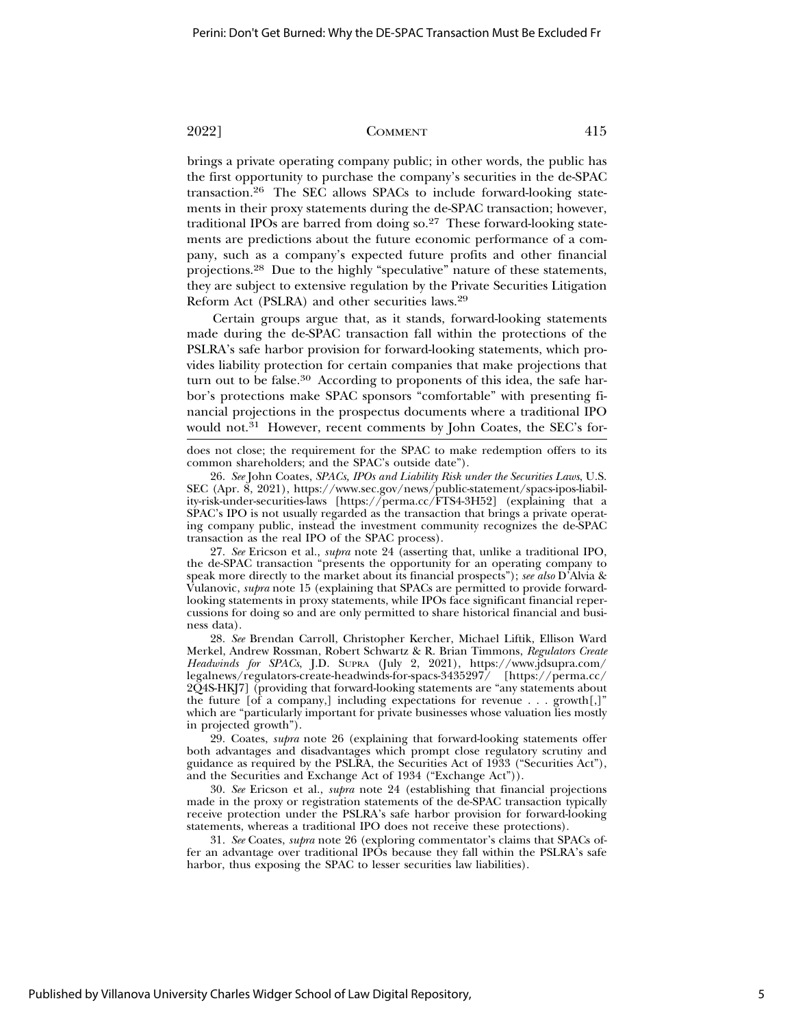brings a private operating company public; in other words, the public has the first opportunity to purchase the company's securities in the de-SPAC transaction.[26] The SEC allows SPACs to include forward-looking statements in their proxy statements during the de-SPAC transaction; however, traditional IPOs are barred from doing so.[27] These forward-looking statements are predictions about the future economic performance of a company, such as a company's expected future profits and other financial projections.[28] Due to the highly "speculative" nature of these statements, they are subject to extensive regulation by the Private Securities Litigation Reform Act (PSLRA) and other securities laws.[29]

Certain groups argue that, as it stands, forward-looking statements made during the de-SPAC transaction fall within the protections of the PSLRA's safe harbor provision for forward-looking statements, which provides liability protection for certain companies that make projections that turn out to be false.[30] According to proponents of this idea, the safe harbor's protections make SPAC sponsors "comfortable" with presenting financial projections in the prospectus documents where a traditional IPO would not.[31] However, recent comments by John Coates, the SEC's for-

---

does not close; the requirement for the SPAC to make redemption offers to its common shareholders; and the SPAC's outside date").

26. *See* John Coates, *SPACs, IPOs and Liability Risk under the Securities Laws*, U.S. SEC (Apr. 8, 2021), https://www.sec.gov/news/public-statement/spacs-ipos-liability-risk-under-securities-laws [https://perma.cc/FTS4-3H52] (explaining that a SPAC's IPO is not usually regarded as the transaction that brings a private operating company public, instead the investment community recognizes the de-SPAC transaction as the real IPO of the SPAC process).

27. *See* Ericson et al., *supra* note 24 (asserting that, unlike a traditional IPO, the de-SPAC transaction "presents the opportunity for an operating company to speak more directly to the market about its financial prospects"); *see also* D'Alvia & Vulanovic, *supra* note 15 (explaining that SPACs are permitted to provide forward-looking statements in proxy statements, while IPOs face significant financial repercussions for doing so and are only permitted to share historical financial and business data).

28. *See* Brendan Carroll, Christopher Kercher, Michael Liftik, Ellison Ward Merkel, Andrew Rossman, Robert Schwartz & R. Brian Timmons, *Regulators Create Headwinds for SPACs*, J.D. SUPRA (July 2, 2021), https://www.jdsupra.com/legalnews/regulators-create-headwinds-for-spacs-3435297/ [https://perma.cc/2Q4S-HKJ7] (providing that forward-looking statements are "any statements about the future [of a company,] including expectations for revenue . . . growth[,]" which are "particularly important for private businesses whose valuation lies mostly in projected growth").

29. Coates, *supra* note 26 (explaining that forward-looking statements offer both advantages and disadvantages which prompt close regulatory scrutiny and guidance as required by the PSLRA, the Securities Act of 1933 ("Securities Act"), and the Securities and Exchange Act of 1934 ("Exchange Act")).

30. *See* Ericson et al., *supra* note 24 (establishing that financial projections made in the proxy or registration statements of the de-SPAC transaction typically receive protection under the PSLRA's safe harbor provision for forward-looking statements, whereas a traditional IPO does not receive these protections).

31. *See* Coates, *supra* note 26 (exploring commentator's claims that SPACs offer an advantage over traditional IPOs because they fall within the PSLRA's safe harbor, thus exposing the SPAC to lesser securities law liabilities).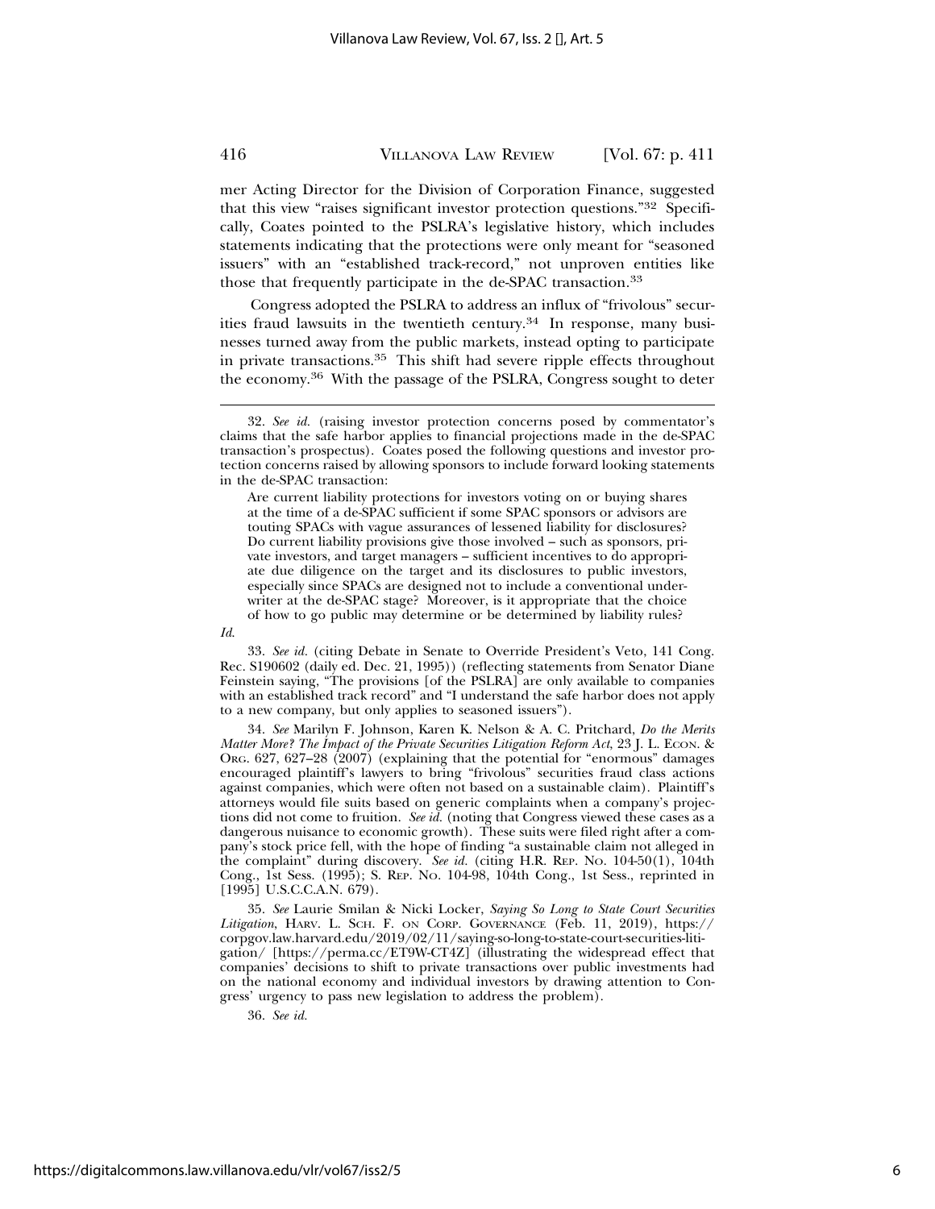mer Acting Director for the Division of Corporation Finance, suggested that this view "raises significant investor protection questions."[32] Specifically, Coates pointed to the PSLRA's legislative history, which includes statements indicating that the protections were only meant for "seasoned issuers" with an "established track-record," not unproven entities like those that frequently participate in the de-SPAC transaction.[33]

Congress adopted the PSLRA to address an influx of "frivolous" securities fraud lawsuits in the twentieth century.[34] In response, many businesses turned away from the public markets, instead opting to participate in private transactions.[35] This shift had severe ripple effects throughout the economy.[36] With the passage of the PSLRA, Congress sought to deter

---

32. *See id.* (raising investor protection concerns posed by commentator's claims that the safe harbor applies to financial projections made in the de-SPAC transaction's prospectus). Coates posed the following questions and investor protection concerns raised by allowing sponsors to include forward looking statements in the de-SPAC transaction:

> Are current liability protections for investors voting on or buying shares at the time of a de-SPAC sufficient if some SPAC sponsors or advisors are touting SPACs with vague assurances of lessened liability for disclosures? Do current liability provisions give those involved – such as sponsors, private investors, and target managers – sufficient incentives to do appropriate due diligence on the target and its disclosures to public investors, especially since SPACs are designed not to include a conventional underwriter at the de-SPAC stage? Moreover, is it appropriate that the choice of how to go public may determine or be determined by liability rules?

*Id.*

33. *See id.* (citing Debate in Senate to Override President's Veto, 141 Cong. Rec. S190602 (daily ed. Dec. 21, 1995)) (reflecting statements from Senator Diane Feinstein saying, "The provisions [of the PSLRA] are only available to companies with an established track record" and "I understand the safe harbor does not apply to a new company, but only applies to seasoned issuers").

34. *See* Marilyn F. Johnson, Karen K. Nelson & A. C. Pritchard, *Do the Merits Matter More? The Impact of the Private Securities Litigation Reform Act*, 23 J. L. ECON. & ORG. 627, 627–28 (2007) (explaining that the potential for "enormous" damages encouraged plaintiff's lawyers to bring "frivolous" securities fraud class actions against companies, which were often not based on a sustainable claim). Plaintiff's attorneys would file suits based on generic complaints when a company's projections did not come to fruition. *See id.* (noting that Congress viewed these cases as a dangerous nuisance to economic growth). These suits were filed right after a company's stock price fell, with the hope of finding "a sustainable claim not alleged in the complaint" during discovery. *See id.* (citing H.R. REP. NO. 104-50(1), 104th Cong., 1st Sess. (1995); S. REP. NO. 104-98, 104th Cong., 1st Sess., reprinted in [1995] U.S.C.C.A.N. 679).

35. *See* Laurie Smilan & Nicki Locker, *Saying So Long to State Court Securities Litigation*, HARV. L. SCH. F. ON CORP. GOVERNANCE (Feb. 11, 2019), https://corpgov.law.harvard.edu/2019/02/11/saying-so-long-to-state-court-securities-litigation/ [https://perma.cc/ET9W-CT4Z] (illustrating the widespread effect that companies' decisions to shift to private transactions over public investments had on the national economy and individual investors by drawing attention to Congress' urgency to pass new legislation to address the problem).

36. *See id.*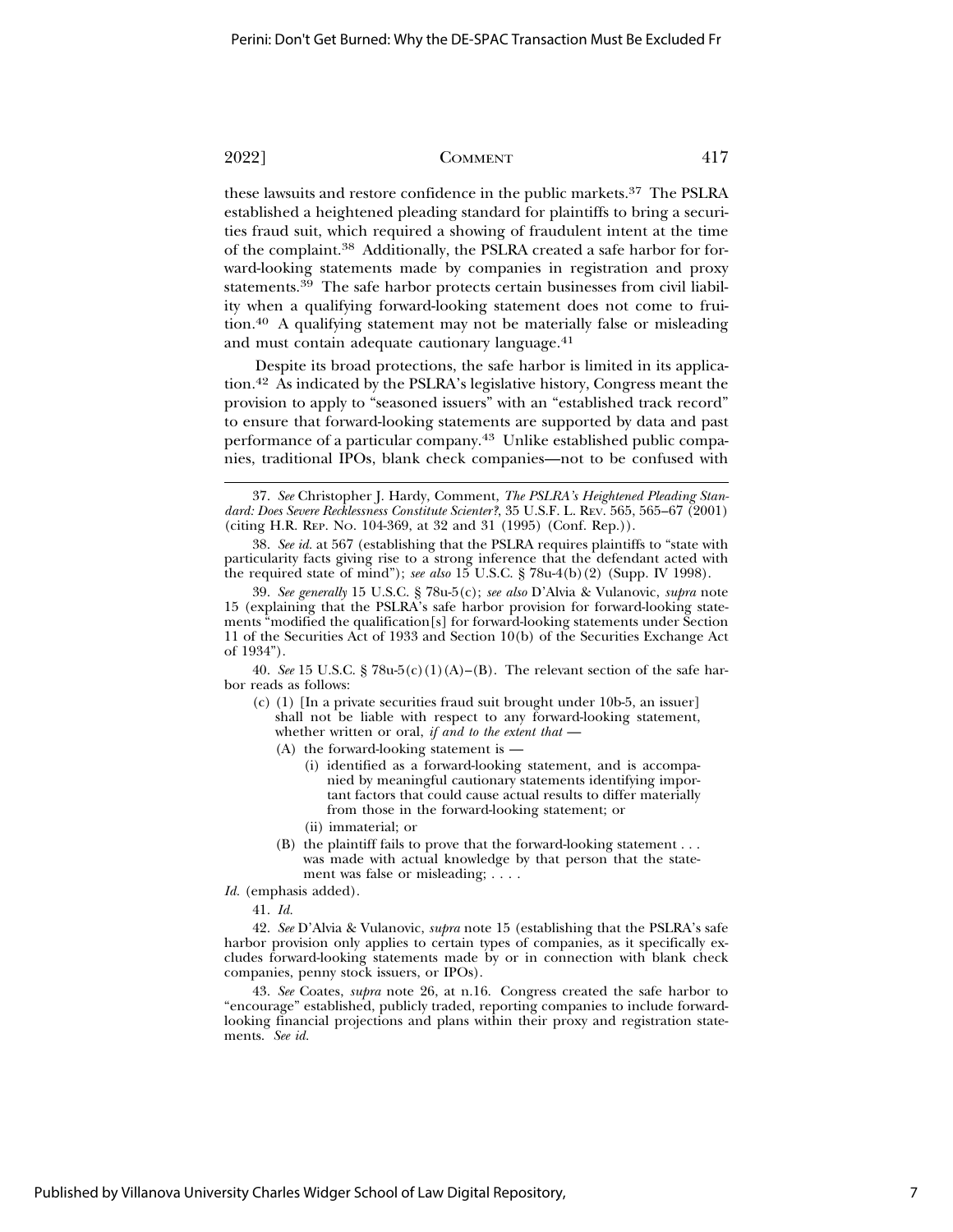these lawsuits and restore confidence in the public markets.[37] The PSLRA established a heightened pleading standard for plaintiffs to bring a securities fraud suit, which required a showing of fraudulent intent at the time of the complaint.[38] Additionally, the PSLRA created a safe harbor for forward-looking statements made by companies in registration and proxy statements.[39] The safe harbor protects certain businesses from civil liability when a qualifying forward-looking statement does not come to fruition.[40] A qualifying statement may not be materially false or misleading and must contain adequate cautionary language.[41]

Despite its broad protections, the safe harbor is limited in its application.[42] As indicated by the PSLRA's legislative history, Congress meant the provision to apply to "seasoned issuers" with an "established track record" to ensure that forward-looking statements are supported by data and past performance of a particular company.[43] Unlike established public companies, traditional IPOs, blank check companies—not to be confused with

---

37. *See* Christopher J. Hardy, Comment, *The PSLRA's Heightened Pleading Standard: Does Severe Recklessness Constitute Scienter?*, 35 U.S.F. L. Rev. 565, 565–67 (2001) (citing H.R. Rep. No. 104-369, at 32 and 31 (1995) (Conf. Rep.)).

38. *See id.* at 567 (establishing that the PSLRA requires plaintiffs to "state with particularity facts giving rise to a strong inference that the defendant acted with the required state of mind"); *see also* 15 U.S.C. § 78u-4(b)(2) (Supp. IV 1998).

39. *See generally* 15 U.S.C. § 78u-5(c); *see also* D'Alvia & Vulanovic, *supra* note 15 (explaining that the PSLRA's safe harbor provision for forward-looking statements "modified the qualification[s] for forward-looking statements under Section 11 of the Securities Act of 1933 and Section 10(b) of the Securities Exchange Act of 1934").

40. *See* 15 U.S.C. § 78u-5(c)(1)(A)–(B). The relevant section of the safe harbor reads as follows:

> (c) (1) [In a private securities fraud suit brought under 10b-5, an issuer] shall not be liable with respect to any forward-looking statement, whether written or oral, *if and to the extent that* —
>
> (A) the forward-looking statement is —
>
> (i) identified as a forward-looking statement, and is accompanied by meaningful cautionary statements identifying important factors that could cause actual results to differ materially from those in the forward-looking statement; or
>
> (ii) immaterial; or
>
> (B) the plaintiff fails to prove that the forward-looking statement . . . was made with actual knowledge by that person that the statement was false or misleading; . . . .

*Id.* (emphasis added).

41. *Id.*

42. *See* D'Alvia & Vulanovic, *supra* note 15 (establishing that the PSLRA's safe harbor provision only applies to certain types of companies, as it specifically excludes forward-looking statements made by or in connection with blank check companies, penny stock issuers, or IPOs).

43. *See* Coates, *supra* note 26, at n.16. Congress created the safe harbor to "encourage" established, publicly traded, reporting companies to include forward-looking financial projections and plans within their proxy and registration statements. *See id.*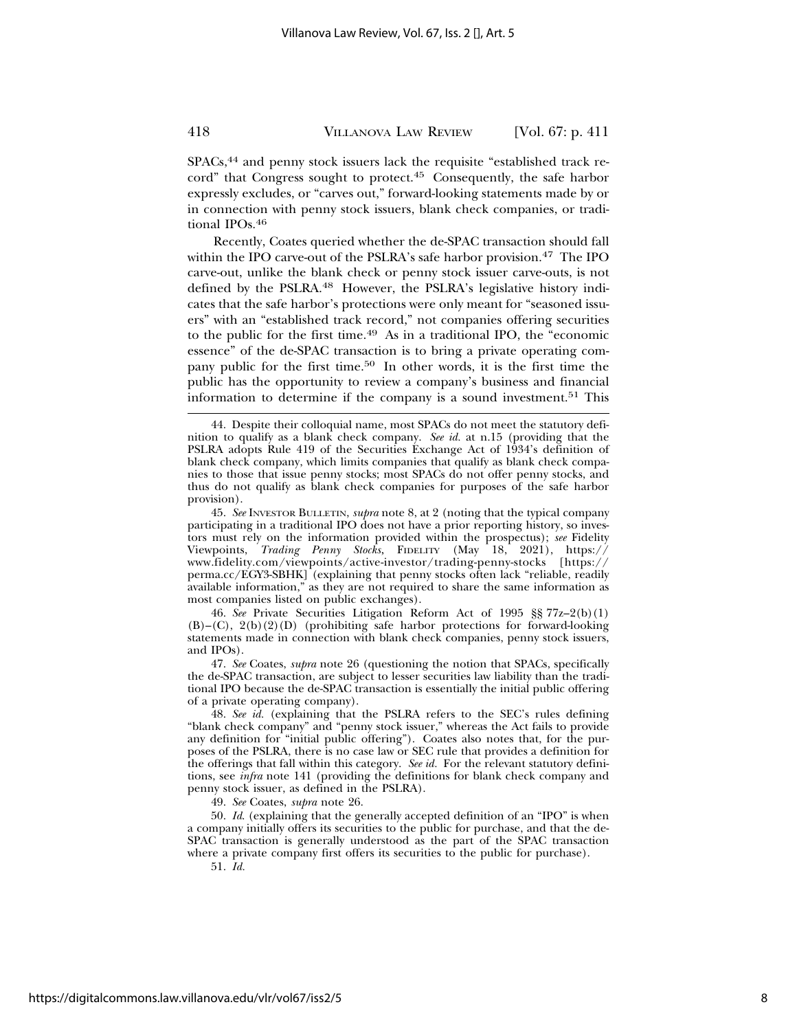SPACs,[44] and penny stock issuers lack the requisite "established track record" that Congress sought to protect.[45] Consequently, the safe harbor expressly excludes, or "carves out," forward-looking statements made by or in connection with penny stock issuers, blank check companies, or traditional IPOs.[46]

Recently, Coates queried whether the de-SPAC transaction should fall within the IPO carve-out of the PSLRA's safe harbor provision.[47] The IPO carve-out, unlike the blank check or penny stock issuer carve-outs, is not defined by the PSLRA.[48] However, the PSLRA's legislative history indicates that the safe harbor's protections were only meant for "seasoned issuers" with an "established track record," not companies offering securities to the public for the first time.[49] As in a traditional IPO, the "economic essence" of the de-SPAC transaction is to bring a private operating company public for the first time.[50] In other words, it is the first time the public has the opportunity to review a company's business and financial information to determine if the company is a sound investment.[51] This

---

44. Despite their colloquial name, most SPACs do not meet the statutory definition to qualify as a blank check company. *See id.* at n.15 (providing that the PSLRA adopts Rule 419 of the Securities Exchange Act of 1934's definition of blank check company, which limits companies that qualify as blank check companies to those that issue penny stocks; most SPACs do not offer penny stocks, and thus do not qualify as blank check companies for purposes of the safe harbor provision).

45. *See* INVESTOR BULLETIN, *supra* note 8, at 2 (noting that the typical company participating in a traditional IPO does not have a prior reporting history, so investors must rely on the information provided within the prospectus); *see* Fidelity Viewpoints, *Trading Penny Stocks*, FIDELITY (May 18, 2021), https://www.fidelity.com/viewpoints/active-investor/trading-penny-stocks [https://perma.cc/EGY3-SBHK] (explaining that penny stocks often lack "reliable, readily available information," as they are not required to share the same information as most companies listed on public exchanges).

46. *See* Private Securities Litigation Reform Act of 1995 §§ 77z–2(b)(1)(B)–(C), 2(b)(2)(D) (prohibiting safe harbor protections for forward-looking statements made in connection with blank check companies, penny stock issuers, and IPOs).

47. *See* Coates, *supra* note 26 (questioning the notion that SPACs, specifically the de-SPAC transaction, are subject to lesser securities law liability than the traditional IPO because the de-SPAC transaction is essentially the initial public offering of a private operating company).

48. *See id.* (explaining that the PSLRA refers to the SEC's rules defining "blank check company" and "penny stock issuer," whereas the Act fails to provide any definition for "initial public offering"). Coates also notes that, for the purposes of the PSLRA, there is no case law or SEC rule that provides a definition for the offerings that fall within this category. *See id.* For the relevant statutory definitions, see *infra* note 141 (providing the definitions for blank check company and penny stock issuer, as defined in the PSLRA).

49. *See* Coates, *supra* note 26.

50. *Id.* (explaining that the generally accepted definition of an "IPO" is when a company initially offers its securities to the public for purchase, and that the de-SPAC transaction is generally understood as the part of the SPAC transaction where a private company first offers its securities to the public for purchase).

51. *Id.*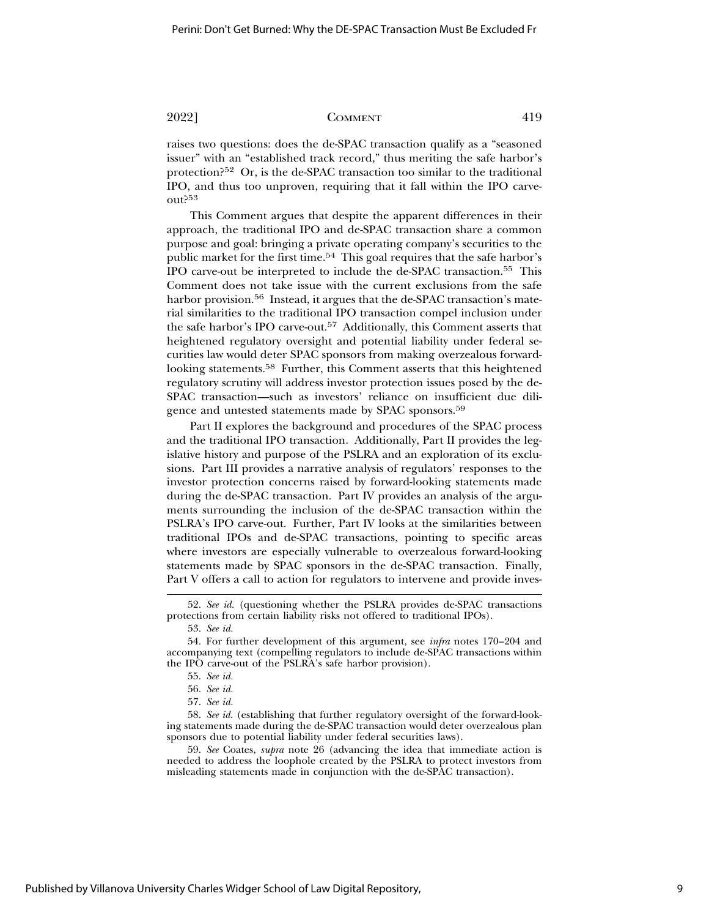raises two questions: does the de-SPAC transaction qualify as a "seasoned issuer" with an "established track record," thus meriting the safe harbor's protection?[52] Or, is the de-SPAC transaction too similar to the traditional IPO, and thus too unproven, requiring that it fall within the IPO carve-out?[53]

This Comment argues that despite the apparent differences in their approach, the traditional IPO and de-SPAC transaction share a common purpose and goal: bringing a private operating company's securities to the public market for the first time.[54] This goal requires that the safe harbor's IPO carve-out be interpreted to include the de-SPAC transaction.[55] This Comment does not take issue with the current exclusions from the safe harbor provision.[56] Instead, it argues that the de-SPAC transaction's material similarities to the traditional IPO transaction compel inclusion under the safe harbor's IPO carve-out.[57] Additionally, this Comment asserts that heightened regulatory oversight and potential liability under federal securities law would deter SPAC sponsors from making overzealous forward-looking statements.[58] Further, this Comment asserts that this heightened regulatory scrutiny will address investor protection issues posed by the de-SPAC transaction—such as investors' reliance on insufficient due diligence and untested statements made by SPAC sponsors.[59]

Part II explores the background and procedures of the SPAC process and the traditional IPO transaction. Additionally, Part II provides the legislative history and purpose of the PSLRA and an exploration of its exclusions. Part III provides a narrative analysis of regulators' responses to the investor protection concerns raised by forward-looking statements made during the de-SPAC transaction. Part IV provides an analysis of the arguments surrounding the inclusion of the de-SPAC transaction within the PSLRA's IPO carve-out. Further, Part IV looks at the similarities between traditional IPOs and de-SPAC transactions, pointing to specific areas where investors are especially vulnerable to overzealous forward-looking statements made by SPAC sponsors in the de-SPAC transaction. Finally, Part V offers a call to action for regulators to intervene and provide inves-

---

52. *See id.* (questioning whether the PSLRA provides de-SPAC transactions protections from certain liability risks not offered to traditional IPOs).

53. *See id.*

54. For further development of this argument, see *infra* notes 170–204 and accompanying text (compelling regulators to include de-SPAC transactions within the IPO carve-out of the PSLRA's safe harbor provision).

55. *See id.*

56. *See id.*

57. *See id.*

58. *See id.* (establishing that further regulatory oversight of the forward-looking statements made during the de-SPAC transaction would deter overzealous plan sponsors due to potential liability under federal securities laws).

59. *See* Coates, *supra* note 26 (advancing the idea that immediate action is needed to address the loophole created by the PSLRA to protect investors from misleading statements made in conjunction with the de-SPAC transaction).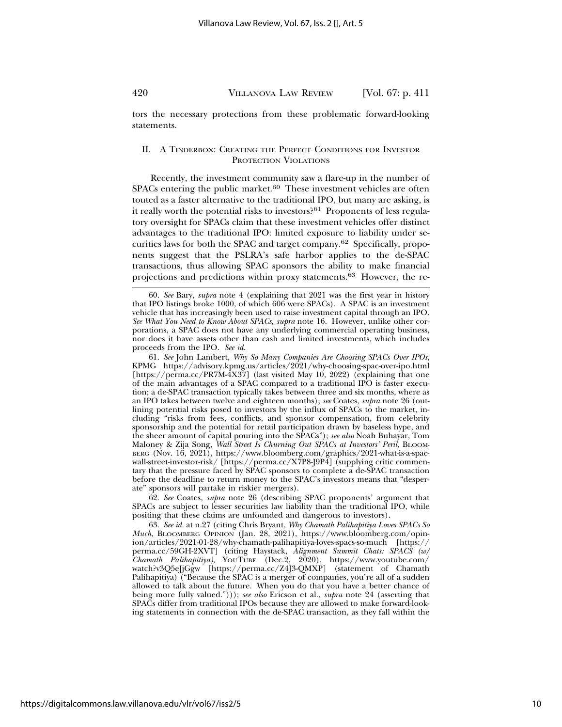tors the necessary protections from these problematic forward-looking statements.

## II. A TINDERBOX: CREATING THE PERFECT CONDITIONS FOR INVESTOR PROTECTION VIOLATIONS

Recently, the investment community saw a flare-up in the number of SPACs entering the public market.[60] These investment vehicles are often touted as a faster alternative to the traditional IPO, but many are asking, is it really worth the potential risks to investors?[61] Proponents of less regulatory oversight for SPACs claim that these investment vehicles offer distinct advantages to the traditional IPO: limited exposure to liability under securities laws for both the SPAC and target company.[62] Specifically, proponents suggest that the PSLRA's safe harbor applies to the de-SPAC transactions, thus allowing SPAC sponsors the ability to make financial projections and predictions within proxy statements.[63] However, the re-

---

60. *See* Bary, *supra* note 4 (explaining that 2021 was the first year in history that IPO listings broke 1000, of which 606 were SPACs). A SPAC is an investment vehicle that has increasingly been used to raise investment capital through an IPO. *See What You Need to Know About SPACs*, *supra* note 16. However, unlike other corporations, a SPAC does not have any underlying commercial operating business, nor does it have assets other than cash and limited investments, which includes proceeds from the IPO. *See id.*

61. *See* John Lambert, *Why So Many Companies Are Choosing SPACs Over IPOs*, KPMG https://advisory.kpmg.us/articles/2021/why-choosing-spac-over-ipo.html [https://perma.cc/PR7M-4X37] (last visited May 10, 2022) (explaining that one of the main advantages of a SPAC compared to a traditional IPO is faster execution; a de-SPAC transaction typically takes between three and six months, where as an IPO takes between twelve and eighteen months); *see* Coates, *supra* note 26 (outlining potential risks posed to investors by the influx of SPACs to the market, including "risks from fees, conflicts, and sponsor compensation, from celebrity sponsorship and the potential for retail participation drawn by baseless hype, and the sheer amount of capital pouring into the SPACs"); *see also* Noah Buhayar, Tom Maloney & Zija Song, *Wall Street Is Churning Out SPACs at Investors' Peril*, BLOOMBERG (Nov. 16, 2021), https://www.bloomberg.com/graphics/2021-what-is-a-spac-wall-street-investor-risk/ [https://perma.cc/X7P8-J9P4] (supplying critic commentary that the pressure faced by SPAC sponsors to complete a de-SPAC transaction before the deadline to return money to the SPAC's investors means that "desperate" sponsors will partake in riskier mergers).

62. *See* Coates, *supra* note 26 (describing SPAC proponents' argument that SPACs are subject to lesser securities law liability than the traditional IPO, while positing that these claims are unfounded and dangerous to investors).

63. *See id.* at n.27 (citing Chris Bryant, *Why Chamath Palihapitiya Loves SPACs So Much*, BLOOMBERG OPINION (Jan. 28, 2021), https://www.bloomberg.com/opinion/articles/2021-01-28/why-chamath-palihapitiya-loves-spacs-so-much [https://perma.cc/59GH-2XVT] (citing Haystack, *Alignment Summit Chats: SPACS (w/ Chamath Palihapitiya)*, YOUTUBE (Dec.2, 2020), https://www.youtube.com/watch?v3Q5eJjGgw [https://perma.cc/Z4J3-QMXP] (statement of Chamath Palihapitiya) ("Because the SPAC is a merger of companies, you're all of a sudden allowed to talk about the future. When you do that you have a better chance of being more fully valued."))); *see also* Ericson et al., *supra* note 24 (asserting that SPACs differ from traditional IPOs because they are allowed to make forward-looking statements in connection with the de-SPAC transaction, as they fall within the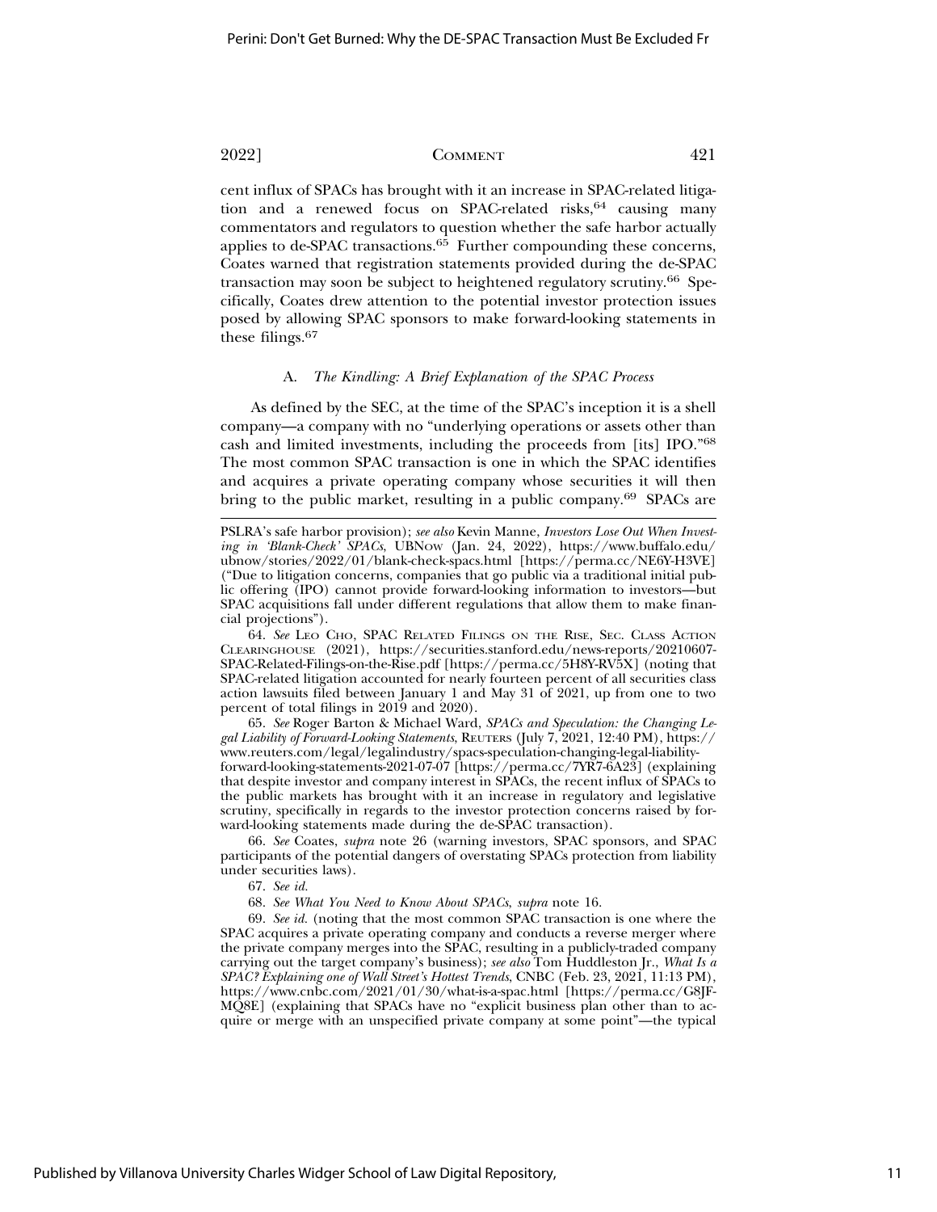cent influx of SPACs has brought with it an increase in SPAC-related litigation and a renewed focus on SPAC-related risks,[64] causing many commentators and regulators to question whether the safe harbor actually applies to de-SPAC transactions.[65] Further compounding these concerns, Coates warned that registration statements provided during the de-SPAC transaction may soon be subject to heightened regulatory scrutiny.[66] Specifically, Coates drew attention to the potential investor protection issues posed by allowing SPAC sponsors to make forward-looking statements in these filings.[67]

### A. *The Kindling: A Brief Explanation of the SPAC Process*

As defined by the SEC, at the time of the SPAC's inception it is a shell company—a company with no "underlying operations or assets other than cash and limited investments, including the proceeds from [its] IPO."[68] The most common SPAC transaction is one in which the SPAC identifies and acquires a private operating company whose securities it will then bring to the public market, resulting in a public company.[69] SPACs are

---

PSLRA's safe harbor provision); *see also* Kevin Manne, *Investors Lose Out When Investing in 'Blank-Check' SPACs*, UBNow (Jan. 24, 2022), https://www.buffalo.edu/ubnow/stories/2022/01/blank-check-spacs.html [https://perma.cc/NE6Y-H3VE] ("Due to litigation concerns, companies that go public via a traditional initial public offering (IPO) cannot provide forward-looking information to investors—but SPAC acquisitions fall under different regulations that allow them to make financial projections").

64. *See* Leo Cho, SPAC Related Filings on the Rise, Sec. Class Action Clearinghouse (2021), https://securities.stanford.edu/news-reports/20210607-SPAC-Related-Filings-on-the-Rise.pdf [https://perma.cc/5H8Y-RV5X] (noting that SPAC-related litigation accounted for nearly fourteen percent of all securities class action lawsuits filed between January 1 and May 31 of 2021, up from one to two percent of total filings in 2019 and 2020).

65. *See* Roger Barton & Michael Ward, *SPACs and Speculation: the Changing Legal Liability of Forward-Looking Statements*, Reuters (July 7, 2021, 12:40 PM), https://www.reuters.com/legal/legalindustry/spacs-speculation-changing-legal-liability-forward-looking-statements-2021-07-07 [https://perma.cc/7YR7-6A23] (explaining that despite investor and company interest in SPACs, the recent influx of SPACs to the public markets has brought with it an increase in regulatory and legislative scrutiny, specifically in regards to the investor protection concerns raised by forward-looking statements made during the de-SPAC transaction).

66. *See* Coates, *supra* note 26 (warning investors, SPAC sponsors, and SPAC participants of the potential dangers of overstating SPACs protection from liability under securities laws).

67. *See id.*

68. *See What You Need to Know About SPACs*, *supra* note 16.

69. *See id.* (noting that the most common SPAC transaction is one where the SPAC acquires a private operating company and conducts a reverse merger where the private company merges into the SPAC, resulting in a publicly-traded company carrying out the target company's business); *see also* Tom Huddleston Jr., *What Is a SPAC? Explaining one of Wall Street's Hottest Trends*, CNBC (Feb. 23, 2021, 11:13 PM), https://www.cnbc.com/2021/01/30/what-is-a-spac.html [https://perma.cc/G8JF-MQ8E] (explaining that SPACs have no "explicit business plan other than to acquire or merge with an unspecified private company at some point"—the typical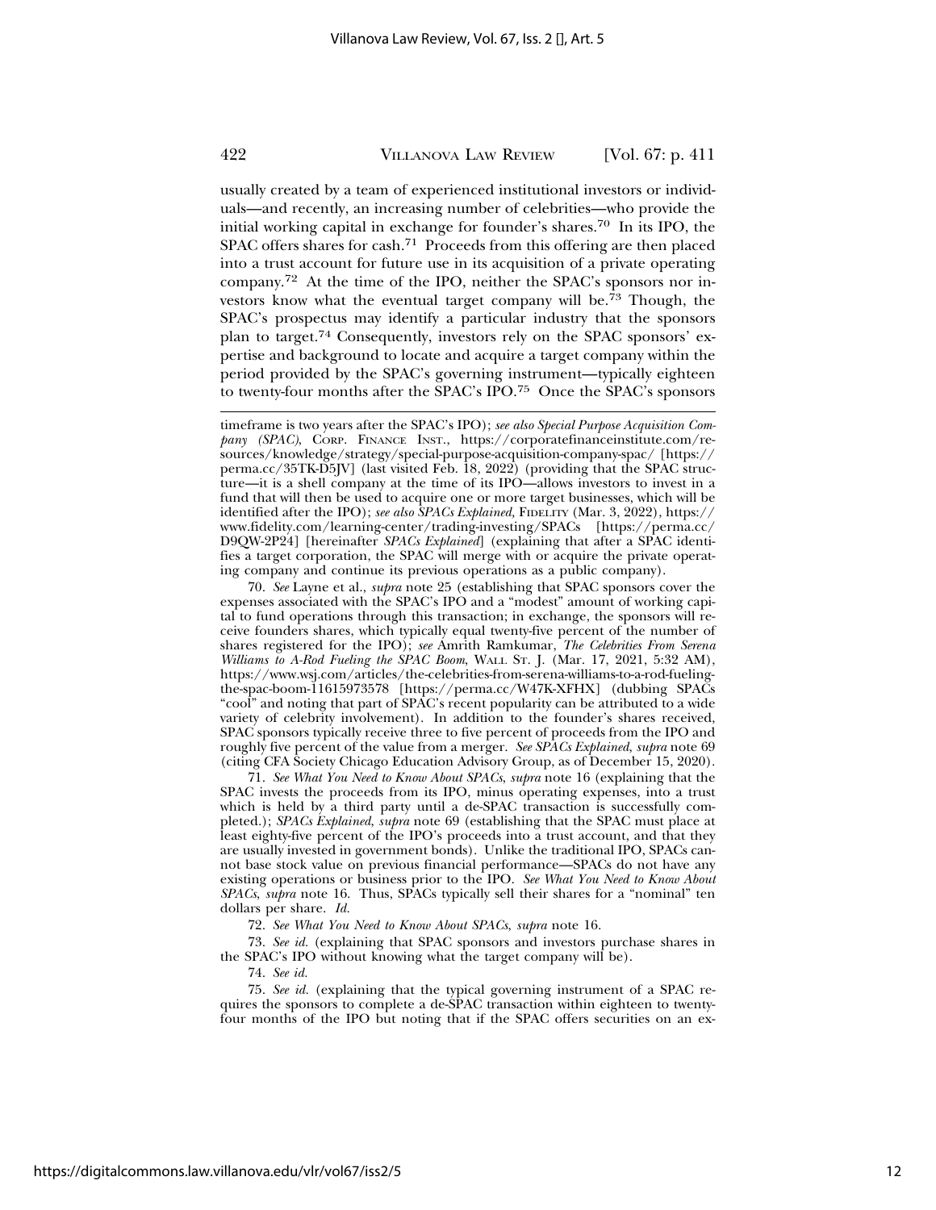usually created by a team of experienced institutional investors or individuals—and recently, an increasing number of celebrities—who provide the initial working capital in exchange for founder's shares.[70] In its IPO, the SPAC offers shares for cash.[71] Proceeds from this offering are then placed into a trust account for future use in its acquisition of a private operating company.[72] At the time of the IPO, neither the SPAC's sponsors nor investors know what the eventual target company will be.[73] Though, the SPAC's prospectus may identify a particular industry that the sponsors plan to target.[74] Consequently, investors rely on the SPAC sponsors' expertise and background to locate and acquire a target company within the period provided by the SPAC's governing instrument—typically eighteen to twenty-four months after the SPAC's IPO.[75] Once the SPAC's sponsors

---

timeframe is two years after the SPAC's IPO); *see also Special Purpose Acquisition Company (SPAC)*, Corp. Finance Inst., https://corporatefinanceinstitute.com/resources/knowledge/strategy/special-purpose-acquisition-company-spac/ [https://perma.cc/35TK-D5JV] (last visited Feb. 18, 2022) (providing that the SPAC structure—it is a shell company at the time of its IPO—allows investors to invest in a fund that will then be used to acquire one or more target businesses, which will be identified after the IPO); *see also SPACs Explained*, Fidelity (Mar. 3, 2022), https://www.fidelity.com/learning-center/trading-investing/SPACs [https://perma.cc/D9QW-2P24] [hereinafter *SPACs Explained*] (explaining that after a SPAC identifies a target corporation, the SPAC will merge with or acquire the private operating company and continue its previous operations as a public company).

70. *See* Layne et al., *supra* note 25 (establishing that SPAC sponsors cover the expenses associated with the SPAC's IPO and a "modest" amount of working capital to fund operations through this transaction; in exchange, the sponsors will receive founders shares, which typically equal twenty-five percent of the number of shares registered for the IPO); *see* Amrith Ramkumar, *The Celebrities From Serena Williams to A-Rod Fueling the SPAC Boom*, Wall St. J. (Mar. 17, 2021, 5:32 AM), https://www.wsj.com/articles/the-celebrities-from-serena-williams-to-a-rod-fueling-the-spac-boom-11615973578 [https://perma.cc/W47K-XFHX] (dubbing SPACs "cool" and noting that part of SPAC's recent popularity can be attributed to a wide variety of celebrity involvement). In addition to the founder's shares received, SPAC sponsors typically receive three to five percent of proceeds from the IPO and roughly five percent of the value from a merger. *See SPACs Explained*, *supra* note 69 (citing CFA Society Chicago Education Advisory Group, as of December 15, 2020).

71. *See What You Need to Know About SPACs*, *supra* note 16 (explaining that the SPAC invests the proceeds from its IPO, minus operating expenses, into a trust which is held by a third party until a de-SPAC transaction is successfully completed.); *SPACs Explained*, *supra* note 69 (establishing that the SPAC must place at least eighty-five percent of the IPO's proceeds into a trust account, and that they are usually invested in government bonds). Unlike the traditional IPO, SPACs cannot base stock value on previous financial performance—SPACs do not have any existing operations or business prior to the IPO. *See What You Need to Know About SPACs*, *supra* note 16. Thus, SPACs typically sell their shares for a "nominal" ten dollars per share. *Id.*

72. *See What You Need to Know About SPACs*, *supra* note 16.

73. *See id.* (explaining that SPAC sponsors and investors purchase shares in the SPAC's IPO without knowing what the target company will be).

74. *See id.*

75. *See id.* (explaining that the typical governing instrument of a SPAC requires the sponsors to complete a de-SPAC transaction within eighteen to twenty-four months of the IPO but noting that if the SPAC offers securities on an ex-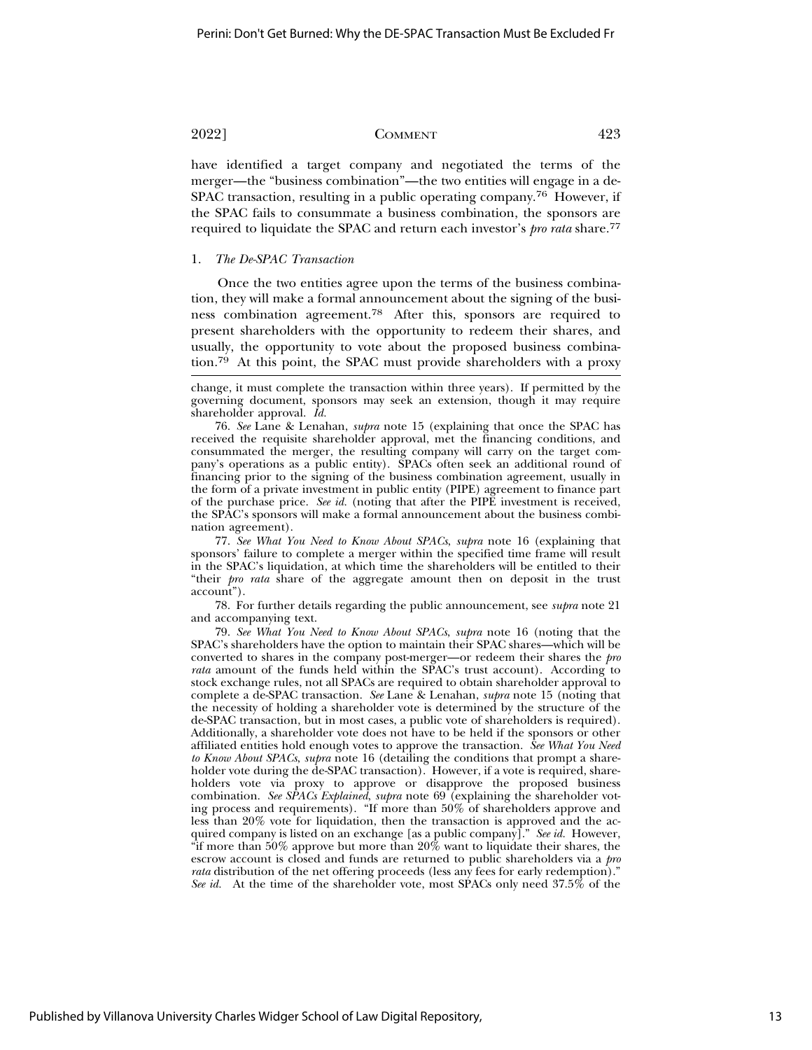have identified a target company and negotiated the terms of the merger—the "business combination"—the two entities will engage in a de-SPAC transaction, resulting in a public operating company.[76] However, if the SPAC fails to consummate a business combination, the sponsors are required to liquidate the SPAC and return each investor's *pro rata* share.[77]

### 1. *The De-SPAC Transaction*

Once the two entities agree upon the terms of the business combination, they will make a formal announcement about the signing of the business combination agreement.[78] After this, sponsors are required to present shareholders with the opportunity to redeem their shares, and usually, the opportunity to vote about the proposed business combination.[79] At this point, the SPAC must provide shareholders with a proxy

---

change, it must complete the transaction within three years). If permitted by the governing document, sponsors may seek an extension, though it may require shareholder approval. *Id.*

76. *See* Lane & Lenahan, *supra* note 15 (explaining that once the SPAC has received the requisite shareholder approval, met the financing conditions, and consummated the merger, the resulting company will carry on the target company's operations as a public entity). SPACs often seek an additional round of financing prior to the signing of the business combination agreement, usually in the form of a private investment in public entity (PIPE) agreement to finance part of the purchase price. *See id.* (noting that after the PIPE investment is received, the SPAC's sponsors will make a formal announcement about the business combination agreement).

77. *See What You Need to Know About SPACs*, *supra* note 16 (explaining that sponsors' failure to complete a merger within the specified time frame will result in the SPAC's liquidation, at which time the shareholders will be entitled to their "their *pro rata* share of the aggregate amount then on deposit in the trust account").

78. For further details regarding the public announcement, see *supra* note 21 and accompanying text.

79. *See What You Need to Know About SPACs*, *supra* note 16 (noting that the SPAC's shareholders have the option to maintain their SPAC shares—which will be converted to shares in the company post-merger—or redeem their shares the *pro rata* amount of the funds held within the SPAC's trust account). According to stock exchange rules, not all SPACs are required to obtain shareholder approval to complete a de-SPAC transaction. *See* Lane & Lenahan, *supra* note 15 (noting that the necessity of holding a shareholder vote is determined by the structure of the de-SPAC transaction, but in most cases, a public vote of shareholders is required). Additionally, a shareholder vote does not have to be held if the sponsors or other affiliated entities hold enough votes to approve the transaction. *See What You Need to Know About SPACs*, *supra* note 16 (detailing the conditions that prompt a shareholder vote during the de-SPAC transaction). However, if a vote is required, shareholders vote via proxy to approve or disapprove the proposed business combination. *See SPACs Explained*, *supra* note 69 (explaining the shareholder voting process and requirements). "If more than 50% of shareholders approve and less than 20% vote for liquidation, then the transaction is approved and the acquired company is listed on an exchange [as a public company]." *See id.* However, "if more than 50% approve but more than 20% want to liquidate their shares, the escrow account is closed and funds are returned to public shareholders via a *pro rata* distribution of the net offering proceeds (less any fees for early redemption)." *See id.* At the time of the shareholder vote, most SPACs only need 37.5% of the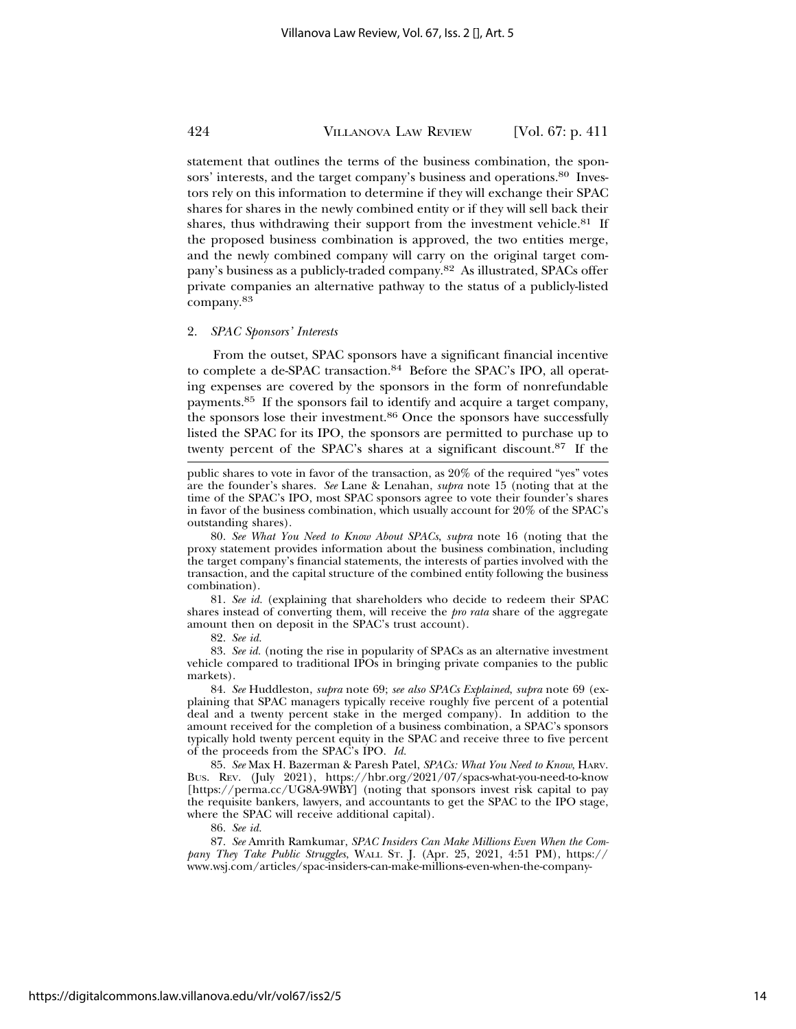statement that outlines the terms of the business combination, the sponsors' interests, and the target company's business and operations.[80] Investors rely on this information to determine if they will exchange their SPAC shares for shares in the newly combined entity or if they will sell back their shares, thus withdrawing their support from the investment vehicle.[81] If the proposed business combination is approved, the two entities merge, and the newly combined company will carry on the original target company's business as a publicly-traded company.[82] As illustrated, SPACs offer private companies an alternative pathway to the status of a publicly-listed company.[83]

### 2. *SPAC Sponsors' Interests*

From the outset, SPAC sponsors have a significant financial incentive to complete a de-SPAC transaction.[84] Before the SPAC's IPO, all operating expenses are covered by the sponsors in the form of nonrefundable payments.[85] If the sponsors fail to identify and acquire a target company, the sponsors lose their investment.[86] Once the sponsors have successfully listed the SPAC for its IPO, the sponsors are permitted to purchase up to twenty percent of the SPAC's shares at a significant discount.[87] If the

---

public shares to vote in favor of the transaction, as 20% of the required "yes" votes are the founder's shares. *See* Lane & Lenahan, *supra* note 15 (noting that at the time of the SPAC's IPO, most SPAC sponsors agree to vote their founder's shares in favor of the business combination, which usually account for 20% of the SPAC's outstanding shares).

80. *See What You Need to Know About SPACs*, *supra* note 16 (noting that the proxy statement provides information about the business combination, including the target company's financial statements, the interests of parties involved with the transaction, and the capital structure of the combined entity following the business combination).

81. *See id.* (explaining that shareholders who decide to redeem their SPAC shares instead of converting them, will receive the *pro rata* share of the aggregate amount then on deposit in the SPAC's trust account).

82. *See id.*

83. *See id.* (noting the rise in popularity of SPACs as an alternative investment vehicle compared to traditional IPOs in bringing private companies to the public markets).

84. *See* Huddleston, *supra* note 69; *see also SPACs Explained*, *supra* note 69 (explaining that SPAC managers typically receive roughly five percent of a potential deal and a twenty percent stake in the merged company). In addition to the amount received for the completion of a business combination, a SPAC's sponsors typically hold twenty percent equity in the SPAC and receive three to five percent of the proceeds from the SPAC's IPO. *Id.*

85. *See* Max H. Bazerman & Paresh Patel, *SPACs: What You Need to Know*, HARV. BUS. REV. (July 2021), https://hbr.org/2021/07/spacs-what-you-need-to-know [https://perma.cc/UG8A-9WBY] (noting that sponsors invest risk capital to pay the requisite bankers, lawyers, and accountants to get the SPAC to the IPO stage, where the SPAC will receive additional capital).

86. *See id.*

87. *See* Amrith Ramkumar, *SPAC Insiders Can Make Millions Even When the Company They Take Public Struggles*, WALL ST. J. (Apr. 25, 2021, 4:51 PM), https://www.wsj.com/articles/spac-insiders-can-make-millions-even-when-the-company-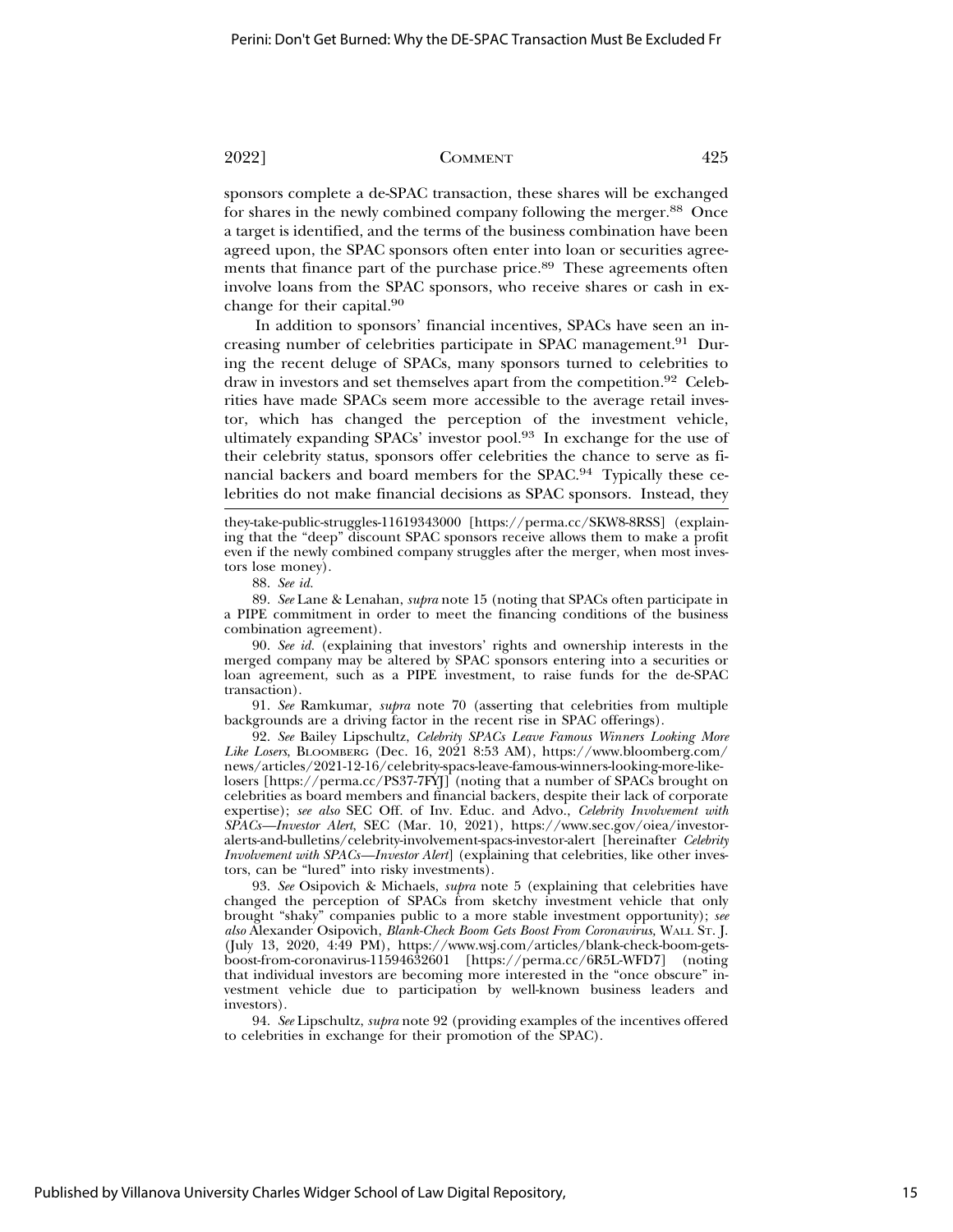sponsors complete a de-SPAC transaction, these shares will be exchanged for shares in the newly combined company following the merger.[88] Once a target is identified, and the terms of the business combination have been agreed upon, the SPAC sponsors often enter into loan or securities agreements that finance part of the purchase price.[89] These agreements often involve loans from the SPAC sponsors, who receive shares or cash in exchange for their capital.[90]

In addition to sponsors' financial incentives, SPACs have seen an increasing number of celebrities participate in SPAC management.[91] During the recent deluge of SPACs, many sponsors turned to celebrities to draw in investors and set themselves apart from the competition.[92] Celebrities have made SPACs seem more accessible to the average retail investor, which has changed the perception of the investment vehicle, ultimately expanding SPACs' investor pool.[93] In exchange for the use of their celebrity status, sponsors offer celebrities the chance to serve as financial backers and board members for the SPAC.[94] Typically these celebrities do not make financial decisions as SPAC sponsors. Instead, they

---

they-take-public-struggles-11619343000 [https://perma.cc/SKW8-8RSS] (explaining that the "deep" discount SPAC sponsors receive allows them to make a profit even if the newly combined company struggles after the merger, when most investors lose money).

88. *See id.*

89. *See* Lane & Lenahan, *supra* note 15 (noting that SPACs often participate in a PIPE commitment in order to meet the financing conditions of the business combination agreement).

90. *See id.* (explaining that investors' rights and ownership interests in the merged company may be altered by SPAC sponsors entering into a securities or loan agreement, such as a PIPE investment, to raise funds for the de-SPAC transaction).

91. *See* Ramkumar, *supra* note 70 (asserting that celebrities from multiple backgrounds are a driving factor in the recent rise in SPAC offerings).

92. *See* Bailey Lipschultz, *Celebrity SPACs Leave Famous Winners Looking More Like Losers*, BLOOMBERG (Dec. 16, 2021 8:53 AM), https://www.bloomberg.com/news/articles/2021-12-16/celebrity-spacs-leave-famous-winners-looking-more-like-losers [https://perma.cc/PS37-7FYJ] (noting that a number of SPACs brought on celebrities as board members and financial backers, despite their lack of corporate expertise); *see also* SEC Off. of Inv. Educ. and Advo., *Celebrity Involvement with SPACs—Investor Alert*, SEC (Mar. 10, 2021), https://www.sec.gov/oiea/investor-alerts-and-bulletins/celebrity-involvement-spacs-investor-alert [hereinafter *Celebrity Involvement with SPACs—Investor Alert*] (explaining that celebrities, like other investors, can be "lured" into risky investments).

93. *See* Osipovich & Michaels, *supra* note 5 (explaining that celebrities have changed the perception of SPACs from sketchy investment vehicle that only brought "shaky" companies public to a more stable investment opportunity); *see also* Alexander Osipovich, *Blank-Check Boom Gets Boost From Coronavirus*, WALL ST. J. (July 13, 2020, 4:49 PM), https://www.wsj.com/articles/blank-check-boom-gets-boost-from-coronavirus-11594632601 [https://perma.cc/6R5L-WFD7] (noting that individual investors are becoming more interested in the "once obscure" investment vehicle due to participation by well-known business leaders and investors).

94. *See* Lipschultz, *supra* note 92 (providing examples of the incentives offered to celebrities in exchange for their promotion of the SPAC).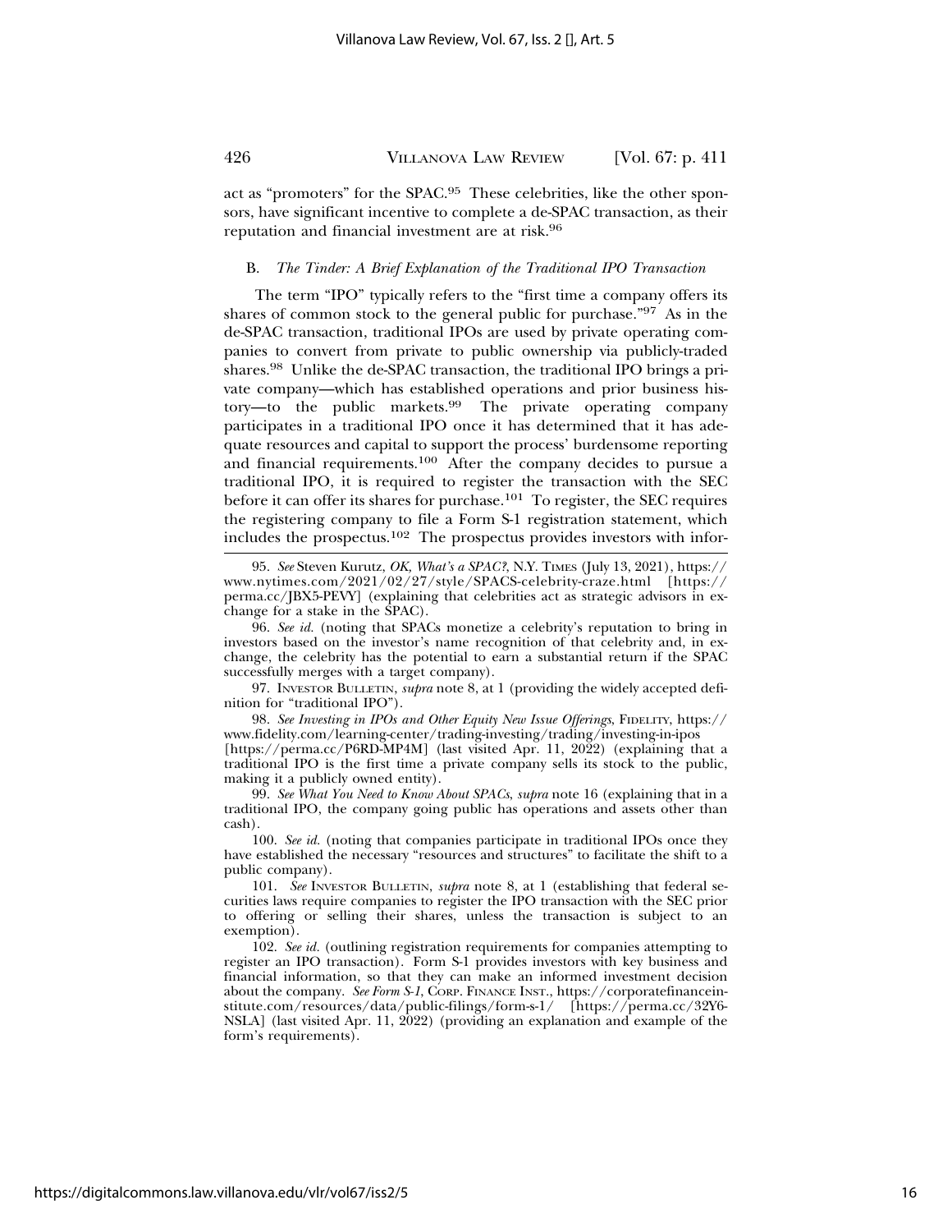act as "promoters" for the SPAC.[95] These celebrities, like the other sponsors, have significant incentive to complete a de-SPAC transaction, as their reputation and financial investment are at risk.[96]

### B. *The Tinder: A Brief Explanation of the Traditional IPO Transaction*

The term "IPO" typically refers to the "first time a company offers its shares of common stock to the general public for purchase."[97] As in the de-SPAC transaction, traditional IPOs are used by private operating companies to convert from private to public ownership via publicly-traded shares.[98] Unlike the de-SPAC transaction, the traditional IPO brings a private company—which has established operations and prior business history—to the public markets.[99] The private operating company participates in a traditional IPO once it has determined that it has adequate resources and capital to support the process' burdensome reporting and financial requirements.[100] After the company decides to pursue a traditional IPO, it is required to register the transaction with the SEC before it can offer its shares for purchase.[101] To register, the SEC requires the registering company to file a Form S-1 registration statement, which includes the prospectus.[102] The prospectus provides investors with infor-

---

95. *See* Steven Kurutz, *OK, What's a SPAC?*, N.Y. TIMES (July 13, 2021), https://www.nytimes.com/2021/02/27/style/SPACS-celebrity-craze.html [https://perma.cc/JBX5-PEVY] (explaining that celebrities act as strategic advisors in exchange for a stake in the SPAC).

96. *See id.* (noting that SPACs monetize a celebrity's reputation to bring in investors based on the investor's name recognition of that celebrity and, in exchange, the celebrity has the potential to earn a substantial return if the SPAC successfully merges with a target company).

97. INVESTOR BULLETIN, *supra* note 8, at 1 (providing the widely accepted definition for "traditional IPO").

98. *See Investing in IPOs and Other Equity New Issue Offerings*, FIDELITY, https://www.fidelity.com/learning-center/trading-investing/trading/investing-in-ipos [https://perma.cc/P6RD-MP4M] (last visited Apr. 11, 2022) (explaining that a traditional IPO is the first time a private company sells its stock to the public, making it a publicly owned entity).

99. *See What You Need to Know About SPACs*, *supra* note 16 (explaining that in a traditional IPO, the company going public has operations and assets other than cash).

100. *See id.* (noting that companies participate in traditional IPOs once they have established the necessary "resources and structures" to facilitate the shift to a public company).

101. *See* INVESTOR BULLETIN, *supra* note 8, at 1 (establishing that federal securities laws require companies to register the IPO transaction with the SEC prior to offering or selling their shares, unless the transaction is subject to an exemption).

102. *See id.* (outlining registration requirements for companies attempting to register an IPO transaction). Form S-1 provides investors with key business and financial information, so that they can make an informed investment decision about the company. *See Form S-1*, CORP. FINANCE INST., https://corporatefinanceinstitute.com/resources/data/public-filings/form-s-1/ [https://perma.cc/32Y6-NSLA] (last visited Apr. 11, 2022) (providing an explanation and example of the form's requirements).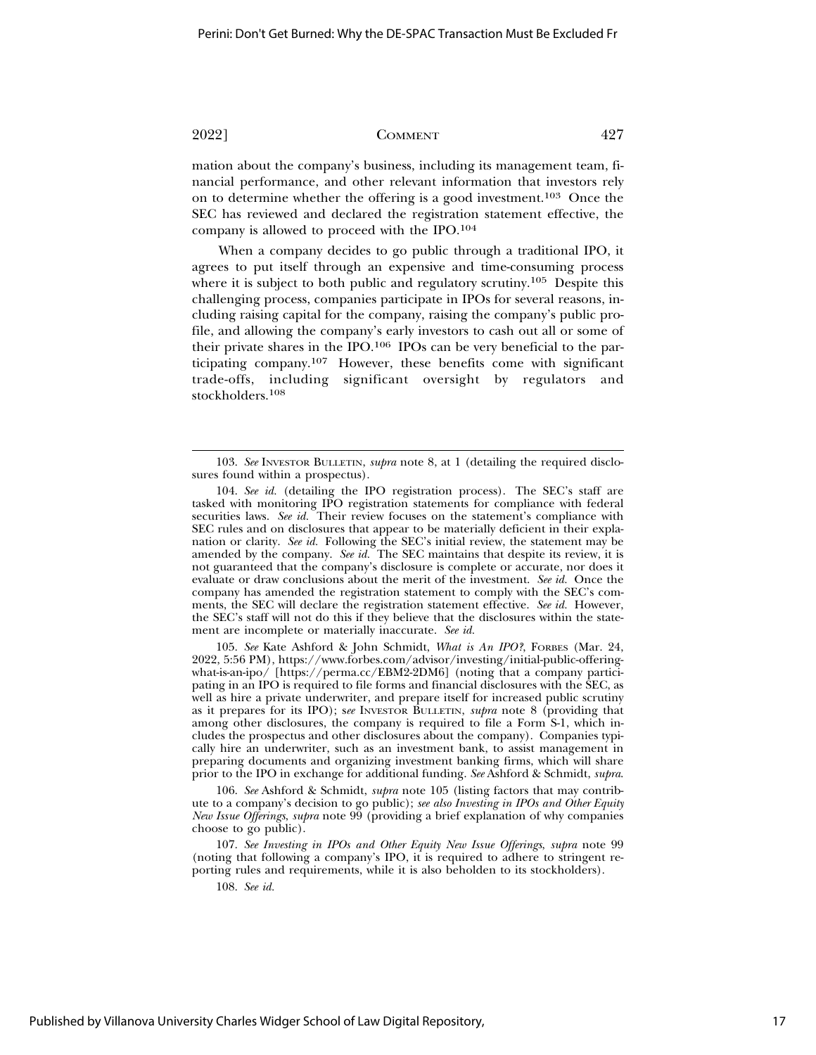mation about the company's business, including its management team, financial performance, and other relevant information that investors rely on to determine whether the offering is a good investment.[103] Once the SEC has reviewed and declared the registration statement effective, the company is allowed to proceed with the IPO.[104]

When a company decides to go public through a traditional IPO, it agrees to put itself through an expensive and time-consuming process where it is subject to both public and regulatory scrutiny.[105] Despite this challenging process, companies participate in IPOs for several reasons, including raising capital for the company, raising the company's public profile, and allowing the company's early investors to cash out all or some of their private shares in the IPO.[106] IPOs can be very beneficial to the participating company.[107] However, these benefits come with significant trade-offs, including significant oversight by regulators and stockholders.[108]

---

103. *See* INVESTOR BULLETIN, *supra* note 8, at 1 (detailing the required disclosures found within a prospectus).

104. *See id.* (detailing the IPO registration process). The SEC's staff are tasked with monitoring IPO registration statements for compliance with federal securities laws. *See id.* Their review focuses on the statement's compliance with SEC rules and on disclosures that appear to be materially deficient in their explanation or clarity. *See id.* Following the SEC's initial review, the statement may be amended by the company. *See id.* The SEC maintains that despite its review, it is not guaranteed that the company's disclosure is complete or accurate, nor does it evaluate or draw conclusions about the merit of the investment. *See id.* Once the company has amended the registration statement to comply with the SEC's comments, the SEC will declare the registration statement effective. *See id.* However, the SEC's staff will not do this if they believe that the disclosures within the statement are incomplete or materially inaccurate. *See id.*

105. *See* Kate Ashford & John Schmidt, *What is An IPO?*, FORBES (Mar. 24, 2022, 5:56 PM), https://www.forbes.com/advisor/investing/initial-public-offering-what-is-an-ipo/ [https://perma.cc/EBM2-2DM6] (noting that a company participating in an IPO is required to file forms and financial disclosures with the SEC, as well as hire a private underwriter, and prepare itself for increased public scrutiny as it prepares for its IPO); *see* INVESTOR BULLETIN, *supra* note 8 (providing that among other disclosures, the company is required to file a Form S-1, which includes the prospectus and other disclosures about the company). Companies typically hire an underwriter, such as an investment bank, to assist management in preparing documents and organizing investment banking firms, which will share prior to the IPO in exchange for additional funding. *See* Ashford & Schmidt, *supra*.

106. *See* Ashford & Schmidt, *supra* note 105 (listing factors that may contribute to a company's decision to go public); *see also Investing in IPOs and Other Equity New Issue Offerings*, *supra* note 99 (providing a brief explanation of why companies choose to go public).

107. *See Investing in IPOs and Other Equity New Issue Offerings*, *supra* note 99 (noting that following a company's IPO, it is required to adhere to stringent reporting rules and requirements, while it is also beholden to its stockholders).

108. *See id.*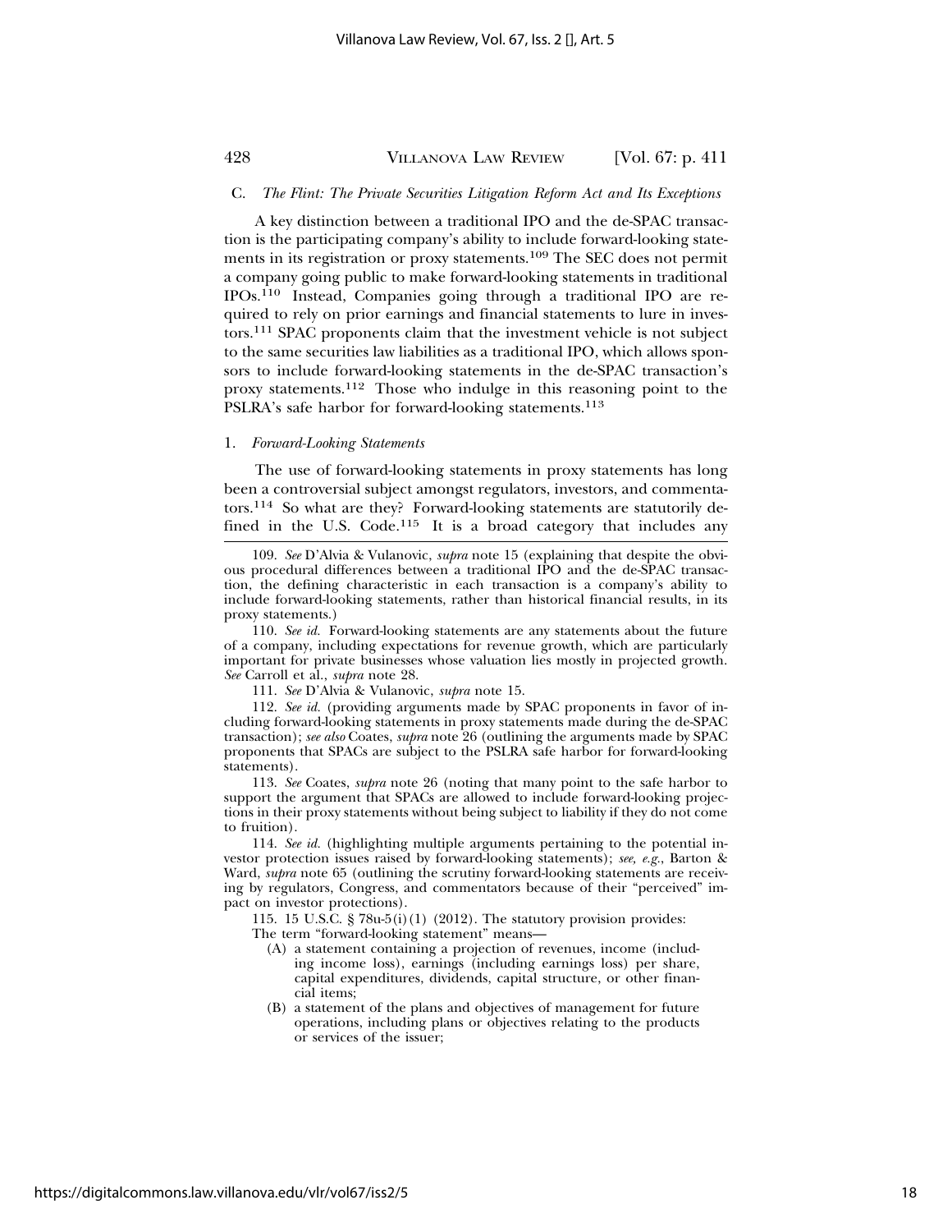### C. *The Flint: The Private Securities Litigation Reform Act and Its Exceptions*

A key distinction between a traditional IPO and the de-SPAC transaction is the participating company's ability to include forward-looking statements in its registration or proxy statements.[109] The SEC does not permit a company going public to make forward-looking statements in traditional IPOs.[110] Instead, Companies going through a traditional IPO are required to rely on prior earnings and financial statements to lure in investors.[111] SPAC proponents claim that the investment vehicle is not subject to the same securities law liabilities as a traditional IPO, which allows sponsors to include forward-looking statements in the de-SPAC transaction's proxy statements.[112] Those who indulge in this reasoning point to the PSLRA's safe harbor for forward-looking statements.[113]

#### 1. *Forward-Looking Statements*

The use of forward-looking statements in proxy statements has long been a controversial subject amongst regulators, investors, and commentators.[114] So what are they? Forward-looking statements are statutorily defined in the U.S. Code.[115] It is a broad category that includes any

---

109. *See* D'Alvia & Vulanovic, *supra* note 15 (explaining that despite the obvious procedural differences between a traditional IPO and the de-SPAC transaction, the defining characteristic in each transaction is a company's ability to include forward-looking statements, rather than historical financial results, in its proxy statements.)

110. *See id.* Forward-looking statements are any statements about the future of a company, including expectations for revenue growth, which are particularly important for private businesses whose valuation lies mostly in projected growth. *See* Carroll et al., *supra* note 28.

111. *See* D'Alvia & Vulanovic, *supra* note 15.

112. *See id.* (providing arguments made by SPAC proponents in favor of including forward-looking statements in proxy statements made during the de-SPAC transaction); *see also* Coates, *supra* note 26 (outlining the arguments made by SPAC proponents that SPACs are subject to the PSLRA safe harbor for forward-looking statements).

113. *See* Coates, *supra* note 26 (noting that many point to the safe harbor to support the argument that SPACs are allowed to include forward-looking projections in their proxy statements without being subject to liability if they do not come to fruition).

114. *See id.* (highlighting multiple arguments pertaining to the potential investor protection issues raised by forward-looking statements); *see, e.g.*, Barton & Ward, *supra* note 65 (outlining the scrutiny forward-looking statements are receiving by regulators, Congress, and commentators because of their "perceived" impact on investor protections).

115. 15 U.S.C. § 78u-5(i)(1) (2012). The statutory provision provides:

The term "forward-looking statement" means—

> (A) a statement containing a projection of revenues, income (including income loss), earnings (including earnings loss) per share, capital expenditures, dividends, capital structure, or other financial items;
>
> (B) a statement of the plans and objectives of management for future operations, including plans or objectives relating to the products or services of the issuer;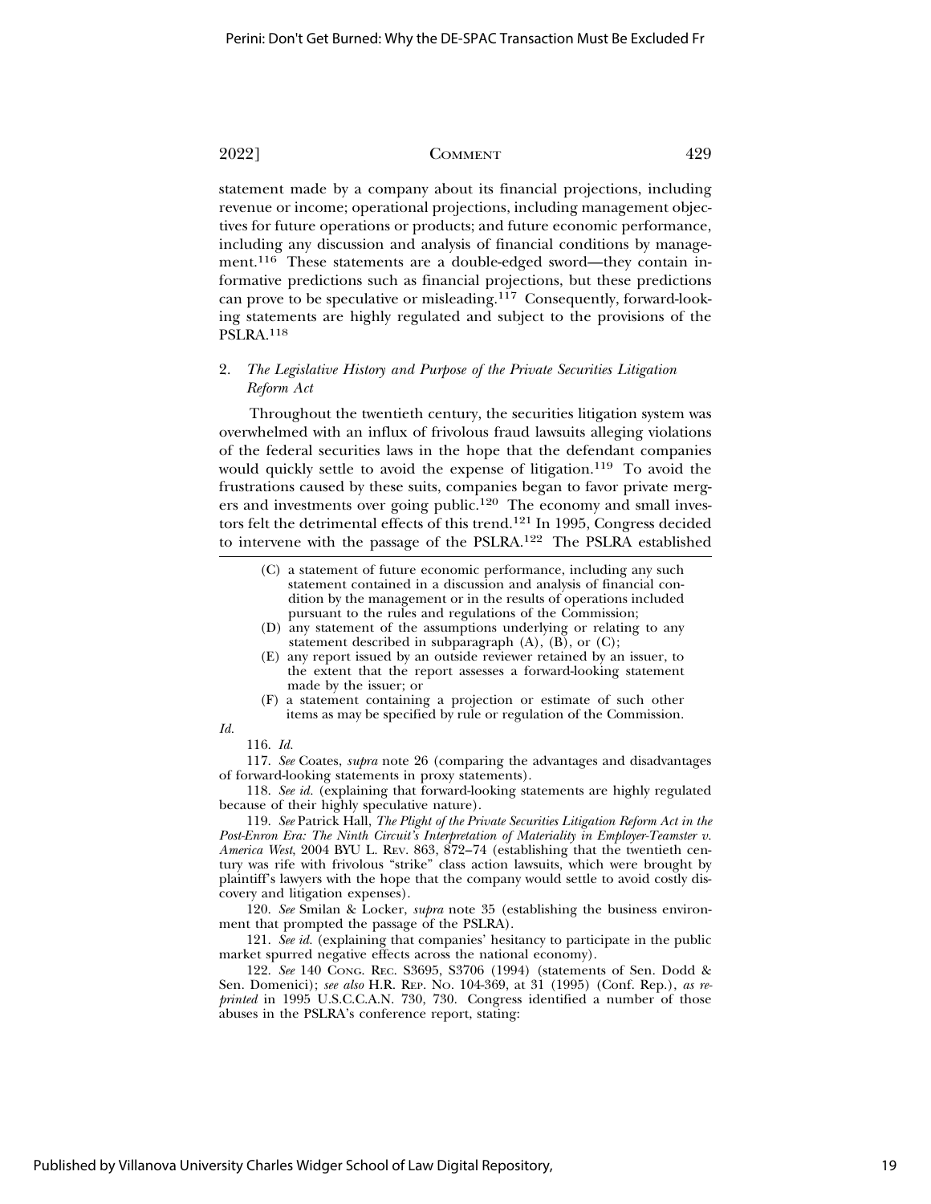statement made by a company about its financial projections, including revenue or income; operational projections, including management objectives for future operations or products; and future economic performance, including any discussion and analysis of financial conditions by management.[116] These statements are a double-edged sword—they contain informative predictions such as financial projections, but these predictions can prove to be speculative or misleading.[117] Consequently, forward-looking statements are highly regulated and subject to the provisions of the PSLRA.[118]

### 2. *The Legislative History and Purpose of the Private Securities Litigation Reform Act*

Throughout the twentieth century, the securities litigation system was overwhelmed with an influx of frivolous fraud lawsuits alleging violations of the federal securities laws in the hope that the defendant companies would quickly settle to avoid the expense of litigation.[119] To avoid the frustrations caused by these suits, companies began to favor private mergers and investments over going public.[120] The economy and small investors felt the detrimental effects of this trend.[121] In 1995, Congress decided to intervene with the passage of the PSLRA.[122] The PSLRA established

---

> (C) a statement of future economic performance, including any such statement contained in a discussion and analysis of financial condition by the management or in the results of operations included pursuant to the rules and regulations of the Commission;
>
> (D) any statement of the assumptions underlying or relating to any statement described in subparagraph (A), (B), or (C);
>
> (E) any report issued by an outside reviewer retained by an issuer, to the extent that the report assesses a forward-looking statement made by the issuer; or
>
> (F) a statement containing a projection or estimate of such other items as may be specified by rule or regulation of the Commission.

*Id.*

116. *Id.*

117. *See* Coates, *supra* note 26 (comparing the advantages and disadvantages of forward-looking statements in proxy statements).

118. *See id.* (explaining that forward-looking statements are highly regulated because of their highly speculative nature).

119. *See* Patrick Hall, *The Plight of the Private Securities Litigation Reform Act in the Post-Enron Era: The Ninth Circuit's Interpretation of Materiality in Employer-Teamster v. America West*, 2004 BYU L. REV. 863, 872–74 (establishing that the twentieth century was rife with frivolous "strike" class action lawsuits, which were brought by plaintiff's lawyers with the hope that the company would settle to avoid costly discovery and litigation expenses).

120. *See* Smilan & Locker, *supra* note 35 (establishing the business environment that prompted the passage of the PSLRA).

121. *See id.* (explaining that companies' hesitancy to participate in the public market spurred negative effects across the national economy).

122. *See* 140 CONG. REC. S3695, S3706 (1994) (statements of Sen. Dodd & Sen. Domenici); *see also* H.R. REP. NO. 104-369, at 31 (1995) (Conf. Rep.), *as reprinted* in 1995 U.S.C.C.A.N. 730, 730. Congress identified a number of those abuses in the PSLRA's conference report, stating: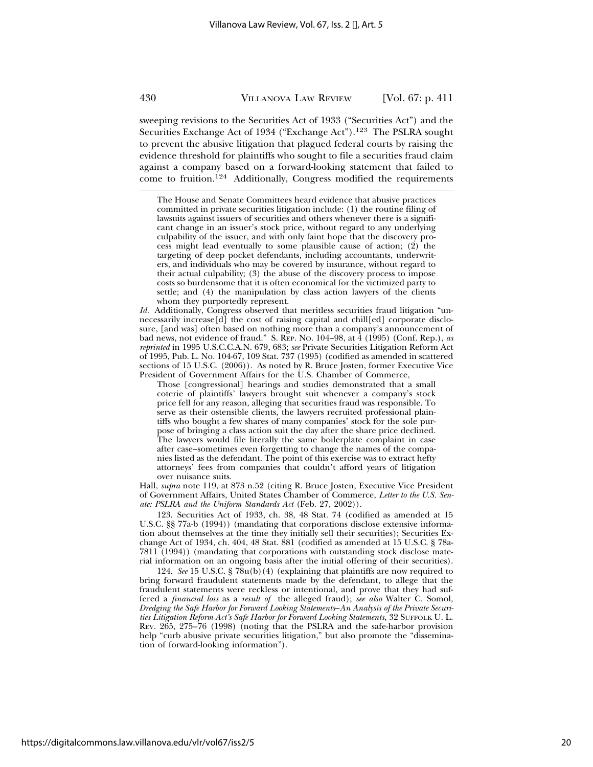sweeping revisions to the Securities Act of 1933 ("Securities Act") and the Securities Exchange Act of 1934 ("Exchange Act").[123] The PSLRA sought to prevent the abusive litigation that plagued federal courts by raising the evidence threshold for plaintiffs who sought to file a securities fraud claim against a company based on a forward-looking statement that failed to come to fruition.[124] Additionally, Congress modified the requirements

---

> The House and Senate Committees heard evidence that abusive practices committed in private securities litigation include: (1) the routine filing of lawsuits against issuers of securities and others whenever there is a significant change in an issuer's stock price, without regard to any underlying culpability of the issuer, and with only faint hope that the discovery process might lead eventually to some plausible cause of action; (2) the targeting of deep pocket defendants, including accountants, underwriters, and individuals who may be covered by insurance, without regard to their actual culpability; (3) the abuse of the discovery process to impose costs so burdensome that it is often economical for the victimized party to settle; and (4) the manipulation by class action lawyers of the clients whom they purportedly represent.

*Id.* Additionally, Congress observed that meritless securities fraud litigation "unnecessarily increase[d] the cost of raising capital and chill[ed] corporate disclosure, [and was] often based on nothing more than a company's announcement of bad news, not evidence of fraud." S. REP. No. 104–98, at 4 (1995) (Conf. Rep.), *as reprinted* in 1995 U.S.C.C.A.N. 679, 683; *see* Private Securities Litigation Reform Act of 1995, Pub. L. No. 104-67, 109 Stat. 737 (1995) (codified as amended in scattered sections of 15 U.S.C. (2006)). As noted by R. Bruce Josten, former Executive Vice President of Government Affairs for the U.S. Chamber of Commerce,

> Those [congressional] hearings and studies demonstrated that a small coterie of plaintiffs' lawyers brought suit whenever a company's stock price fell for any reason, alleging that securities fraud was responsible. To serve as their ostensible clients, the lawyers recruited professional plaintiffs who bought a few shares of many companies' stock for the sole purpose of bringing a class action suit the day after the share price declined. The lawyers would file literally the same boilerplate complaint in case after case–sometimes even forgetting to change the names of the companies listed as the defendant. The point of this exercise was to extract hefty attorneys' fees from companies that couldn't afford years of litigation over nuisance suits.

Hall, *supra* note 119, at 873 n.52 (citing R. Bruce Josten, Executive Vice President of Government Affairs, United States Chamber of Commerce, *Letter to the U.S. Senate: PSLRA and the Uniform Standards Act* (Feb. 27, 2002)).

123. Securities Act of 1933, ch. 38, 48 Stat. 74 (codified as amended at 15 U.S.C. §§ 77a-b (1994)) (mandating that corporations disclose extensive information about themselves at the time they initially sell their securities); Securities Exchange Act of 1934, ch. 404, 48 Stat. 881 (codified as amended at 15 U.S.C. § 78a-7811 (1994)) (mandating that corporations with outstanding stock disclose material information on an ongoing basis after the initial offering of their securities).

124. *See* 15 U.S.C. § 78u(b)(4) (explaining that plaintiffs are now required to bring forward fraudulent statements made by the defendant, to allege that the fraudulent statements were reckless or intentional, and prove that they had suffered a *financial loss* as a *result of* the alleged fraud); *see also* Walter C. Somol, *Dredging the Safe Harbor for Forward Looking Statements–An Analysis of the Private Securities Litigation Reform Act's Safe Harbor for Forward Looking Statements*, 32 SUFFOLK U. L. REV. 265, 275–76 (1998) (noting that the PSLRA and the safe-harbor provision help "curb abusive private securities litigation," but also promote the "dissemination of forward-looking information").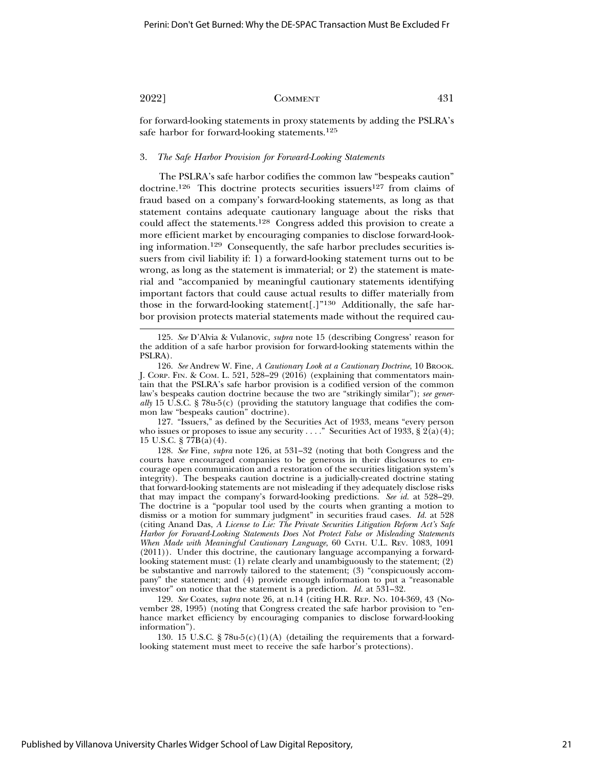for forward-looking statements in proxy statements by adding the PSLRA's safe harbor for forward-looking statements.[125]

### 3. *The Safe Harbor Provision for Forward-Looking Statements*

The PSLRA's safe harbor codifies the common law "bespeaks caution" doctrine.[126] This doctrine protects securities issuers[127] from claims of fraud based on a company's forward-looking statements, as long as that statement contains adequate cautionary language about the risks that could affect the statements.[128] Congress added this provision to create a more efficient market by encouraging companies to disclose forward-looking information.[129] Consequently, the safe harbor precludes securities issuers from civil liability if: 1) a forward-looking statement turns out to be wrong, as long as the statement is immaterial; or 2) the statement is material and "accompanied by meaningful cautionary statements identifying important factors that could cause actual results to differ materially from those in the forward-looking statement[.]"[130] Additionally, the safe harbor provision protects material statements made without the required cau-

---

125. *See* D'Alvia & Vulanovic, *supra* note 15 (describing Congress' reason for the addition of a safe harbor provision for forward-looking statements within the PSLRA).

126. *See* Andrew W. Fine, *A Cautionary Look at a Cautionary Doctrine*, 10 BROOK. J. CORP. FIN. & COM. L. 521, 528–29 (2016) (explaining that commentators maintain that the PSLRA's safe harbor provision is a codified version of the common law's bespeaks caution doctrine because the two are "strikingly similar"); *see generally* 15 U.S.C. § 78u-5(c) (providing the statutory language that codifies the common law "bespeaks caution" doctrine).

127. "Issuers," as defined by the Securities Act of 1933, means "every person who issues or proposes to issue any security . . . ." Securities Act of 1933, § 2(a)(4); 15 U.S.C. § 77B(a)(4).

128. *See* Fine, *supra* note 126, at 531–32 (noting that both Congress and the courts have encouraged companies to be generous in their disclosures to encourage open communication and a restoration of the securities litigation system's integrity). The bespeaks caution doctrine is a judicially-created doctrine stating that forward-looking statements are not misleading if they adequately disclose risks that may impact the company's forward-looking predictions. *See id.* at 528–29. The doctrine is a "popular tool used by the courts when granting a motion to dismiss or a motion for summary judgment" in securities fraud cases. *Id.* at 528 (citing Anand Das, *A License to Lie: The Private Securities Litigation Reform Act's Safe Harbor for Forward-Looking Statements Does Not Protect False or Misleading Statements When Made with Meaningful Cautionary Language*, 60 CATH. U.L. REV. 1083, 1091 (2011)). Under this doctrine, the cautionary language accompanying a forward-looking statement must: (1) relate clearly and unambiguously to the statement; (2) be substantive and narrowly tailored to the statement; (3) "conspicuously accompany" the statement; and (4) provide enough information to put a "reasonable investor" on notice that the statement is a prediction. *Id.* at 531–32.

129. *See* Coates, *supra* note 26, at n.14 (citing H.R. REP. NO. 104-369, 43 (November 28, 1995) (noting that Congress created the safe harbor provision to "enhance market efficiency by encouraging companies to disclose forward-looking information").

130. 15 U.S.C. § 78u-5(c)(1)(A) (detailing the requirements that a forward-looking statement must meet to receive the safe harbor's protections).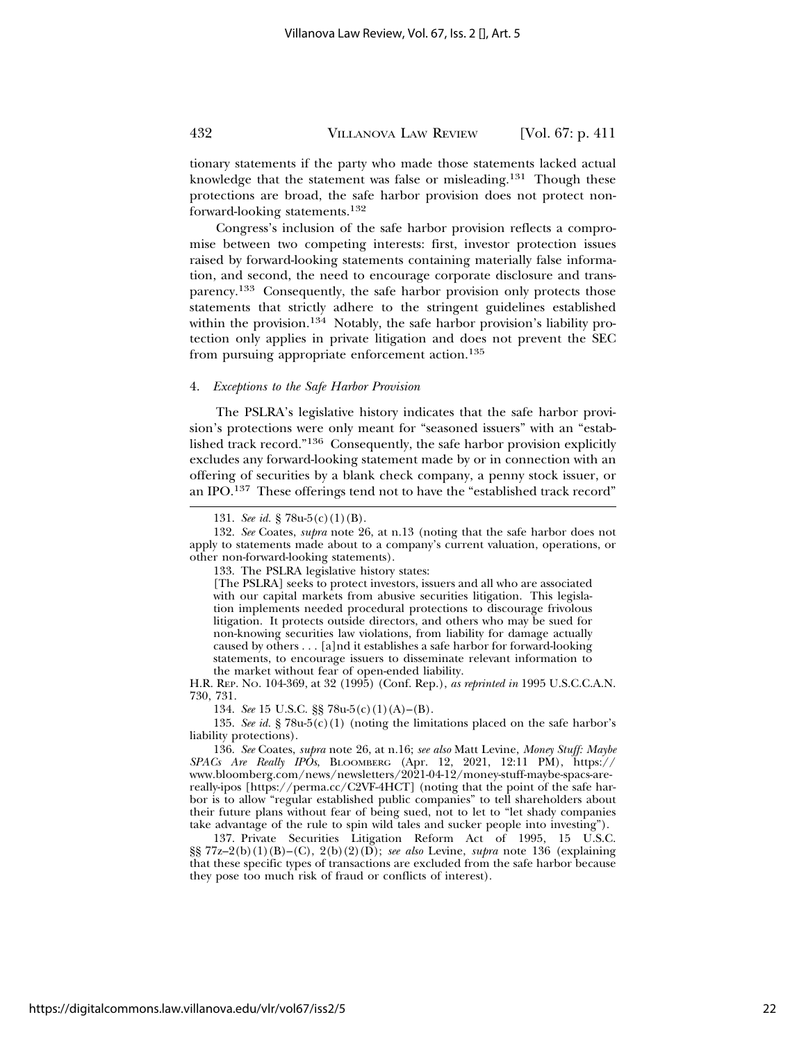tionary statements if the party who made those statements lacked actual knowledge that the statement was false or misleading.[131] Though these protections are broad, the safe harbor provision does not protect non-forward-looking statements.[132]

Congress's inclusion of the safe harbor provision reflects a compromise between two competing interests: first, investor protection issues raised by forward-looking statements containing materially false information, and second, the need to encourage corporate disclosure and transparency.[133] Consequently, the safe harbor provision only protects those statements that strictly adhere to the stringent guidelines established within the provision.[134] Notably, the safe harbor provision's liability protection only applies in private litigation and does not prevent the SEC from pursuing appropriate enforcement action.[135]

#### 4. *Exceptions to the Safe Harbor Provision*

The PSLRA's legislative history indicates that the safe harbor provision's protections were only meant for "seasoned issuers" with an "established track record."[136] Consequently, the safe harbor provision explicitly excludes any forward-looking statement made by or in connection with an offering of securities by a blank check company, a penny stock issuer, or an IPO.[137] These offerings tend not to have the "established track record"

---

131. *See id.* § 78u-5(c)(1)(B).

132. *See* Coates, *supra* note 26, at n.13 (noting that the safe harbor does not apply to statements made about to a company's current valuation, operations, or other non-forward-looking statements).

133. The PSLRA legislative history states:

> [The PSLRA] seeks to protect investors, issuers and all who are associated with our capital markets from abusive securities litigation. This legislation implements needed procedural protections to discourage frivolous litigation. It protects outside directors, and others who may be sued for non-knowing securities law violations, from liability for damage actually caused by others . . . [a]nd it establishes a safe harbor for forward-looking statements, to encourage issuers to disseminate relevant information to the market without fear of open-ended liability.

H.R. Rep. No. 104-369, at 32 (1995) (Conf. Rep.), *as reprinted in* 1995 U.S.C.C.A.N. 730, 731.

134. *See* 15 U.S.C. §§ 78u-5(c)(1)(A)–(B).

135. *See id.* § 78u-5(c)(1) (noting the limitations placed on the safe harbor's liability protections).

136. *See* Coates, *supra* note 26, at n.16; *see also* Matt Levine, *Money Stuff: Maybe SPACs Are Really IPOs*, Bloomberg (Apr. 12, 2021, 12:11 PM), https://www.bloomberg.com/news/newsletters/2021-04-12/money-stuff-maybe-spacs-are-really-ipos [https://perma.cc/C2VF-4HCT] (noting that the point of the safe harbor is to allow "regular established public companies" to tell shareholders about their future plans without fear of being sued, not to let to "let shady companies take advantage of the rule to spin wild tales and sucker people into investing").

137. Private Securities Litigation Reform Act of 1995, 15 U.S.C. §§ 77z–2(b)(1)(B)–(C), 2(b)(2)(D); *see also* Levine, *supra* note 136 (explaining that these specific types of transactions are excluded from the safe harbor because they pose too much risk of fraud or conflicts of interest).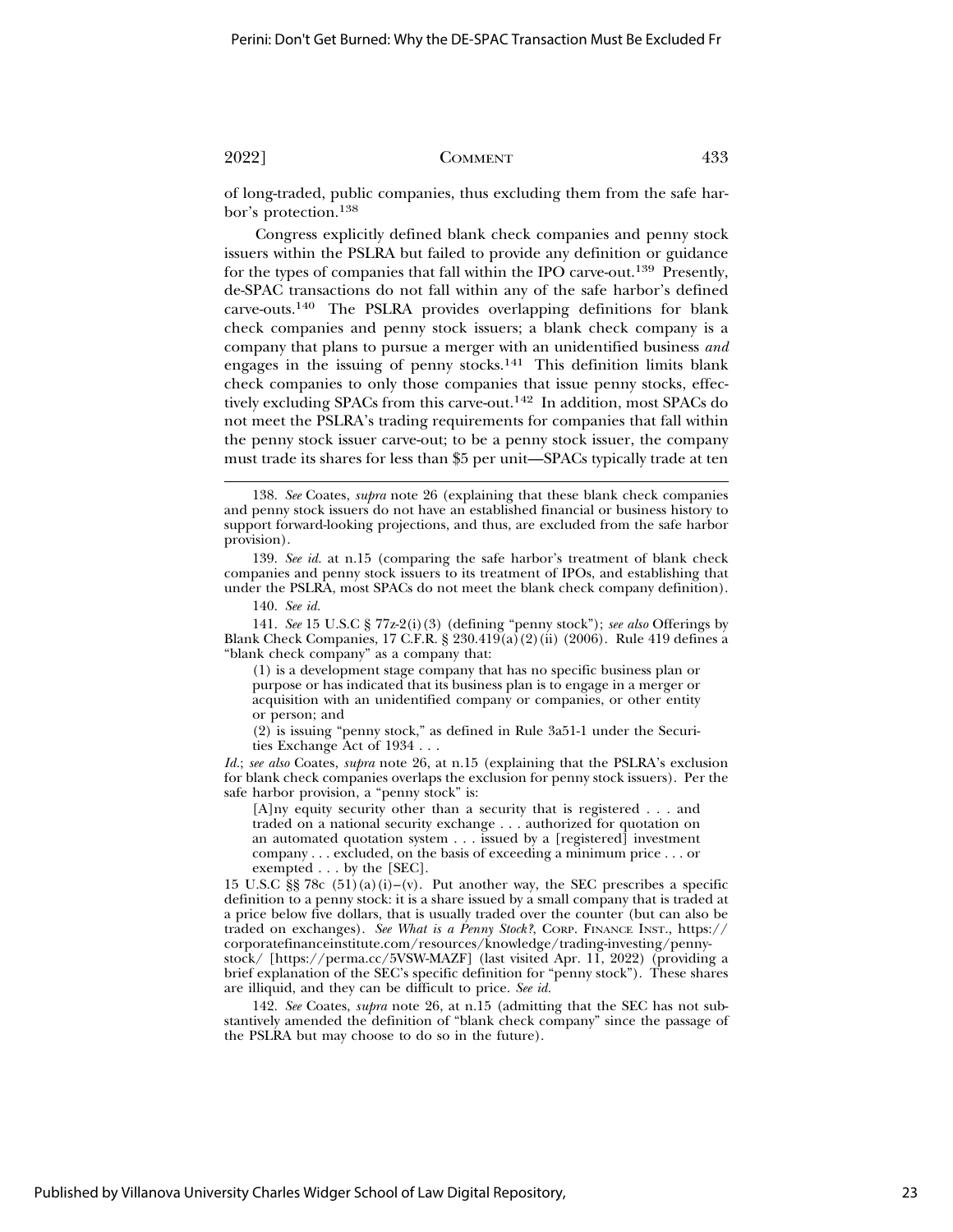of long-traded, public companies, thus excluding them from the safe harbor's protection.[138]

Congress explicitly defined blank check companies and penny stock issuers within the PSLRA but failed to provide any definition or guidance for the types of companies that fall within the IPO carve-out.[139] Presently, de-SPAC transactions do not fall within any of the safe harbor's defined carve-outs.[140] The PSLRA provides overlapping definitions for blank check companies and penny stock issuers; a blank check company is a company that plans to pursue a merger with an unidentified business *and* engages in the issuing of penny stocks.[141] This definition limits blank check companies to only those companies that issue penny stocks, effectively excluding SPACs from this carve-out.[142] In addition, most SPACs do not meet the PSLRA's trading requirements for companies that fall within the penny stock issuer carve-out; to be a penny stock issuer, the company must trade its shares for less than $5 per unit—SPACs typically trade at ten

---

138. *See* Coates, *supra* note 26 (explaining that these blank check companies and penny stock issuers do not have an established financial or business history to support forward-looking projections, and thus, are excluded from the safe harbor provision).

139. *See id.* at n.15 (comparing the safe harbor's treatment of blank check companies and penny stock issuers to its treatment of IPOs, and establishing that under the PSLRA, most SPACs do not meet the blank check company definition).

140. *See id.*

141. *See* 15 U.S.C § 77z-2(i)(3) (defining "penny stock"); *see also* Offerings by Blank Check Companies, 17 C.F.R. § 230.419(a)(2)(ii) (2006). Rule 419 defines a "blank check company" as a company that:

> (1) is a development stage company that has no specific business plan or purpose or has indicated that its business plan is to engage in a merger or acquisition with an unidentified company or companies, or other entity or person; and
>
> (2) is issuing "penny stock," as defined in Rule 3a51-1 under the Securities Exchange Act of 1934 . . .

*Id.*; *see also* Coates, *supra* note 26, at n.15 (explaining that the PSLRA's exclusion for blank check companies overlaps the exclusion for penny stock issuers). Per the safe harbor provision, a "penny stock" is:

> [A]ny equity security other than a security that is registered . . . and traded on a national security exchange . . . authorized for quotation on an automated quotation system . . . issued by a [registered] investment company . . . excluded, on the basis of exceeding a minimum price . . . or exempted . . . by the [SEC].

15 U.S.C §§ 78c (51)(a)(i)–(v). Put another way, the SEC prescribes a specific definition to a penny stock: it is a share issued by a small company that is traded at a price below five dollars, that is usually traded over the counter (but can also be traded on exchanges). *See What is a Penny Stock?*, CORP. FINANCE INST., https://corporatefinanceinstitute.com/resources/knowledge/trading-investing/penny-stock/ [https://perma.cc/5VSW-MAZF] (last visited Apr. 11, 2022) (providing a brief explanation of the SEC's specific definition for "penny stock"). These shares are illiquid, and they can be difficult to price. *See id.*

142. *See* Coates, *supra* note 26, at n.15 (admitting that the SEC has not substantively amended the definition of "blank check company" since the passage of the PSLRA but may choose to do so in the future).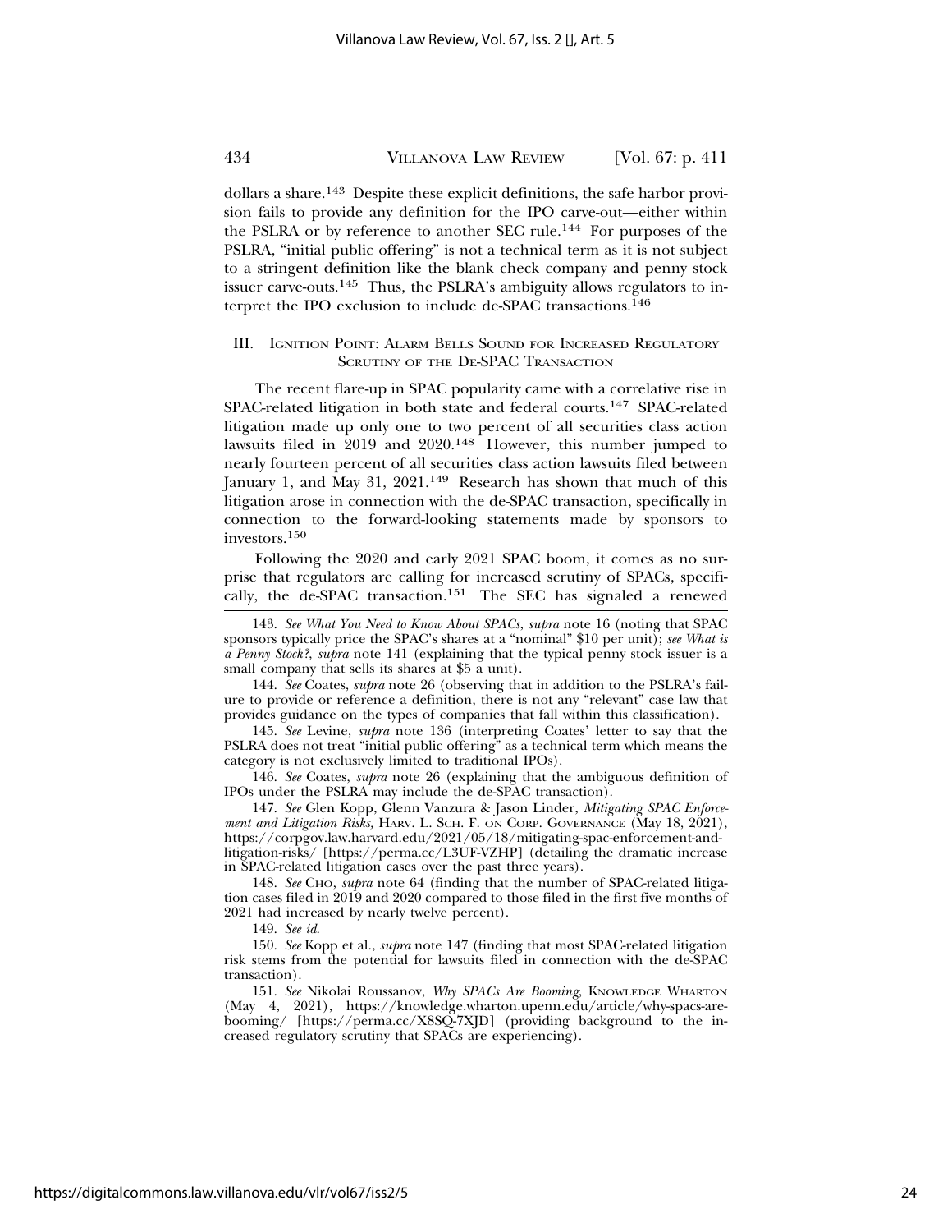dollars a share.[143] Despite these explicit definitions, the safe harbor provision fails to provide any definition for the IPO carve-out—either within the PSLRA or by reference to another SEC rule.[144] For purposes of the PSLRA, "initial public offering" is not a technical term as it is not subject to a stringent definition like the blank check company and penny stock issuer carve-outs.[145] Thus, the PSLRA's ambiguity allows regulators to interpret the IPO exclusion to include de-SPAC transactions.[146]

## III. Ignition Point: Alarm Bells Sound for Increased Regulatory Scrutiny of the De-SPAC Transaction

The recent flare-up in SPAC popularity came with a correlative rise in SPAC-related litigation in both state and federal courts.[147] SPAC-related litigation made up only one to two percent of all securities class action lawsuits filed in 2019 and 2020.[148] However, this number jumped to nearly fourteen percent of all securities class action lawsuits filed between January 1, and May 31, 2021.[149] Research has shown that much of this litigation arose in connection with the de-SPAC transaction, specifically in connection to the forward-looking statements made by sponsors to investors.[150]

Following the 2020 and early 2021 SPAC boom, it comes as no surprise that regulators are calling for increased scrutiny of SPACs, specifically, the de-SPAC transaction.[151] The SEC has signaled a renewed

---

143. *See What You Need to Know About SPACs*, *supra* note 16 (noting that SPAC sponsors typically price the SPAC's shares at a "nominal" $10 per unit); *see What is a Penny Stock?*, *supra* note 141 (explaining that the typical penny stock issuer is a small company that sells its shares at $5 a unit).

144. *See* Coates, *supra* note 26 (observing that in addition to the PSLRA's failure to provide or reference a definition, there is not any "relevant" case law that provides guidance on the types of companies that fall within this classification).

145. *See* Levine, *supra* note 136 (interpreting Coates' letter to say that the PSLRA does not treat "initial public offering" as a technical term which means the category is not exclusively limited to traditional IPOs).

146. *See* Coates, *supra* note 26 (explaining that the ambiguous definition of IPOs under the PSLRA may include the de-SPAC transaction).

147. *See* Glen Kopp, Glenn Vanzura & Jason Linder, *Mitigating SPAC Enforcement and Litigation Risks*, Harv. L. Sch. F. on Corp. Governance (May 18, 2021), https://corpgov.law.harvard.edu/2021/05/18/mitigating-spac-enforcement-and-litigation-risks/ [https://perma.cc/L3UF-VZHP] (detailing the dramatic increase in SPAC-related litigation cases over the past three years).

148. *See* Cho, *supra* note 64 (finding that the number of SPAC-related litigation cases filed in 2019 and 2020 compared to those filed in the first five months of 2021 had increased by nearly twelve percent).

149. *See id.*

150. *See* Kopp et al., *supra* note 147 (finding that most SPAC-related litigation risk stems from the potential for lawsuits filed in connection with the de-SPAC transaction).

151. *See* Nikolai Roussanov, *Why SPACs Are Booming*, Knowledge Wharton (May 4, 2021), https://knowledge.wharton.upenn.edu/article/why-spacs-are-booming/ [https://perma.cc/X8SQ-7XJD] (providing background to the increased regulatory scrutiny that SPACs are experiencing).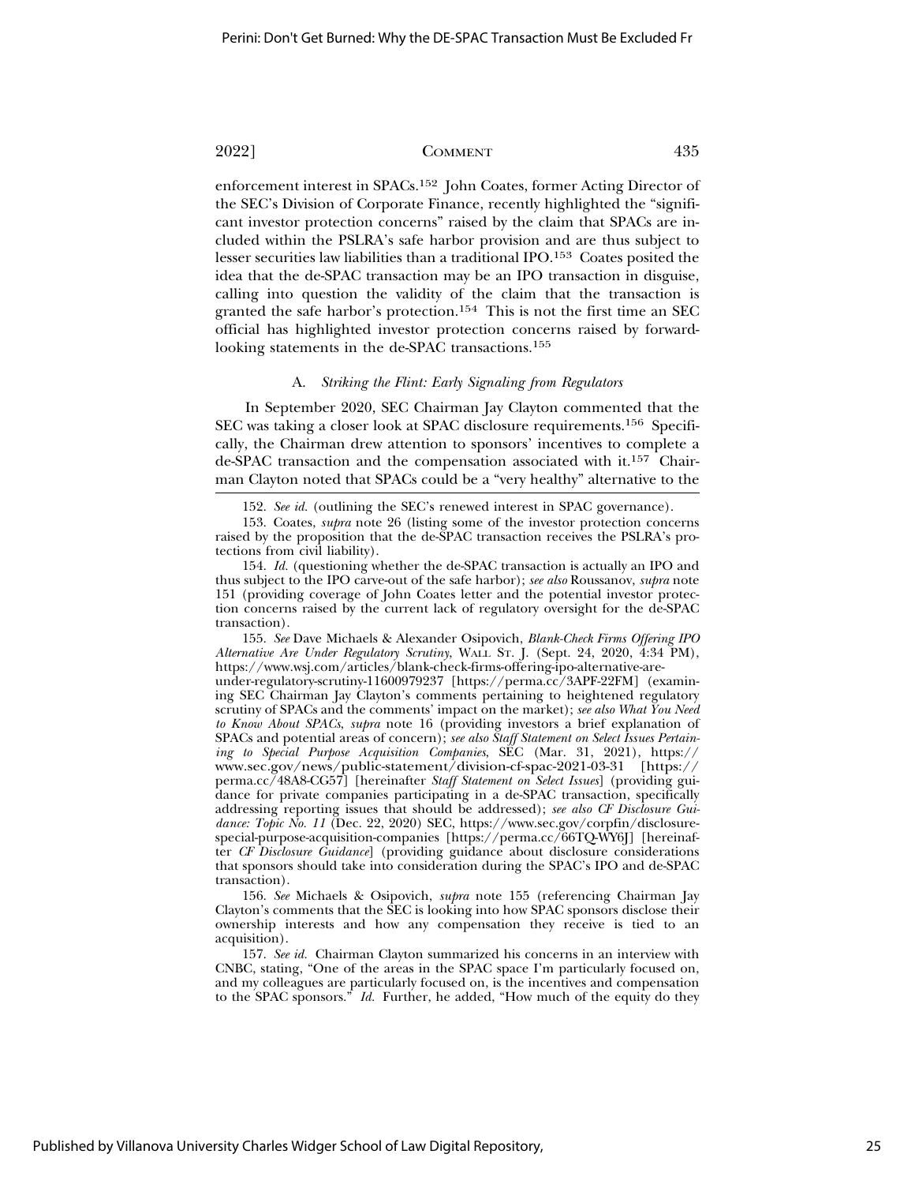enforcement interest in SPACs.[152] John Coates, former Acting Director of the SEC's Division of Corporate Finance, recently highlighted the "significant investor protection concerns" raised by the claim that SPACs are included within the PSLRA's safe harbor provision and are thus subject to lesser securities law liabilities than a traditional IPO.[153] Coates posited the idea that the de-SPAC transaction may be an IPO transaction in disguise, calling into question the validity of the claim that the transaction is granted the safe harbor's protection.[154] This is not the first time an SEC official has highlighted investor protection concerns raised by forward-looking statements in the de-SPAC transactions.[155]

### A. *Striking the Flint: Early Signaling from Regulators*

In September 2020, SEC Chairman Jay Clayton commented that the SEC was taking a closer look at SPAC disclosure requirements.[156] Specifically, the Chairman drew attention to sponsors' incentives to complete a de-SPAC transaction and the compensation associated with it.[157] Chairman Clayton noted that SPACs could be a "very healthy" alternative to the

---

152. *See id.* (outlining the SEC's renewed interest in SPAC governance).

153. Coates, *supra* note 26 (listing some of the investor protection concerns raised by the proposition that the de-SPAC transaction receives the PSLRA's protections from civil liability).

154. *Id.* (questioning whether the de-SPAC transaction is actually an IPO and thus subject to the IPO carve-out of the safe harbor); *see also* Roussanov, *supra* note 151 (providing coverage of John Coates letter and the potential investor protection concerns raised by the current lack of regulatory oversight for the de-SPAC transaction).

155. *See* Dave Michaels & Alexander Osipovich, *Blank-Check Firms Offering IPO Alternative Are Under Regulatory Scrutiny*, WALL ST. J. (Sept. 24, 2020, 4:34 PM), https://www.wsj.com/articles/blank-check-firms-offering-ipo-alternative-are-under-regulatory-scrutiny-11600979237 [https://perma.cc/3APF-22FM] (examining SEC Chairman Jay Clayton's comments pertaining to heightened regulatory scrutiny of SPACs and the comments' impact on the market); *see also What You Need to Know About SPACs*, *supra* note 16 (providing investors a brief explanation of SPACs and potential areas of concern); *see also Staff Statement on Select Issues Pertaining to Special Purpose Acquisition Companies*, SEC (Mar. 31, 2021), https://www.sec.gov/news/public-statement/division-cf-spac-2021-03-31 [https://perma.cc/48A8-CG57] [hereinafter *Staff Statement on Select Issues*] (providing guidance for private companies participating in a de-SPAC transaction, specifically addressing reporting issues that should be addressed); *see also CF Disclosure Guidance: Topic No. 11* (Dec. 22, 2020) SEC, https://www.sec.gov/corpfin/disclosure-special-purpose-acquisition-companies [https://perma.cc/66TQ-WY6J] [hereinafter *CF Disclosure Guidance*] (providing guidance about disclosure considerations that sponsors should take into consideration during the SPAC's IPO and de-SPAC transaction).

156. *See* Michaels & Osipovich, *supra* note 155 (referencing Chairman Jay Clayton's comments that the SEC is looking into how SPAC sponsors disclose their ownership interests and how any compensation they receive is tied to an acquisition).

157. *See id.* Chairman Clayton summarized his concerns in an interview with CNBC, stating, "One of the areas in the SPAC space I'm particularly focused on, and my colleagues are particularly focused on, is the incentives and compensation to the SPAC sponsors." *Id.* Further, he added, "How much of the equity do they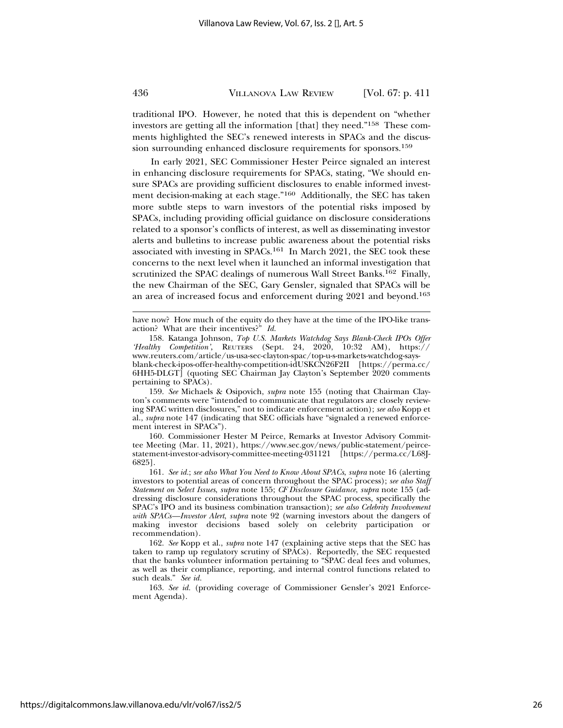traditional IPO. However, he noted that this is dependent on "whether investors are getting all the information [that] they need."[158] These comments highlighted the SEC's renewed interests in SPACs and the discussion surrounding enhanced disclosure requirements for sponsors.[159]

In early 2021, SEC Commissioner Hester Peirce signaled an interest in enhancing disclosure requirements for SPACs, stating, "We should ensure SPACs are providing sufficient disclosures to enable informed investment decision-making at each stage."[160] Additionally, the SEC has taken more subtle steps to warn investors of the potential risks imposed by SPACs, including providing official guidance on disclosure considerations related to a sponsor's conflicts of interest, as well as disseminating investor alerts and bulletins to increase public awareness about the potential risks associated with investing in SPACs.[161] In March 2021, the SEC took these concerns to the next level when it launched an informal investigation that scrutinized the SPAC dealings of numerous Wall Street Banks.[162] Finally, the new Chairman of the SEC, Gary Gensler, signaled that SPACs will be an area of increased focus and enforcement during 2021 and beyond.[163]

---

have now? How much of the equity do they have at the time of the IPO-like transaction? What are their incentives?" *Id.*

158. Katanga Johnson, *Top U.S. Markets Watchdog Says Blank-Check IPOs Offer 'Healthy Competition'*, REUTERS (Sept. 24, 2020, 10:32 AM), https://www.reuters.com/article/us-usa-sec-clayton-spac/top-u-s-markets-watchdog-says-blank-check-ipos-offer-healthy-competition-idUSKCN26F2II [https://perma.cc/6HH5-DLGT] (quoting SEC Chairman Jay Clayton's September 2020 comments pertaining to SPACs).

159. *See* Michaels & Osipovich, *supra* note 155 (noting that Chairman Clayton's comments were "intended to communicate that regulators are closely reviewing SPAC written disclosures," not to indicate enforcement action); *see also* Kopp et al., *supra* note 147 (indicating that SEC officials have "signaled a renewed enforcement interest in SPACs").

160. Commissioner Hester M Peirce, Remarks at Investor Advisory Committee Meeting (Mar. 11, 2021), https://www.sec.gov/news/public-statement/peirce-statement-investor-advisory-committee-meeting-031121 [https://perma.cc/L68J-6825].

161. *See id.*; *see also What You Need to Know About SPACs*, *supra* note 16 (alerting investors to potential areas of concern throughout the SPAC process); *see also Staff Statement on Select Issues*, *supra* note 155; *CF Disclosure Guidance*, *supra* note 155 (addressing disclosure considerations throughout the SPAC process, specifically the SPAC's IPO and its business combination transaction); *see also Celebrity Involvement with SPACs—Investor Alert*, *supra* note 92 (warning investors about the dangers of making investor decisions based solely on celebrity participation or recommendation).

162. *See* Kopp et al., *supra* note 147 (explaining active steps that the SEC has taken to ramp up regulatory scrutiny of SPACs). Reportedly, the SEC requested that the banks volunteer information pertaining to "SPAC deal fees and volumes, as well as their compliance, reporting, and internal control functions related to such deals." *See id.*

163. *See id.* (providing coverage of Commissioner Gensler's 2021 Enforcement Agenda).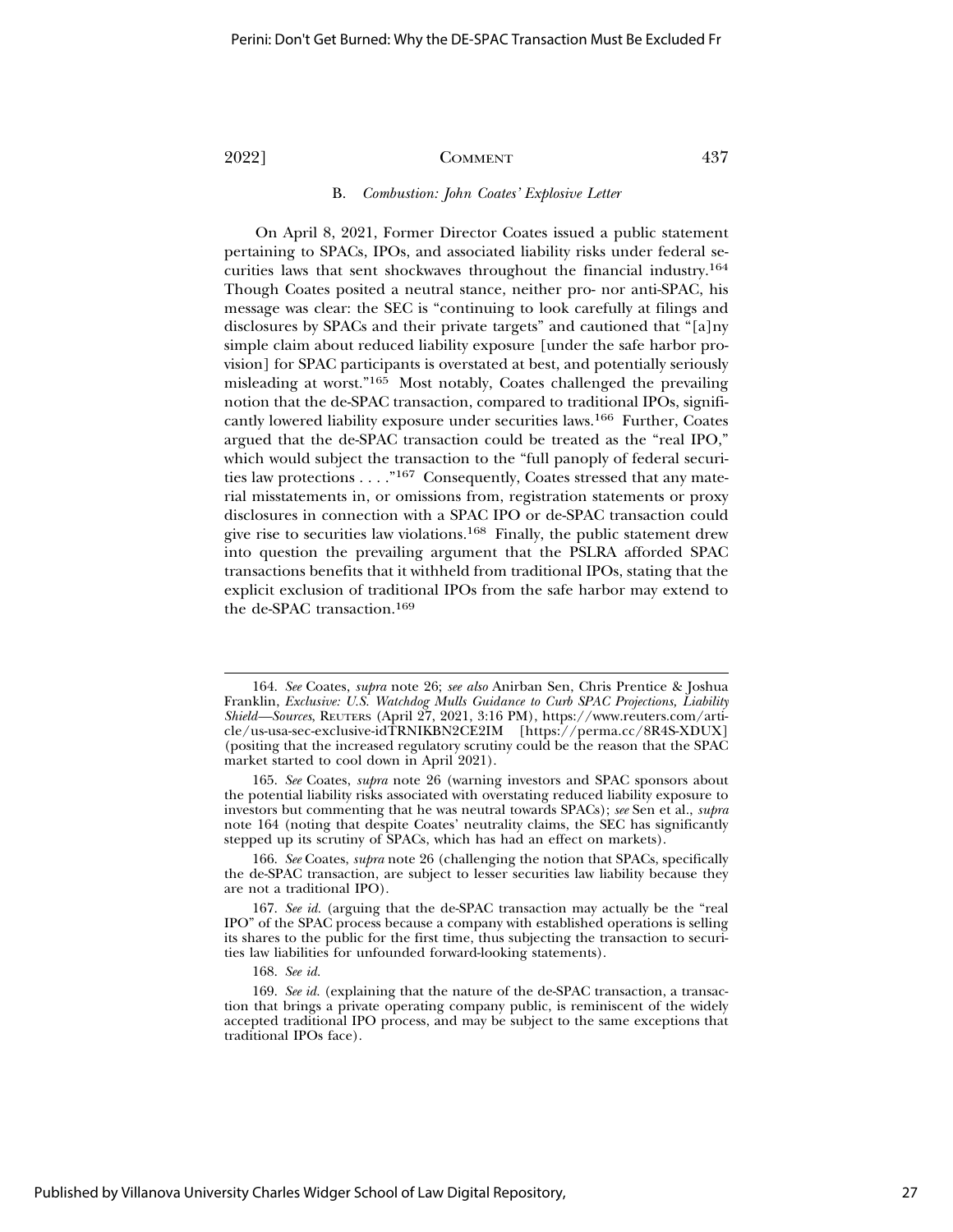### B. *Combustion: John Coates' Explosive Letter*

On April 8, 2021, Former Director Coates issued a public statement pertaining to SPACs, IPOs, and associated liability risks under federal securities laws that sent shockwaves throughout the financial industry.[164] Though Coates posited a neutral stance, neither pro- nor anti-SPAC, his message was clear: the SEC is "continuing to look carefully at filings and disclosures by SPACs and their private targets" and cautioned that "[a]ny simple claim about reduced liability exposure [under the safe harbor provision] for SPAC participants is overstated at best, and potentially seriously misleading at worst."[165] Most notably, Coates challenged the prevailing notion that the de-SPAC transaction, compared to traditional IPOs, significantly lowered liability exposure under securities laws.[166] Further, Coates argued that the de-SPAC transaction could be treated as the "real IPO," which would subject the transaction to the "full panoply of federal securities law protections . . . ."[167] Consequently, Coates stressed that any material misstatements in, or omissions from, registration statements or proxy disclosures in connection with a SPAC IPO or de-SPAC transaction could give rise to securities law violations.[168] Finally, the public statement drew into question the prevailing argument that the PSLRA afforded SPAC transactions benefits that it withheld from traditional IPOs, stating that the explicit exclusion of traditional IPOs from the safe harbor may extend to the de-SPAC transaction.[169]

---

164. *See* Coates, *supra* note 26; *see also* Anirban Sen, Chris Prentice & Joshua Franklin, *Exclusive: U.S. Watchdog Mulls Guidance to Curb SPAC Projections, Liability Shield—Sources*, REUTERS (April 27, 2021, 3:16 PM), https://www.reuters.com/article/us-usa-sec-exclusive-idTRNIKBN2CE2IM [https://perma.cc/8R4S-XDUX] (positing that the increased regulatory scrutiny could be the reason that the SPAC market started to cool down in April 2021).

165. *See* Coates, *supra* note 26 (warning investors and SPAC sponsors about the potential liability risks associated with overstating reduced liability exposure to investors but commenting that he was neutral towards SPACs); *see* Sen et al., *supra* note 164 (noting that despite Coates' neutrality claims, the SEC has significantly stepped up its scrutiny of SPACs, which has had an effect on markets).

166. *See* Coates, *supra* note 26 (challenging the notion that SPACs, specifically the de-SPAC transaction, are subject to lesser securities law liability because they are not a traditional IPO).

167. *See id.* (arguing that the de-SPAC transaction may actually be the "real IPO" of the SPAC process because a company with established operations is selling its shares to the public for the first time, thus subjecting the transaction to securities law liabilities for unfounded forward-looking statements).

168. *See id.*

169. *See id.* (explaining that the nature of the de-SPAC transaction, a transaction that brings a private operating company public, is reminiscent of the widely accepted traditional IPO process, and may be subject to the same exceptions that traditional IPOs face).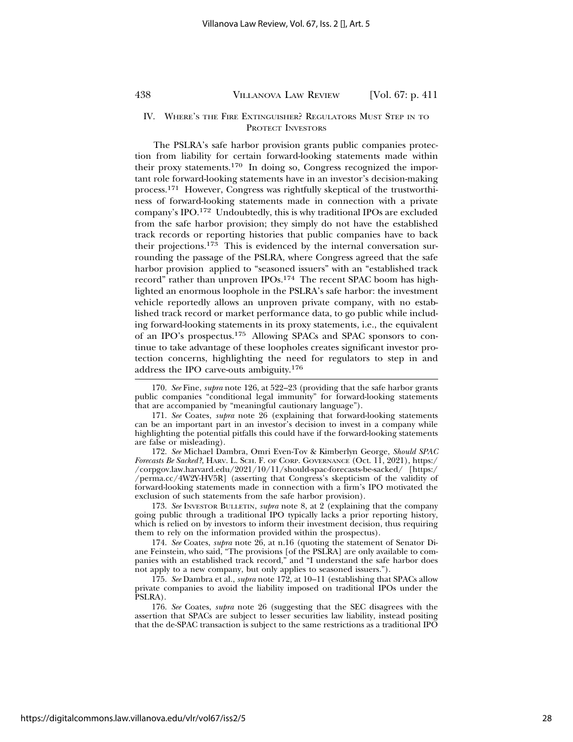## IV. Where's the Fire Extinguisher? Regulators Must Step in to Protect Investors

The PSLRA's safe harbor provision grants public companies protection from liability for certain forward-looking statements made within their proxy statements.[170] In doing so, Congress recognized the important role forward-looking statements have in an investor's decision-making process.[171] However, Congress was rightfully skeptical of the trustworthiness of forward-looking statements made in connection with a private company's IPO.[172] Undoubtedly, this is why traditional IPOs are excluded from the safe harbor provision; they simply do not have the established track records or reporting histories that public companies have to back their projections.[173] This is evidenced by the internal conversation surrounding the passage of the PSLRA, where Congress agreed that the safe harbor provision applied to "seasoned issuers" with an "established track record" rather than unproven IPOs.[174] The recent SPAC boom has highlighted an enormous loophole in the PSLRA's safe harbor: the investment vehicle reportedly allows an unproven private company, with no established track record or market performance data, to go public while including forward-looking statements in its proxy statements, i.e., the equivalent of an IPO's prospectus.[175] Allowing SPACs and SPAC sponsors to continue to take advantage of these loopholes creates significant investor protection concerns, highlighting the need for regulators to step in and address the IPO carve-outs ambiguity.[176]

---

170. *See* Fine, *supra* note 126, at 522–23 (providing that the safe harbor grants public companies "conditional legal immunity" for forward-looking statements that are accompanied by "meaningful cautionary language").

171. *See* Coates, *supra* note 26 (explaining that forward-looking statements can be an important part in an investor's decision to invest in a company while highlighting the potential pitfalls this could have if the forward-looking statements are false or misleading).

172. *See* Michael Dambra, Omri Even-Tov & Kimberlyn George, *Should SPAC Forecasts Be Sacked?*, Harv. L. Sch. F. of Corp. Governance (Oct. 11, 2021), https://corpgov.law.harvard.edu/2021/10/11/should-spac-forecasts-be-sacked/ [https://perma.cc/4W2Y-HV5R] (asserting that Congress's skepticism of the validity of forward-looking statements made in connection with a firm's IPO motivated the exclusion of such statements from the safe harbor provision).

173. *See* Investor Bulletin, *supra* note 8, at 2 (explaining that the company going public through a traditional IPO typically lacks a prior reporting history, which is relied on by investors to inform their investment decision, thus requiring them to rely on the information provided within the prospectus).

174. *See* Coates, *supra* note 26, at n.16 (quoting the statement of Senator Diane Feinstein, who said, "The provisions [of the PSLRA] are only available to companies with an established track record," and "I understand the safe harbor does not apply to a new company, but only applies to seasoned issuers.").

175. *See* Dambra et al., *supra* note 172, at 10–11 (establishing that SPACs allow private companies to avoid the liability imposed on traditional IPOs under the PSLRA).

176. *See* Coates, *supra* note 26 (suggesting that the SEC disagrees with the assertion that SPACs are subject to lesser securities law liability, instead positing that the de-SPAC transaction is subject to the same restrictions as a traditional IPO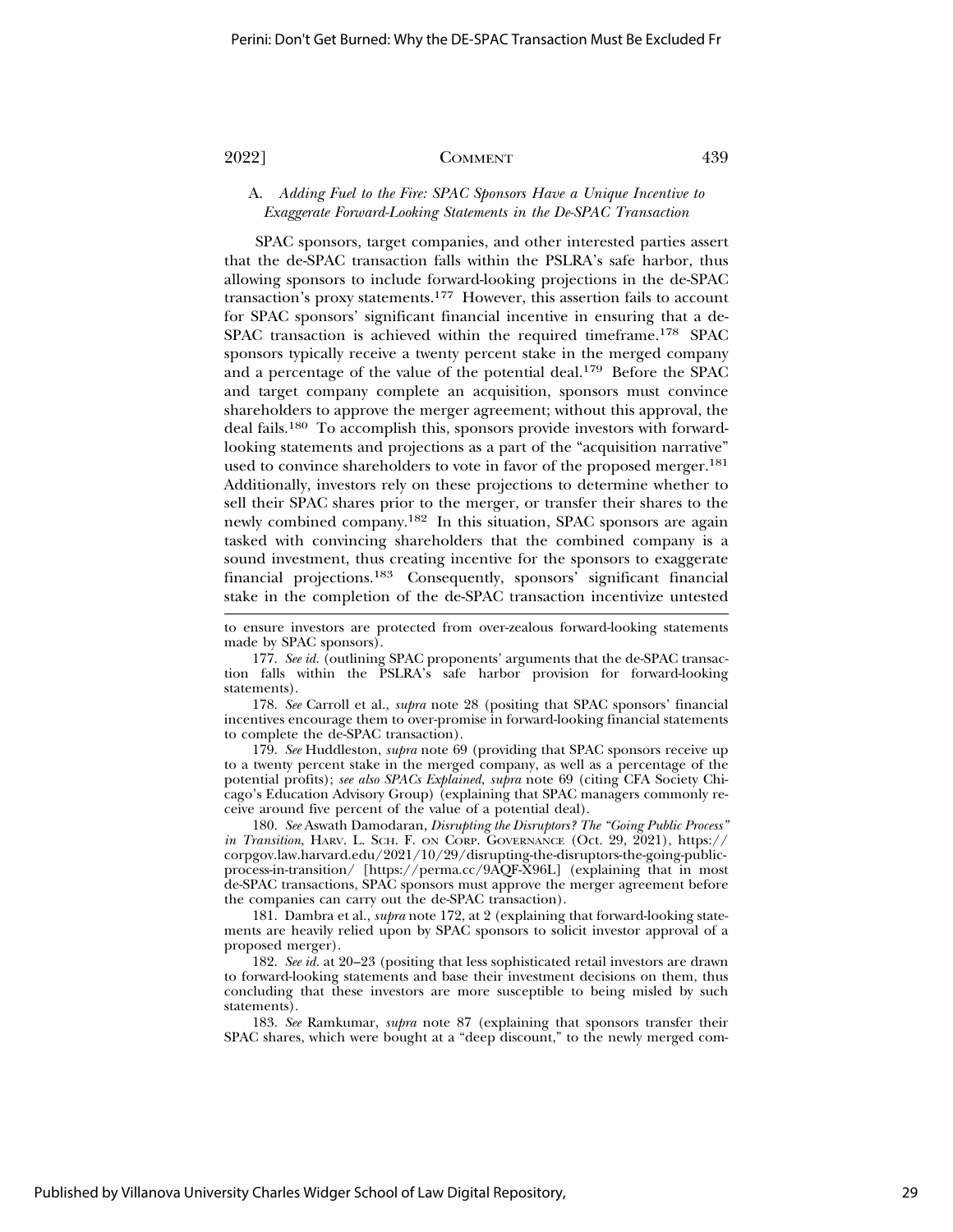### A. *Adding Fuel to the Fire: SPAC Sponsors Have a Unique Incentive to Exaggerate Forward-Looking Statements in the De-SPAC Transaction*

SPAC sponsors, target companies, and other interested parties assert that the de-SPAC transaction falls within the PSLRA's safe harbor, thus allowing sponsors to include forward-looking projections in the de-SPAC transaction's proxy statements.[177] However, this assertion fails to account for SPAC sponsors' significant financial incentive in ensuring that a de-SPAC transaction is achieved within the required timeframe.[178] SPAC sponsors typically receive a twenty percent stake in the merged company and a percentage of the value of the potential deal.[179] Before the SPAC and target company complete an acquisition, sponsors must convince shareholders to approve the merger agreement; without this approval, the deal fails.[180] To accomplish this, sponsors provide investors with forward-looking statements and projections as a part of the "acquisition narrative" used to convince shareholders to vote in favor of the proposed merger.[181] Additionally, investors rely on these projections to determine whether to sell their SPAC shares prior to the merger, or transfer their shares to the newly combined company.[182] In this situation, SPAC sponsors are again tasked with convincing shareholders that the combined company is a sound investment, thus creating incentive for the sponsors to exaggerate financial projections.[183] Consequently, sponsors' significant financial stake in the completion of the de-SPAC transaction incentivize untested

---

to ensure investors are protected from over-zealous forward-looking statements made by SPAC sponsors).

177. *See id.* (outlining SPAC proponents' arguments that the de-SPAC transaction falls within the PSLRA's safe harbor provision for forward-looking statements).

178. *See* Carroll et al., *supra* note 28 (positing that SPAC sponsors' financial incentives encourage them to over-promise in forward-looking financial statements to complete the de-SPAC transaction).

179. *See* Huddleston, *supra* note 69 (providing that SPAC sponsors receive up to a twenty percent stake in the merged company, as well as a percentage of the potential profits); *see also SPACs Explained*, *supra* note 69 (citing CFA Society Chicago's Education Advisory Group) (explaining that SPAC managers commonly receive around five percent of the value of a potential deal).

180. *See* Aswath Damodaran, *Disrupting the Disruptors? The "Going Public Process" in Transition*, HARV. L. SCH. F. ON CORP. GOVERNANCE (Oct. 29, 2021), https://corpgov.law.harvard.edu/2021/10/29/disrupting-the-disruptors-the-going-public-process-in-transition/ [https://perma.cc/9AQF-X96L] (explaining that in most de-SPAC transactions, SPAC sponsors must approve the merger agreement before the companies can carry out the de-SPAC transaction).

181. Dambra et al., *supra* note 172, at 2 (explaining that forward-looking statements are heavily relied upon by SPAC sponsors to solicit investor approval of a proposed merger).

182. *See id.* at 20–23 (positing that less sophisticated retail investors are drawn to forward-looking statements and base their investment decisions on them, thus concluding that these investors are more susceptible to being misled by such statements).

183. *See* Ramkumar, *supra* note 87 (explaining that sponsors transfer their SPAC shares, which were bought at a "deep discount," to the newly merged com-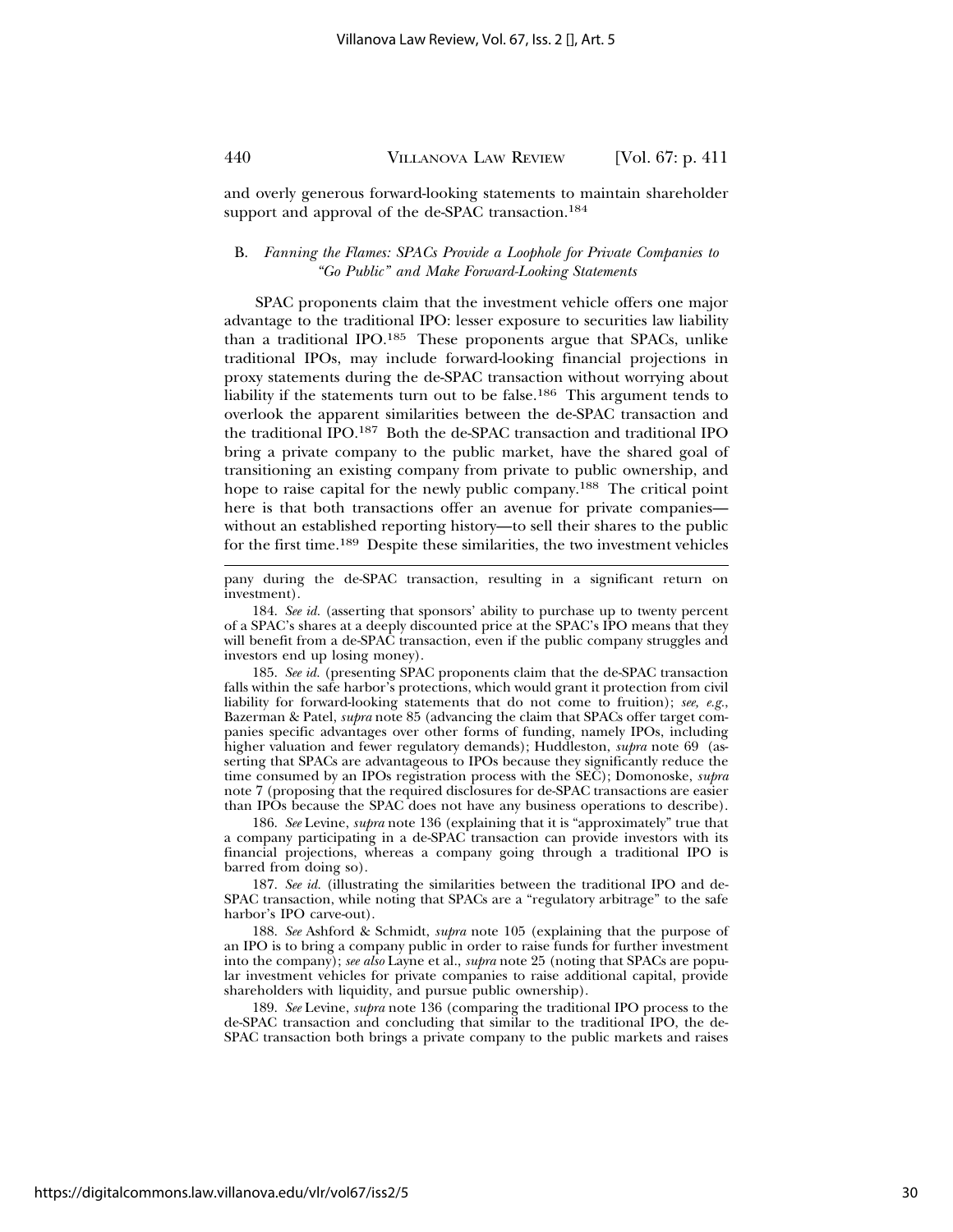and overly generous forward-looking statements to maintain shareholder support and approval of the de-SPAC transaction.[184]

### B. *Fanning the Flames: SPACs Provide a Loophole for Private Companies to "Go Public" and Make Forward-Looking Statements*

SPAC proponents claim that the investment vehicle offers one major advantage to the traditional IPO: lesser exposure to securities law liability than a traditional IPO.[185] These proponents argue that SPACs, unlike traditional IPOs, may include forward-looking financial projections in proxy statements during the de-SPAC transaction without worrying about liability if the statements turn out to be false.[186] This argument tends to overlook the apparent similarities between the de-SPAC transaction and the traditional IPO.[187] Both the de-SPAC transaction and traditional IPO bring a private company to the public market, have the shared goal of transitioning an existing company from private to public ownership, and hope to raise capital for the newly public company.[188] The critical point here is that both transactions offer an avenue for private companies—without an established reporting history—to sell their shares to the public for the first time.[189] Despite these similarities, the two investment vehicles

---

pany during the de-SPAC transaction, resulting in a significant return on investment).

184. *See id.* (asserting that sponsors' ability to purchase up to twenty percent of a SPAC's shares at a deeply discounted price at the SPAC's IPO means that they will benefit from a de-SPAC transaction, even if the public company struggles and investors end up losing money).

185. *See id.* (presenting SPAC proponents claim that the de-SPAC transaction falls within the safe harbor's protections, which would grant it protection from civil liability for forward-looking statements that do not come to fruition); *see, e.g.*, Bazerman & Patel, *supra* note 85 (advancing the claim that SPACs offer target companies specific advantages over other forms of funding, namely IPOs, including higher valuation and fewer regulatory demands); Huddleston, *supra* note 69 (asserting that SPACs are advantageous to IPOs because they significantly reduce the time consumed by an IPOs registration process with the SEC); Domonoske, *supra* note 7 (proposing that the required disclosures for de-SPAC transactions are easier than IPOs because the SPAC does not have any business operations to describe).

186. *See* Levine, *supra* note 136 (explaining that it is "approximately" true that a company participating in a de-SPAC transaction can provide investors with its financial projections, whereas a company going through a traditional IPO is barred from doing so).

187. *See id.* (illustrating the similarities between the traditional IPO and de-SPAC transaction, while noting that SPACs are a "regulatory arbitrage" to the safe harbor's IPO carve-out).

188. *See* Ashford & Schmidt, *supra* note 105 (explaining that the purpose of an IPO is to bring a company public in order to raise funds for further investment into the company); *see also* Layne et al., *supra* note 25 (noting that SPACs are popular investment vehicles for private companies to raise additional capital, provide shareholders with liquidity, and pursue public ownership).

189. *See* Levine, *supra* note 136 (comparing the traditional IPO process to the de-SPAC transaction and concluding that similar to the traditional IPO, the de-SPAC transaction both brings a private company to the public markets and raises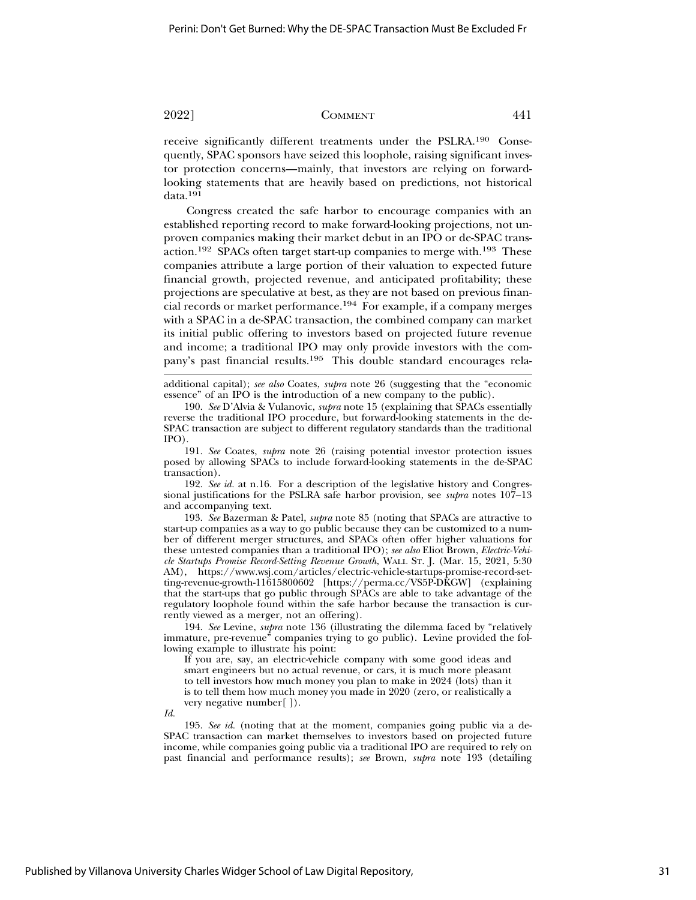receive significantly different treatments under the PSLRA.[190] Consequently, SPAC sponsors have seized this loophole, raising significant investor protection concerns—mainly, that investors are relying on forward-looking statements that are heavily based on predictions, not historical data.[191]

Congress created the safe harbor to encourage companies with an established reporting record to make forward-looking projections, not unproven companies making their market debut in an IPO or de-SPAC transaction.[192] SPACs often target start-up companies to merge with.[193] These companies attribute a large portion of their valuation to expected future financial growth, projected revenue, and anticipated profitability; these projections are speculative at best, as they are not based on previous financial records or market performance.[194] For example, if a company merges with a SPAC in a de-SPAC transaction, the combined company can market its initial public offering to investors based on projected future revenue and income; a traditional IPO may only provide investors with the company's past financial results.[195] This double standard encourages rela-

---

additional capital); *see also* Coates, *supra* note 26 (suggesting that the "economic essence" of an IPO is the introduction of a new company to the public).

190. *See* D'Alvia & Vulanovic, *supra* note 15 (explaining that SPACs essentially reverse the traditional IPO procedure, but forward-looking statements in the de-SPAC transaction are subject to different regulatory standards than the traditional IPO).

191. *See* Coates, *supra* note 26 (raising potential investor protection issues posed by allowing SPACs to include forward-looking statements in the de-SPAC transaction).

192. *See id.* at n.16. For a description of the legislative history and Congressional justifications for the PSLRA safe harbor provision, see *supra* notes 107–13 and accompanying text.

193. *See* Bazerman & Patel, *supra* note 85 (noting that SPACs are attractive to start-up companies as a way to go public because they can be customized to a number of different merger structures, and SPACs often offer higher valuations for these untested companies than a traditional IPO); *see also* Eliot Brown, *Electric-Vehicle Startups Promise Record-Setting Revenue Growth*, WALL ST. J. (Mar. 15, 2021, 5:30 AM), https://www.wsj.com/articles/electric-vehicle-startups-promise-record-setting-revenue-growth-11615800602 [https://perma.cc/VS5P-DKGW] (explaining that the start-ups that go public through SPACs are able to take advantage of the regulatory loophole found within the safe harbor because the transaction is currently viewed as a merger, not an offering).

194. *See* Levine, *supra* note 136 (illustrating the dilemma faced by "relatively immature, pre-revenue" companies trying to go public). Levine provided the following example to illustrate his point:

> If you are, say, an electric-vehicle company with some good ideas and smart engineers but no actual revenue, or cars, it is much more pleasant to tell investors how much money you plan to make in 2024 (lots) than it is to tell them how much money you made in 2020 (zero, or realistically a very negative number[ ]).

*Id.*

195. *See id.* (noting that at the moment, companies going public via a de-SPAC transaction can market themselves to investors based on projected future income, while companies going public via a traditional IPO are required to rely on past financial and performance results); *see* Brown, *supra* note 193 (detailing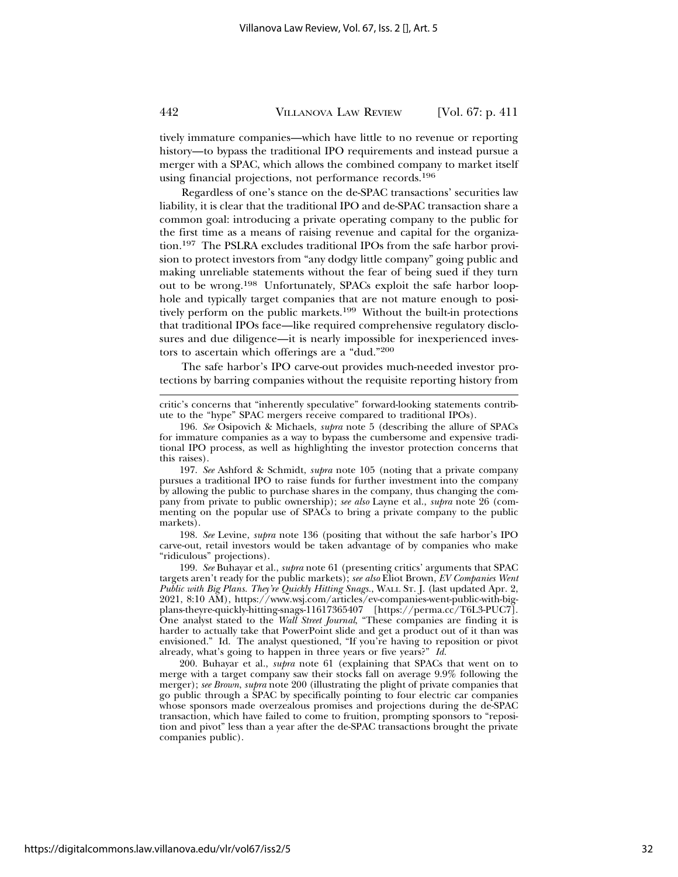tively immature companies—which have little to no revenue or reporting history—to bypass the traditional IPO requirements and instead pursue a merger with a SPAC, which allows the combined company to market itself using financial projections, not performance records.[196]

Regardless of one's stance on the de-SPAC transactions' securities law liability, it is clear that the traditional IPO and de-SPAC transaction share a common goal: introducing a private operating company to the public for the first time as a means of raising revenue and capital for the organization.[197] The PSLRA excludes traditional IPOs from the safe harbor provision to protect investors from "any dodgy little company" going public and making unreliable statements without the fear of being sued if they turn out to be wrong.[198] Unfortunately, SPACs exploit the safe harbor loophole and typically target companies that are not mature enough to positively perform on the public markets.[199] Without the built-in protections that traditional IPOs face—like required comprehensive regulatory disclosures and due diligence—it is nearly impossible for inexperienced investors to ascertain which offerings are a "dud."[200]

The safe harbor's IPO carve-out provides much-needed investor protections by barring companies without the requisite reporting history from

---

critic's concerns that "inherently speculative" forward-looking statements contribute to the "hype" SPAC mergers receive compared to traditional IPOs).

196. *See* Osipovich & Michaels, *supra* note 5 (describing the allure of SPACs for immature companies as a way to bypass the cumbersome and expensive traditional IPO process, as well as highlighting the investor protection concerns that this raises).

197. *See* Ashford & Schmidt, *supra* note 105 (noting that a private company pursues a traditional IPO to raise funds for further investment into the company by allowing the public to purchase shares in the company, thus changing the company from private to public ownership); *see also* Layne et al., *supra* note 26 (commenting on the popular use of SPACs to bring a private company to the public markets).

198. *See* Levine, *supra* note 136 (positing that without the safe harbor's IPO carve-out, retail investors would be taken advantage of by companies who make "ridiculous" projections).

199. *See* Buhayar et al., *supra* note 61 (presenting critics' arguments that SPAC targets aren't ready for the public markets); *see also* Eliot Brown, *EV Companies Went Public with Big Plans. They're Quickly Hitting Snags.*, WALL ST. J. (last updated Apr. 2, 2021, 8:10 AM), https://www.wsj.com/articles/ev-companies-went-public-with-big-plans-theyre-quickly-hitting-snags-11617365407 [https://perma.cc/T6L3-PUC7]. One analyst stated to the *Wall Street Journal*, "These companies are finding it is harder to actually take that PowerPoint slide and get a product out of it than was envisioned." Id. The analyst questioned, "If you're having to reposition or pivot already, what's going to happen in three years or five years?" *Id.*

200. Buhayar et al., *supra* note 61 (explaining that SPACs that went on to merge with a target company saw their stocks fall on average 9.9% following the merger); *see Brown*, *supra* note 200 (illustrating the plight of private companies that go public through a SPAC by specifically pointing to four electric car companies whose sponsors made overzealous promises and projections during the de-SPAC transaction, which have failed to come to fruition, prompting sponsors to "reposition and pivot" less than a year after the de-SPAC transactions brought the private companies public).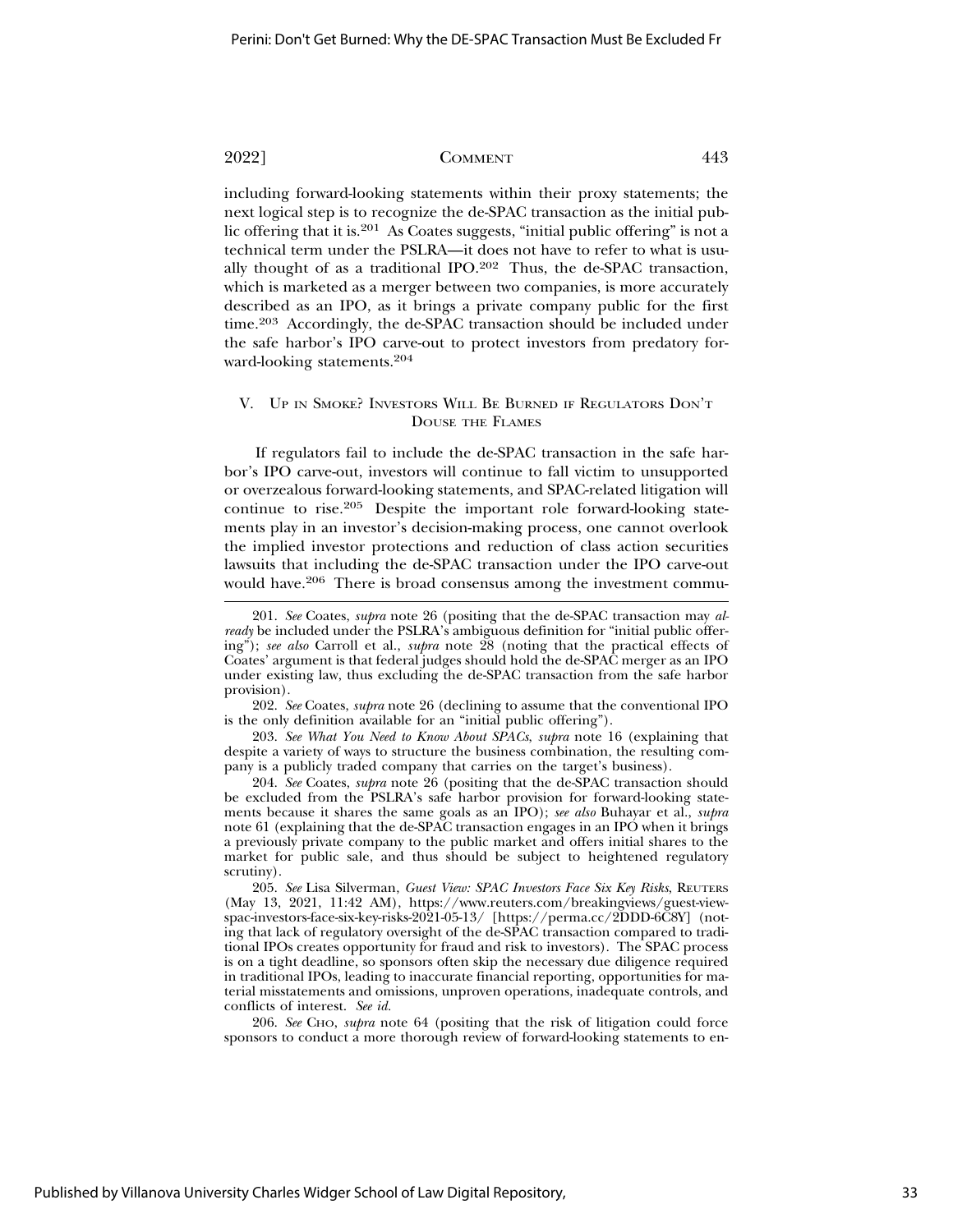including forward-looking statements within their proxy statements; the next logical step is to recognize the de-SPAC transaction as the initial public offering that it is.[201] As Coates suggests, "initial public offering" is not a technical term under the PSLRA—it does not have to refer to what is usually thought of as a traditional IPO.[202] Thus, the de-SPAC transaction, which is marketed as a merger between two companies, is more accurately described as an IPO, as it brings a private company public for the first time.[203] Accordingly, the de-SPAC transaction should be included under the safe harbor's IPO carve-out to protect investors from predatory forward-looking statements.[204]

## V. Up in Smoke? Investors Will Be Burned if Regulators Don't Douse the Flames

If regulators fail to include the de-SPAC transaction in the safe harbor's IPO carve-out, investors will continue to fall victim to unsupported or overzealous forward-looking statements, and SPAC-related litigation will continue to rise.[205] Despite the important role forward-looking statements play in an investor's decision-making process, one cannot overlook the implied investor protections and reduction of class action securities lawsuits that including the de-SPAC transaction under the IPO carve-out would have.[206] There is broad consensus among the investment commu-

---

201. *See* Coates, *supra* note 26 (positing that the de-SPAC transaction may *already* be included under the PSLRA's ambiguous definition for "initial public offering"); *see also* Carroll et al., *supra* note 28 (noting that the practical effects of Coates' argument is that federal judges should hold the de-SPAC merger as an IPO under existing law, thus excluding the de-SPAC transaction from the safe harbor provision).

202. *See* Coates, *supra* note 26 (declining to assume that the conventional IPO is the only definition available for an "initial public offering").

203. *See What You Need to Know About SPACs*, *supra* note 16 (explaining that despite a variety of ways to structure the business combination, the resulting company is a publicly traded company that carries on the target's business).

204. *See* Coates, *supra* note 26 (positing that the de-SPAC transaction should be excluded from the PSLRA's safe harbor provision for forward-looking statements because it shares the same goals as an IPO); *see also* Buhayar et al., *supra* note 61 (explaining that the de-SPAC transaction engages in an IPO when it brings a previously private company to the public market and offers initial shares to the market for public sale, and thus should be subject to heightened regulatory scrutiny).

205. *See* Lisa Silverman, *Guest View: SPAC Investors Face Six Key Risks*, Reuters (May 13, 2021, 11:42 AM), https://www.reuters.com/breakingviews/guest-view-spac-investors-face-six-key-risks-2021-05-13/ [https://perma.cc/2DDD-6C8Y] (noting that lack of regulatory oversight of the de-SPAC transaction compared to traditional IPOs creates opportunity for fraud and risk to investors). The SPAC process is on a tight deadline, so sponsors often skip the necessary due diligence required in traditional IPOs, leading to inaccurate financial reporting, opportunities for material misstatements and omissions, unproven operations, inadequate controls, and conflicts of interest. *See id.*

206. *See* Cho, *supra* note 64 (positing that the risk of litigation could force sponsors to conduct a more thorough review of forward-looking statements to en-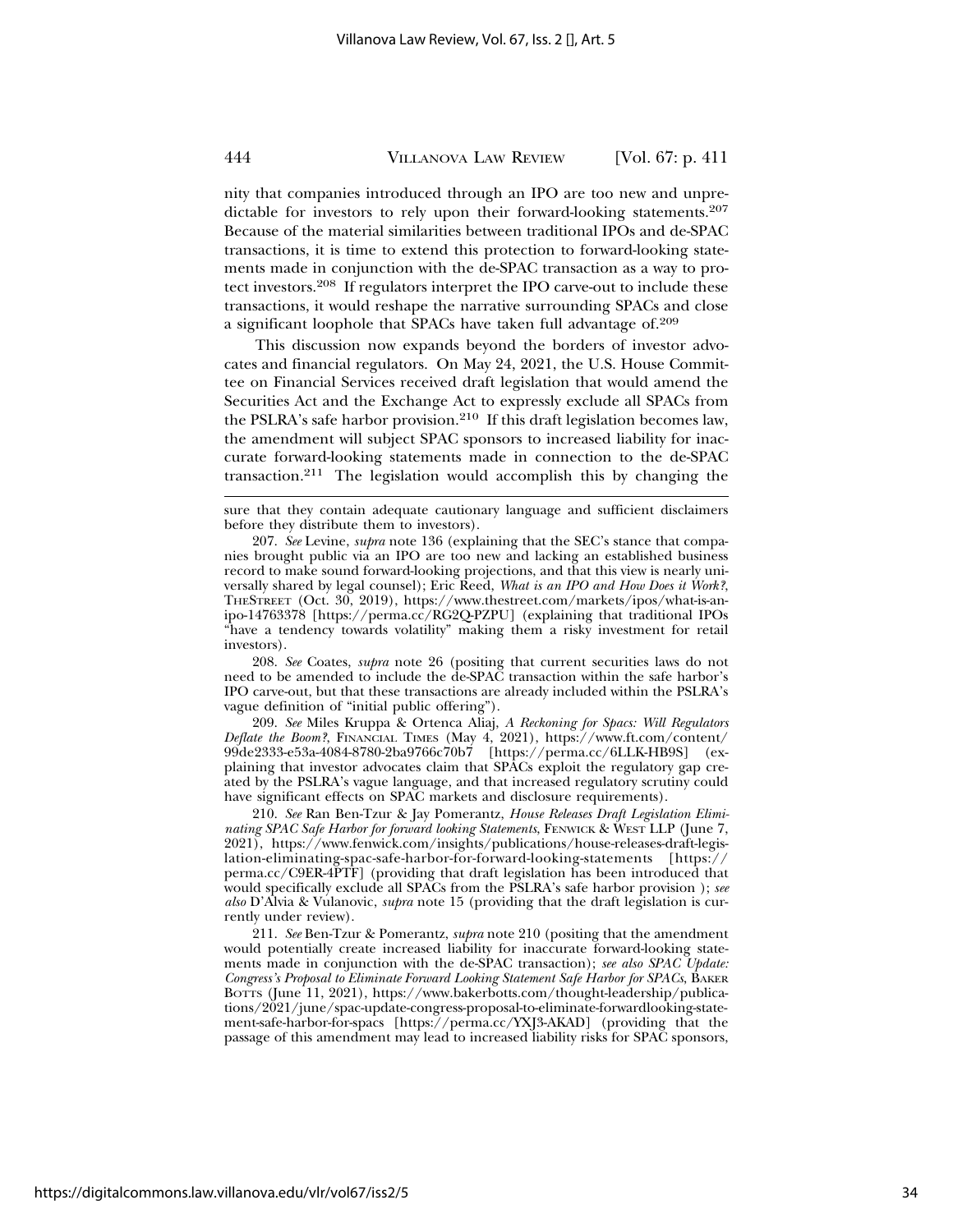nity that companies introduced through an IPO are too new and unpredictable for investors to rely upon their forward-looking statements.[207] Because of the material similarities between traditional IPOs and de-SPAC transactions, it is time to extend this protection to forward-looking statements made in conjunction with the de-SPAC transaction as a way to protect investors.[208] If regulators interpret the IPO carve-out to include these transactions, it would reshape the narrative surrounding SPACs and close a significant loophole that SPACs have taken full advantage of.[209]

This discussion now expands beyond the borders of investor advocates and financial regulators. On May 24, 2021, the U.S. House Committee on Financial Services received draft legislation that would amend the Securities Act and the Exchange Act to expressly exclude all SPACs from the PSLRA's safe harbor provision.[210] If this draft legislation becomes law, the amendment will subject SPAC sponsors to increased liability for inaccurate forward-looking statements made in connection to the de-SPAC transaction.[211] The legislation would accomplish this by changing the

---

sure that they contain adequate cautionary language and sufficient disclaimers before they distribute them to investors).

207. *See* Levine, *supra* note 136 (explaining that the SEC's stance that companies brought public via an IPO are too new and lacking an established business record to make sound forward-looking projections, and that this view is nearly universally shared by legal counsel); Eric Reed, *What is an IPO and How Does it Work?*, THESTREET (Oct. 30, 2019), https://www.thestreet.com/markets/ipos/what-is-an-ipo-14763378 [https://perma.cc/RG2Q-PZPU] (explaining that traditional IPOs "have a tendency towards volatility" making them a risky investment for retail investors).

208. *See* Coates, *supra* note 26 (positing that current securities laws do not need to be amended to include the de-SPAC transaction within the safe harbor's IPO carve-out, but that these transactions are already included within the PSLRA's vague definition of "initial public offering").

209. *See* Miles Kruppa & Ortenca Aliaj, *A Reckoning for Spacs: Will Regulators Deflate the Boom?*, FINANCIAL TIMES (May 4, 2021), https://www.ft.com/content/99de2333-e53a-4084-8780-2ba9766c70b7 [https://perma.cc/6LLK-HB9S] (explaining that investor advocates claim that SPACs exploit the regulatory gap created by the PSLRA's vague language, and that increased regulatory scrutiny could have significant effects on SPAC markets and disclosure requirements).

210. *See* Ran Ben-Tzur & Jay Pomerantz, *House Releases Draft Legislation Eliminating SPAC Safe Harbor for forward looking Statements*, FENWICK & WEST LLP (June 7, 2021), https://www.fenwick.com/insights/publications/house-releases-draft-legislation-eliminating-spac-safe-harbor-for-forward-looking-statements [https://perma.cc/C9ER-4PTF] (providing that draft legislation has been introduced that would specifically exclude all SPACs from the PSLRA's safe harbor provision ); *see also* D'Alvia & Vulanovic, *supra* note 15 (providing that the draft legislation is currently under review).

211. *See* Ben-Tzur & Pomerantz, *supra* note 210 (positing that the amendment would potentially create increased liability for inaccurate forward-looking statements made in conjunction with the de-SPAC transaction); *see also SPAC Update: Congress's Proposal to Eliminate Forward Looking Statement Safe Harbor for SPACs*, BAKER BOTTS (June 11, 2021), https://www.bakerbotts.com/thought-leadership/publications/2021/june/spac-update-congress-proposal-to-eliminate-forwardlooking-statement-safe-harbor-for-spacs [https://perma.cc/YXJ3-AKAD] (providing that the passage of this amendment may lead to increased liability risks for SPAC sponsors,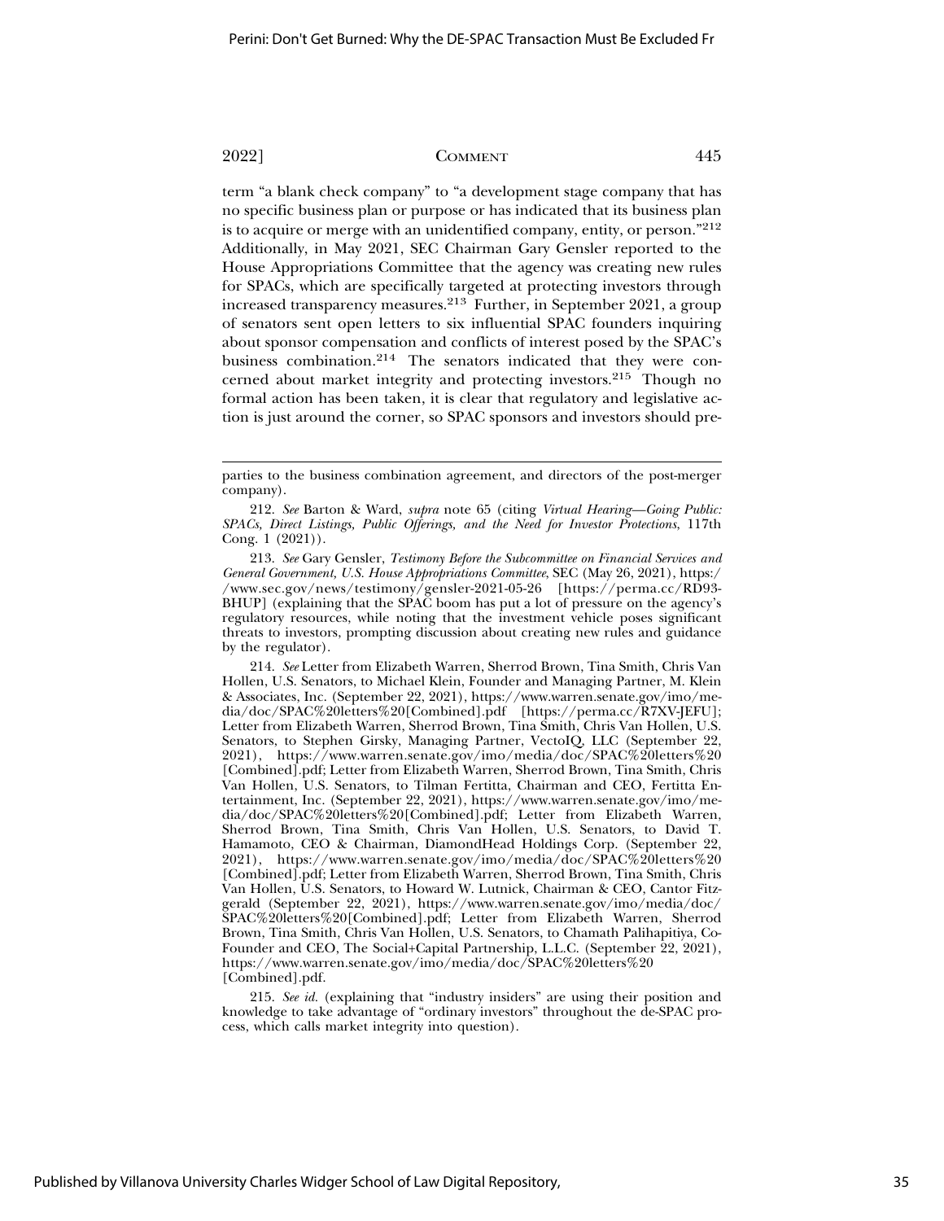term "a blank check company" to "a development stage company that has no specific business plan or purpose or has indicated that its business plan is to acquire or merge with an unidentified company, entity, or person."[212] Additionally, in May 2021, SEC Chairman Gary Gensler reported to the House Appropriations Committee that the agency was creating new rules for SPACs, which are specifically targeted at protecting investors through increased transparency measures.[213] Further, in September 2021, a group of senators sent open letters to six influential SPAC founders inquiring about sponsor compensation and conflicts of interest posed by the SPAC's business combination.[214] The senators indicated that they were concerned about market integrity and protecting investors.[215] Though no formal action has been taken, it is clear that regulatory and legislative action is just around the corner, so SPAC sponsors and investors should pre-

---

parties to the business combination agreement, and directors of the post-merger company).

212. *See* Barton & Ward, *supra* note 65 (citing *Virtual Hearing—Going Public: SPACs, Direct Listings, Public Offerings, and the Need for Investor Protections*, 117th Cong. 1 (2021)).

213. *See* Gary Gensler, *Testimony Before the Subcommittee on Financial Services and General Government, U.S. House Appropriations Committee*, SEC (May 26, 2021), https://www.sec.gov/news/testimony/gensler-2021-05-26 [https://perma.cc/RD93-BHUP] (explaining that the SPAC boom has put a lot of pressure on the agency's regulatory resources, while noting that the investment vehicle poses significant threats to investors, prompting discussion about creating new rules and guidance by the regulator).

214. *See* Letter from Elizabeth Warren, Sherrod Brown, Tina Smith, Chris Van Hollen, U.S. Senators, to Michael Klein, Founder and Managing Partner, M. Klein & Associates, Inc. (September 22, 2021), https://www.warren.senate.gov/imo/media/doc/SPAC%20letters%20[Combined].pdf [https://perma.cc/R7XV-JEFU]; Letter from Elizabeth Warren, Sherrod Brown, Tina Smith, Chris Van Hollen, U.S. Senators, to Stephen Girsky, Managing Partner, VectoIQ, LLC (September 22, 2021), https://www.warren.senate.gov/imo/media/doc/SPAC%20letters%20[Combined].pdf; Letter from Elizabeth Warren, Sherrod Brown, Tina Smith, Chris Van Hollen, U.S. Senators, to Tilman Fertitta, Chairman and CEO, Fertitta Entertainment, Inc. (September 22, 2021), https://www.warren.senate.gov/imo/media/doc/SPAC%20letters%20[Combined].pdf; Letter from Elizabeth Warren, Sherrod Brown, Tina Smith, Chris Van Hollen, U.S. Senators, to David T. Hamamoto, CEO & Chairman, DiamondHead Holdings Corp. (September 22, 2021), https://www.warren.senate.gov/imo/media/doc/SPAC%20letters%20[Combined].pdf; Letter from Elizabeth Warren, Sherrod Brown, Tina Smith, Chris Van Hollen, U.S. Senators, to Howard W. Lutnick, Chairman & CEO, Cantor Fitzgerald (September 22, 2021), https://www.warren.senate.gov/imo/media/doc/SPAC%20letters%20[Combined].pdf; Letter from Elizabeth Warren, Sherrod Brown, Tina Smith, Chris Van Hollen, U.S. Senators, to Chamath Palihapitiya, Co-Founder and CEO, The Social+Capital Partnership, L.L.C. (September 22, 2021), https://www.warren.senate.gov/imo/media/doc/SPAC%20letters%20[Combined].pdf.

215. *See id.* (explaining that "industry insiders" are using their position and knowledge to take advantage of "ordinary investors" throughout the de-SPAC process, which calls market integrity into question).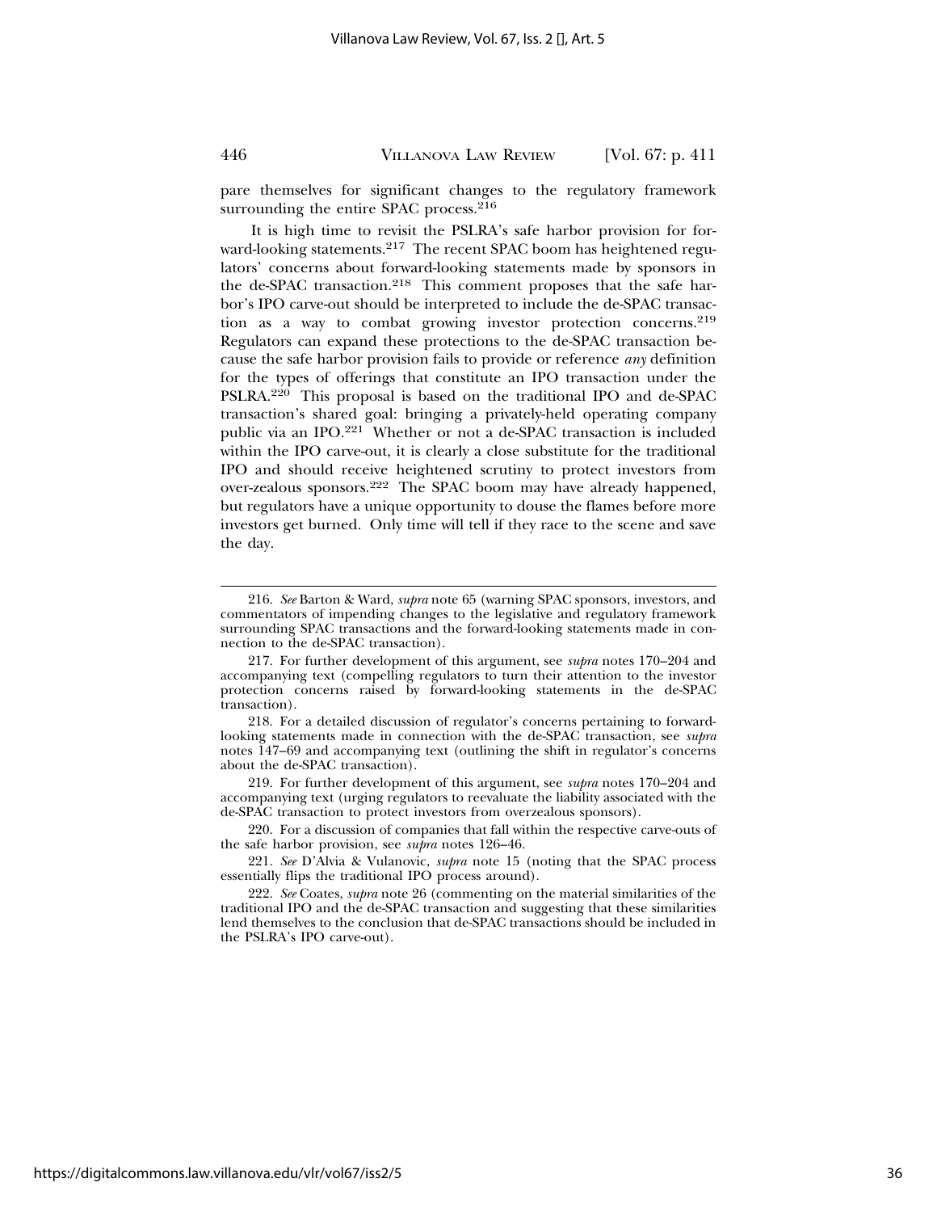pare themselves for significant changes to the regulatory framework surrounding the entire SPAC process.[216]

It is high time to revisit the PSLRA's safe harbor provision for forward-looking statements.[217] The recent SPAC boom has heightened regulators' concerns about forward-looking statements made by sponsors in the de-SPAC transaction.[218] This comment proposes that the safe harbor's IPO carve-out should be interpreted to include the de-SPAC transaction as a way to combat growing investor protection concerns.[219] Regulators can expand these protections to the de-SPAC transaction because the safe harbor provision fails to provide or reference *any* definition for the types of offerings that constitute an IPO transaction under the PSLRA.[220] This proposal is based on the traditional IPO and de-SPAC transaction's shared goal: bringing a privately-held operating company public via an IPO.[221] Whether or not a de-SPAC transaction is included within the IPO carve-out, it is clearly a close substitute for the traditional IPO and should receive heightened scrutiny to protect investors from over-zealous sponsors.[222] The SPAC boom may have already happened, but regulators have a unique opportunity to douse the flames before more investors get burned. Only time will tell if they race to the scene and save the day.

---

216. *See* Barton & Ward, *supra* note 65 (warning SPAC sponsors, investors, and commentators of impending changes to the legislative and regulatory framework surrounding SPAC transactions and the forward-looking statements made in connection to the de-SPAC transaction).

217. For further development of this argument, see *supra* notes 170–204 and accompanying text (compelling regulators to turn their attention to the investor protection concerns raised by forward-looking statements in the de-SPAC transaction).

218. For a detailed discussion of regulator's concerns pertaining to forward-looking statements made in connection with the de-SPAC transaction, see *supra* notes 147–69 and accompanying text (outlining the shift in regulator's concerns about the de-SPAC transaction).

219. For further development of this argument, see *supra* notes 170–204 and accompanying text (urging regulators to reevaluate the liability associated with the de-SPAC transaction to protect investors from overzealous sponsors).

220. For a discussion of companies that fall within the respective carve-outs of the safe harbor provision, see *supra* notes 126–46.

221. *See* D'Alvia & Vulanovic, *supra* note 15 (noting that the SPAC process essentially flips the traditional IPO process around).

222. *See* Coates, *supra* note 26 (commenting on the material similarities of the traditional IPO and the de-SPAC transaction and suggesting that these similarities lend themselves to the conclusion that de-SPAC transactions should be included in the PSLRA's IPO carve-out).